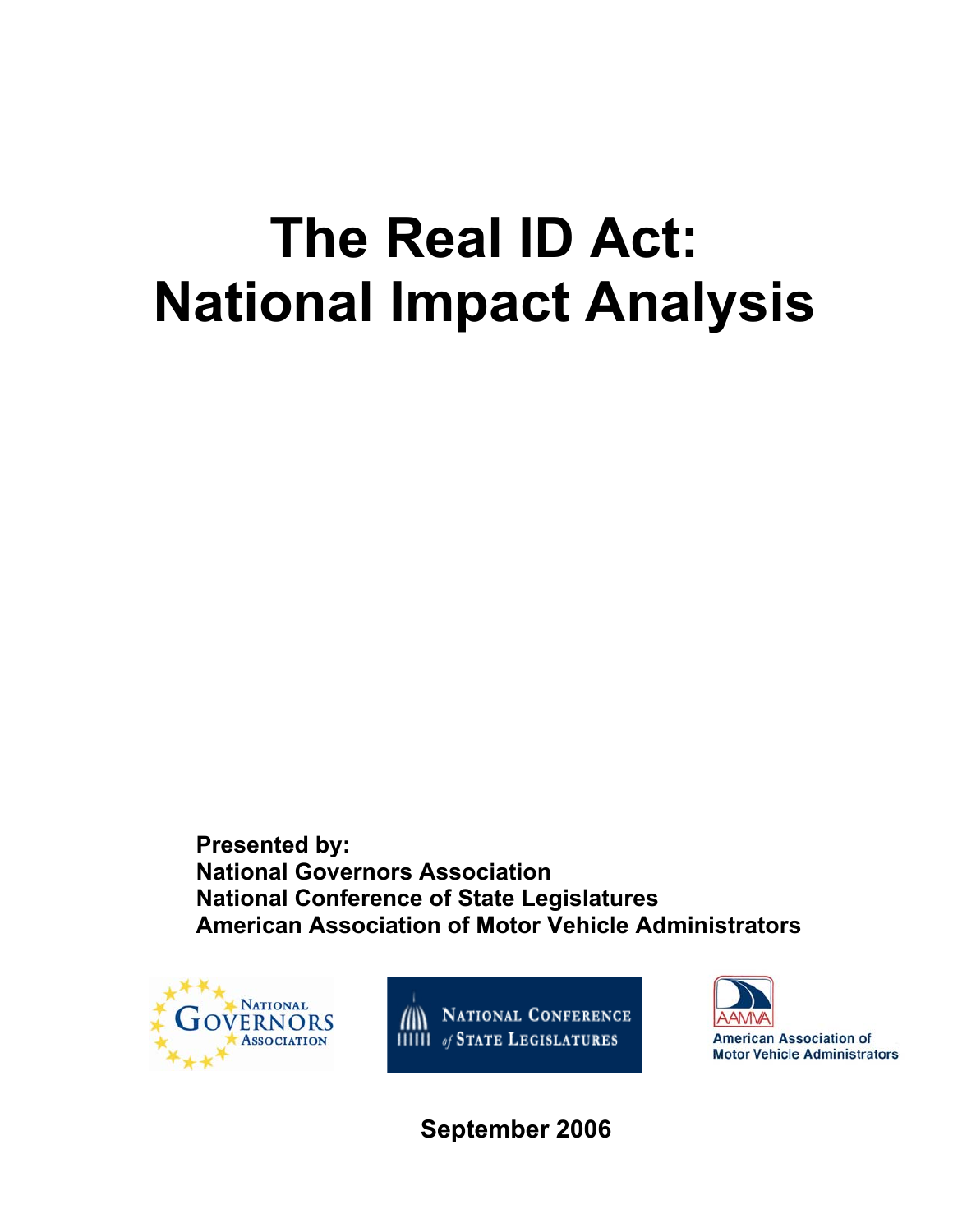# The Real ID Act: National Impact Analysis

**Presented by:**
**National Governors Association**
**National Conference of State Legislatures**
**American Association of Motor Vehicle Administrators**

National Governors Association

National Conference *of* State Legislatures

AAMVA American Association of Motor Vehicle Administrators

**September 2006**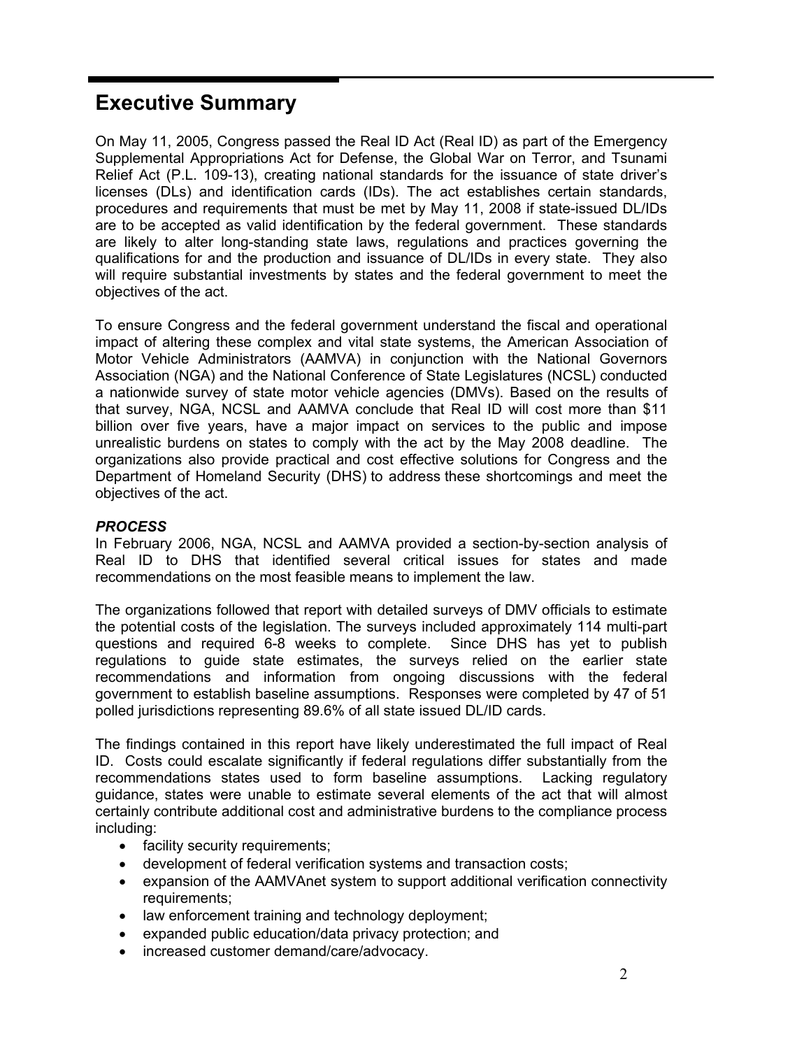# Executive Summary

On May 11, 2005, Congress passed the Real ID Act (Real ID) as part of the Emergency Supplemental Appropriations Act for Defense, the Global War on Terror, and Tsunami Relief Act (P.L. 109-13), creating national standards for the issuance of state driver's licenses (DLs) and identification cards (IDs). The act establishes certain standards, procedures and requirements that must be met by May 11, 2008 if state-issued DL/IDs are to be accepted as valid identification by the federal government. These standards are likely to alter long-standing state laws, regulations and practices governing the qualifications for and the production and issuance of DL/IDs in every state. They also will require substantial investments by states and the federal government to meet the objectives of the act.

To ensure Congress and the federal government understand the fiscal and operational impact of altering these complex and vital state systems, the American Association of Motor Vehicle Administrators (AAMVA) in conjunction with the National Governors Association (NGA) and the National Conference of State Legislatures (NCSL) conducted a nationwide survey of state motor vehicle agencies (DMVs). Based on the results of that survey, NGA, NCSL and AAMVA conclude that Real ID will cost more than $11 billion over five years, have a major impact on services to the public and impose unrealistic burdens on states to comply with the act by the May 2008 deadline. The organizations also provide practical and cost effective solutions for Congress and the Department of Homeland Security (DHS) to address these shortcomings and meet the objectives of the act.

***PROCESS***

In February 2006, NGA, NCSL and AAMVA provided a section-by-section analysis of Real ID to DHS that identified several critical issues for states and made recommendations on the most feasible means to implement the law.

The organizations followed that report with detailed surveys of DMV officials to estimate the potential costs of the legislation. The surveys included approximately 114 multi-part questions and required 6-8 weeks to complete. Since DHS has yet to publish regulations to guide state estimates, the surveys relied on the earlier state recommendations and information from ongoing discussions with the federal government to establish baseline assumptions. Responses were completed by 47 of 51 polled jurisdictions representing 89.6% of all state issued DL/ID cards.

The findings contained in this report have likely underestimated the full impact of Real ID. Costs could escalate significantly if federal regulations differ substantially from the recommendations states used to form baseline assumptions. Lacking regulatory guidance, states were unable to estimate several elements of the act that will almost certainly contribute additional cost and administrative burdens to the compliance process including:

- facility security requirements;
- development of federal verification systems and transaction costs;
- expansion of the AAMVAnet system to support additional verification connectivity requirements;
- law enforcement training and technology deployment;
- expanded public education/data privacy protection; and
- increased customer demand/care/advocacy.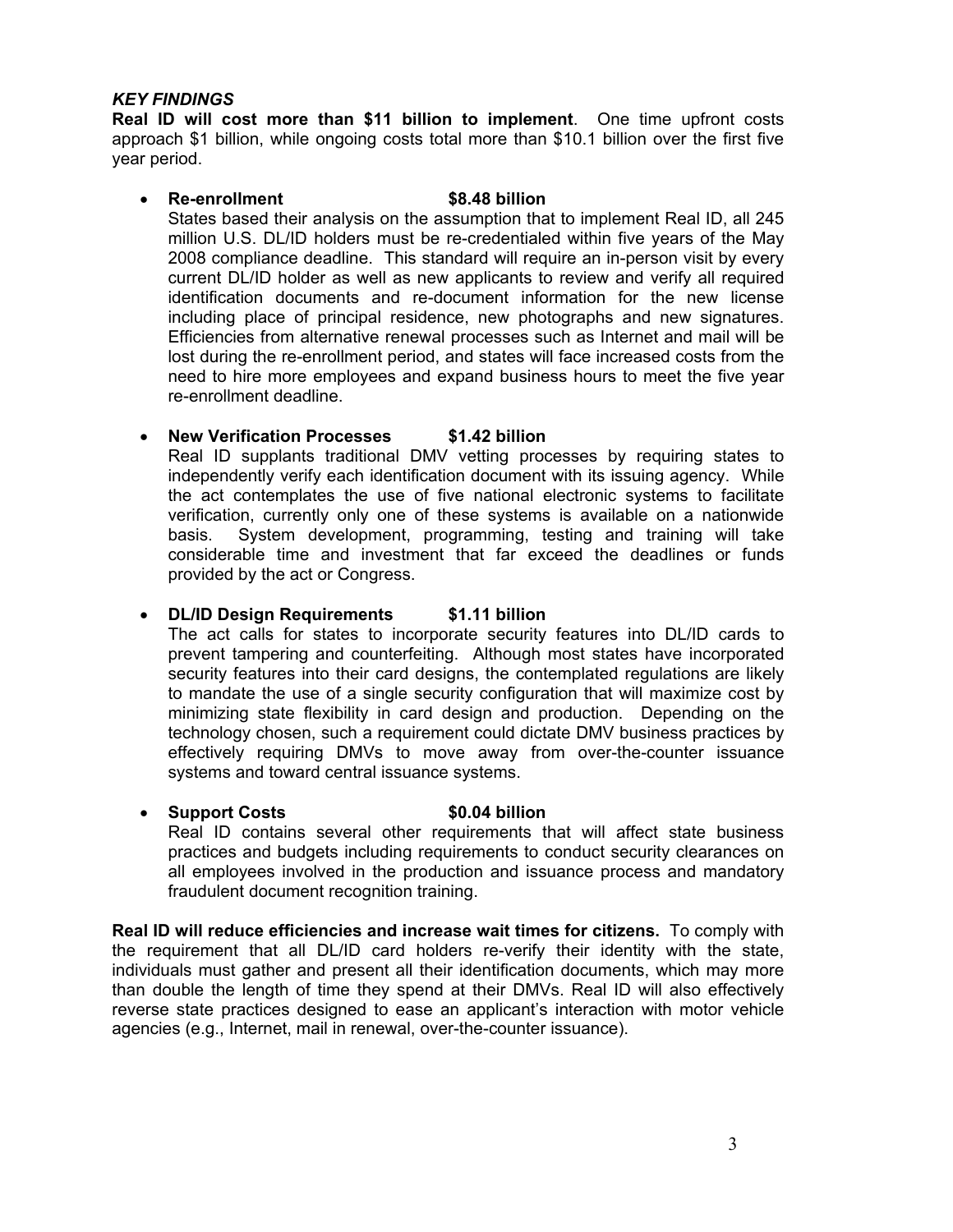### *KEY FINDINGS*

**Real ID will cost more than $11 billion to implement**. One time upfront costs approach $1 billion, while ongoing costs total more than $10.1 billion over the first five year period.

- **Re-enrollment $8.48 billion**
  States based their analysis on the assumption that to implement Real ID, all 245 million U.S. DL/ID holders must be re-credentialed within five years of the May 2008 compliance deadline. This standard will require an in-person visit by every current DL/ID holder as well as new applicants to review and verify all required identification documents and re-document information for the new license including place of principal residence, new photographs and new signatures. Efficiencies from alternative renewal processes such as Internet and mail will be lost during the re-enrollment period, and states will face increased costs from the need to hire more employees and expand business hours to meet the five year re-enrollment deadline.

- **New Verification Processes $1.42 billion**
  Real ID supplants traditional DMV vetting processes by requiring states to independently verify each identification document with its issuing agency. While the act contemplates the use of five national electronic systems to facilitate verification, currently only one of these systems is available on a nationwide basis. System development, programming, testing and training will take considerable time and investment that far exceed the deadlines or funds provided by the act or Congress.

- **DL/ID Design Requirements $1.11 billion**
  The act calls for states to incorporate security features into DL/ID cards to prevent tampering and counterfeiting. Although most states have incorporated security features into their card designs, the contemplated regulations are likely to mandate the use of a single security configuration that will maximize cost by minimizing state flexibility in card design and production. Depending on the technology chosen, such a requirement could dictate DMV business practices by effectively requiring DMVs to move away from over-the-counter issuance systems and toward central issuance systems.

- **Support Costs $0.04 billion**
  Real ID contains several other requirements that will affect state business practices and budgets including requirements to conduct security clearances on all employees involved in the production and issuance process and mandatory fraudulent document recognition training.

**Real ID will reduce efficiencies and increase wait times for citizens.** To comply with the requirement that all DL/ID card holders re-verify their identity with the state, individuals must gather and present all their identification documents, which may more than double the length of time they spend at their DMVs. Real ID will also effectively reverse state practices designed to ease an applicant's interaction with motor vehicle agencies (e.g., Internet, mail in renewal, over-the-counter issuance).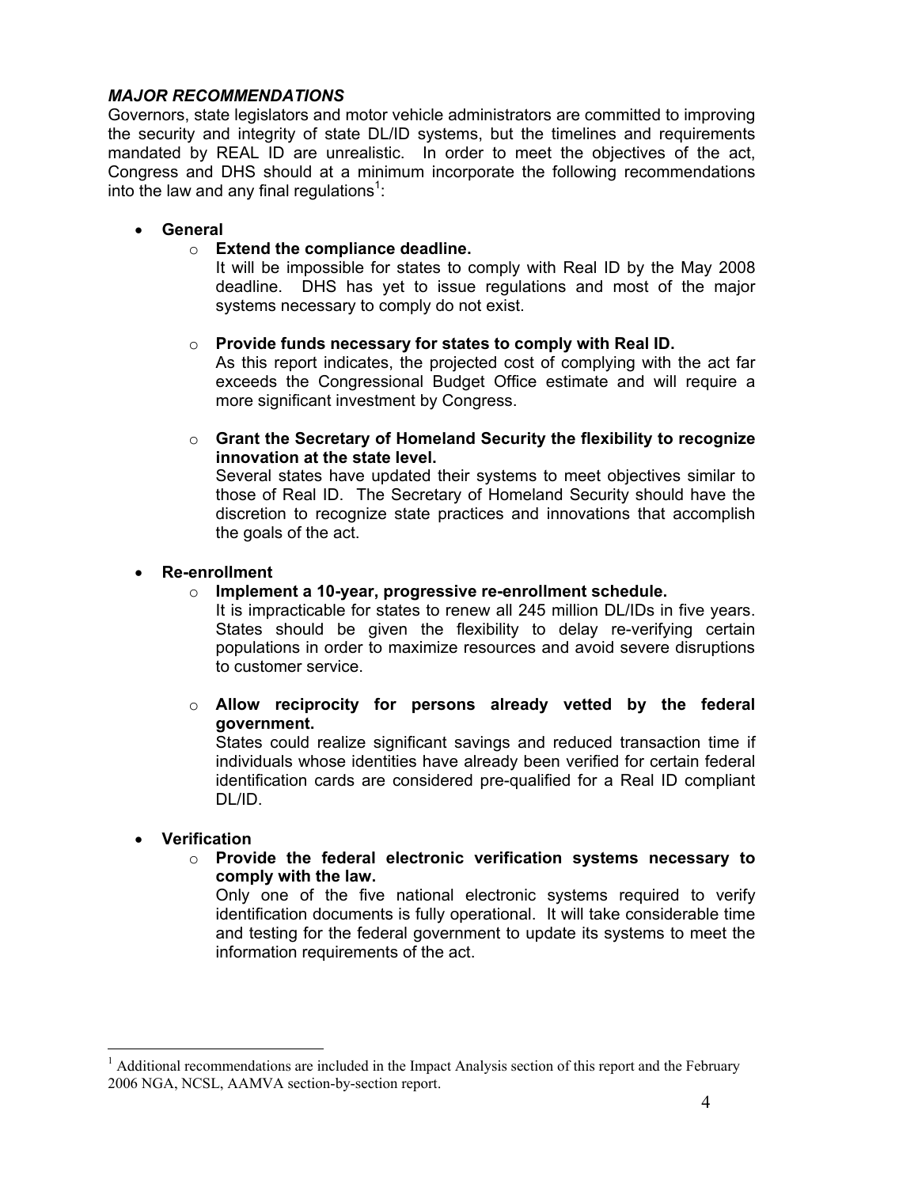### ***MAJOR RECOMMENDATIONS***

Governors, state legislators and motor vehicle administrators are committed to improving the security and integrity of state DL/ID systems, but the timelines and requirements mandated by REAL ID are unrealistic. In order to meet the objectives of the act, Congress and DHS should at a minimum incorporate the following recommendations into the law and any final regulations[1]:

- **General**
  - **Extend the compliance deadline.**
    It will be impossible for states to comply with Real ID by the May 2008 deadline. DHS has yet to issue regulations and most of the major systems necessary to comply do not exist.
  - **Provide funds necessary for states to comply with Real ID.**
    As this report indicates, the projected cost of complying with the act far exceeds the Congressional Budget Office estimate and will require a more significant investment by Congress.
  - **Grant the Secretary of Homeland Security the flexibility to recognize innovation at the state level.**
    Several states have updated their systems to meet objectives similar to those of Real ID. The Secretary of Homeland Security should have the discretion to recognize state practices and innovations that accomplish the goals of the act.

- **Re-enrollment**
  - **Implement a 10-year, progressive re-enrollment schedule.**
    It is impracticable for states to renew all 245 million DL/IDs in five years. States should be given the flexibility to delay re-verifying certain populations in order to maximize resources and avoid severe disruptions to customer service.
  - **Allow reciprocity for persons already vetted by the federal government.**
    States could realize significant savings and reduced transaction time if individuals whose identities have already been verified for certain federal identification cards are considered pre-qualified for a Real ID compliant DL/ID.

- **Verification**
  - **Provide the federal electronic verification systems necessary to comply with the law.**
    Only one of the five national electronic systems required to verify identification documents is fully operational. It will take considerable time and testing for the federal government to update its systems to meet the information requirements of the act.

---

[1] Additional recommendations are included in the Impact Analysis section of this report and the February 2006 NGA, NCSL, AAMVA section-by-section report.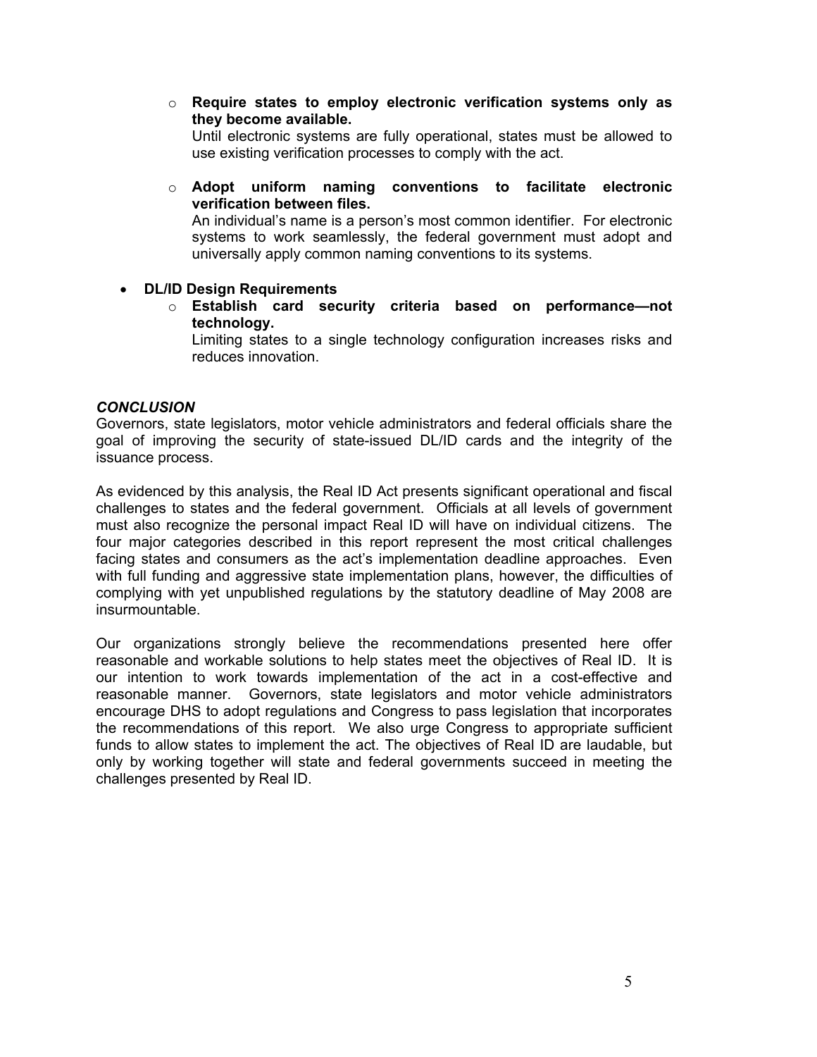- **Require states to employ electronic verification systems only as they become available.**
    Until electronic systems are fully operational, states must be allowed to use existing verification processes to comply with the act.

  - **Adopt uniform naming conventions to facilitate electronic verification between files.**
    An individual's name is a person's most common identifier. For electronic systems to work seamlessly, the federal government must adopt and universally apply common naming conventions to its systems.

- **DL/ID Design Requirements**
  - **Establish card security criteria based on performance—not technology.**
    Limiting states to a single technology configuration increases risks and reduces innovation.

***CONCLUSION***

Governors, state legislators, motor vehicle administrators and federal officials share the goal of improving the security of state-issued DL/ID cards and the integrity of the issuance process.

As evidenced by this analysis, the Real ID Act presents significant operational and fiscal challenges to states and the federal government. Officials at all levels of government must also recognize the personal impact Real ID will have on individual citizens. The four major categories described in this report represent the most critical challenges facing states and consumers as the act's implementation deadline approaches. Even with full funding and aggressive state implementation plans, however, the difficulties of complying with yet unpublished regulations by the statutory deadline of May 2008 are insurmountable.

Our organizations strongly believe the recommendations presented here offer reasonable and workable solutions to help states meet the objectives of Real ID. It is our intention to work towards implementation of the act in a cost-effective and reasonable manner. Governors, state legislators and motor vehicle administrators encourage DHS to adopt regulations and Congress to pass legislation that incorporates the recommendations of this report. We also urge Congress to appropriate sufficient funds to allow states to implement the act. The objectives of Real ID are laudable, but only by working together will state and federal governments succeed in meeting the challenges presented by Real ID.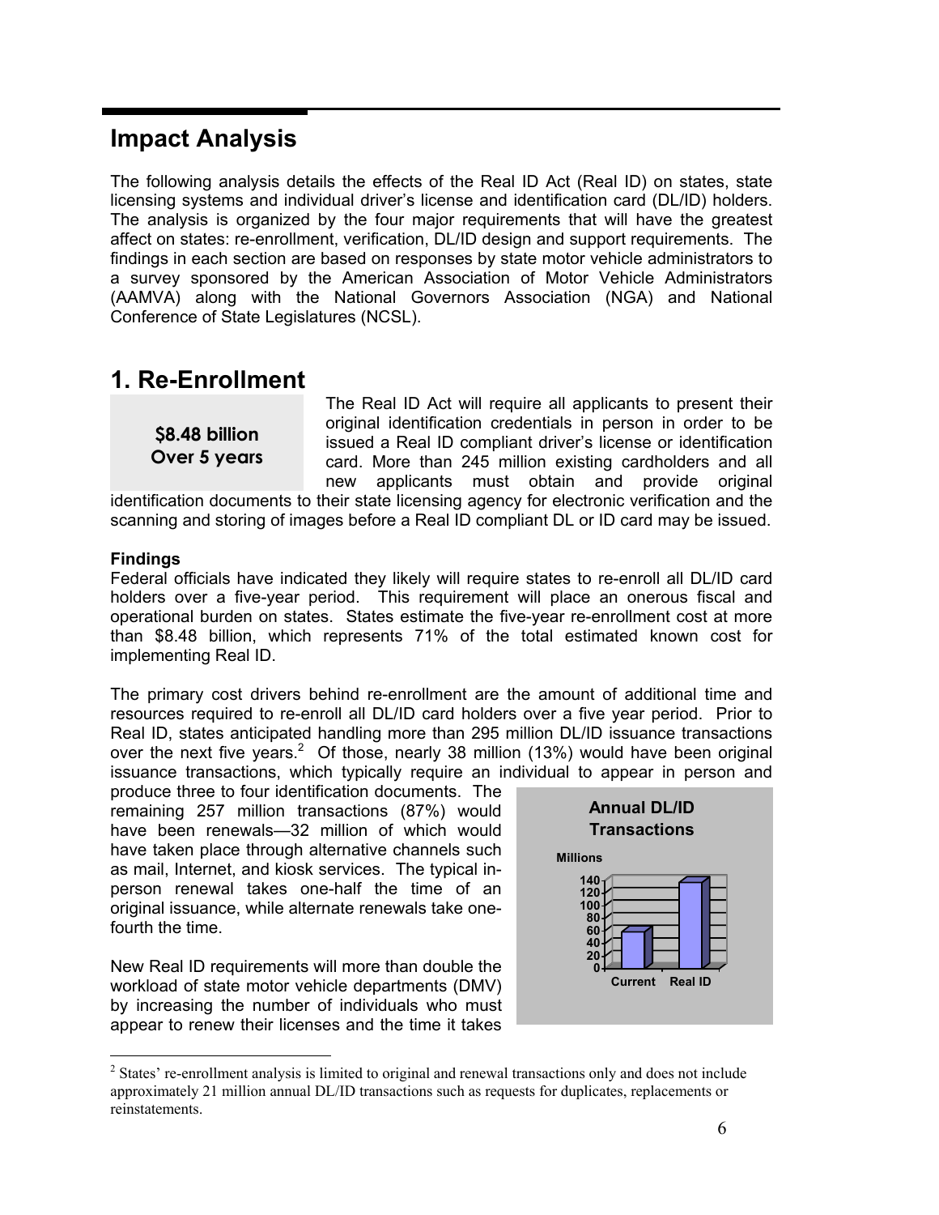## Impact Analysis

The following analysis details the effects of the Real ID Act (Real ID) on states, state licensing systems and individual driver's license and identification card (DL/ID) holders. The analysis is organized by the four major requirements that will have the greatest affect on states: re-enrollment, verification, DL/ID design and support requirements. The findings in each section are based on responses by state motor vehicle administrators to a survey sponsored by the American Association of Motor Vehicle Administrators (AAMVA) along with the National Governors Association (NGA) and National Conference of State Legislatures (NCSL).

## 1. Re-Enrollment

**$8.48 billion Over 5 years**

The Real ID Act will require all applicants to present their original identification credentials in person in order to be issued a Real ID compliant driver's license or identification card. More than 245 million existing cardholders and all new applicants must obtain and provide original identification documents to their state licensing agency for electronic verification and the scanning and storing of images before a Real ID compliant DL or ID card may be issued.

**Findings**

Federal officials have indicated they likely will require states to re-enroll all DL/ID card holders over a five-year period. This requirement will place an onerous fiscal and operational burden on states. States estimate the five-year re-enrollment cost at more than $8.48 billion, which represents 71% of the total estimated known cost for implementing Real ID.

The primary cost drivers behind re-enrollment are the amount of additional time and resources required to re-enroll all DL/ID card holders over a five year period. Prior to Real ID, states anticipated handling more than 295 million DL/ID issuance transactions over the next five years.[2] Of those, nearly 38 million (13%) would have been original issuance transactions, which typically require an individual to appear in person and produce three to four identification documents. The remaining 257 million transactions (87%) would have been renewals—32 million of which would have taken place through alternative channels such as mail, Internet, and kiosk services. The typical in-person renewal takes one-half the time of an original issuance, while alternate renewals take one-fourth the time.

**Annual DL/ID Transactions**

Millions

| | Current | Real ID |
|---|---|---|
| Annual DL/ID Transactions (millions) | ~60 | ~137 |

New Real ID requirements will more than double the workload of state motor vehicle departments (DMV) by increasing the number of individuals who must appear to renew their licenses and the time it takes

[2] States' re-enrollment analysis is limited to original and renewal transactions only and does not include approximately 21 million annual DL/ID transactions such as requests for duplicates, replacements or reinstatements.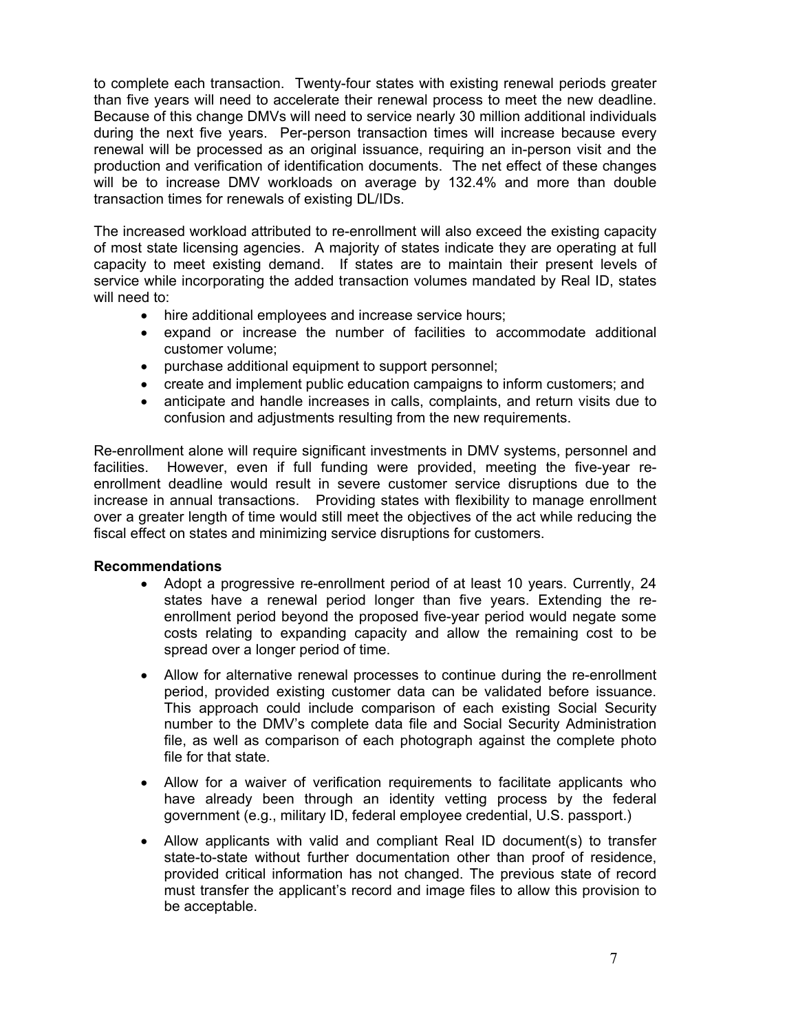to complete each transaction. Twenty-four states with existing renewal periods greater than five years will need to accelerate their renewal process to meet the new deadline. Because of this change DMVs will need to service nearly 30 million additional individuals during the next five years. Per-person transaction times will increase because every renewal will be processed as an original issuance, requiring an in-person visit and the production and verification of identification documents. The net effect of these changes will be to increase DMV workloads on average by 132.4% and more than double transaction times for renewals of existing DL/IDs.

The increased workload attributed to re-enrollment will also exceed the existing capacity of most state licensing agencies. A majority of states indicate they are operating at full capacity to meet existing demand. If states are to maintain their present levels of service while incorporating the added transaction volumes mandated by Real ID, states will need to:

- hire additional employees and increase service hours;
- expand or increase the number of facilities to accommodate additional customer volume;
- purchase additional equipment to support personnel;
- create and implement public education campaigns to inform customers; and
- anticipate and handle increases in calls, complaints, and return visits due to confusion and adjustments resulting from the new requirements.

Re-enrollment alone will require significant investments in DMV systems, personnel and facilities. However, even if full funding were provided, meeting the five-year re-enrollment deadline would result in severe customer service disruptions due to the increase in annual transactions. Providing states with flexibility to manage enrollment over a greater length of time would still meet the objectives of the act while reducing the fiscal effect on states and minimizing service disruptions for customers.

**Recommendations**

- Adopt a progressive re-enrollment period of at least 10 years. Currently, 24 states have a renewal period longer than five years. Extending the re-enrollment period beyond the proposed five-year period would negate some costs relating to expanding capacity and allow the remaining cost to be spread over a longer period of time.
- Allow for alternative renewal processes to continue during the re-enrollment period, provided existing customer data can be validated before issuance. This approach could include comparison of each existing Social Security number to the DMV's complete data file and Social Security Administration file, as well as comparison of each photograph against the complete photo file for that state.
- Allow for a waiver of verification requirements to facilitate applicants who have already been through an identity vetting process by the federal government (e.g., military ID, federal employee credential, U.S. passport.)
- Allow applicants with valid and compliant Real ID document(s) to transfer state-to-state without further documentation other than proof of residence, provided critical information has not changed. The previous state of record must transfer the applicant's record and image files to allow this provision to be acceptable.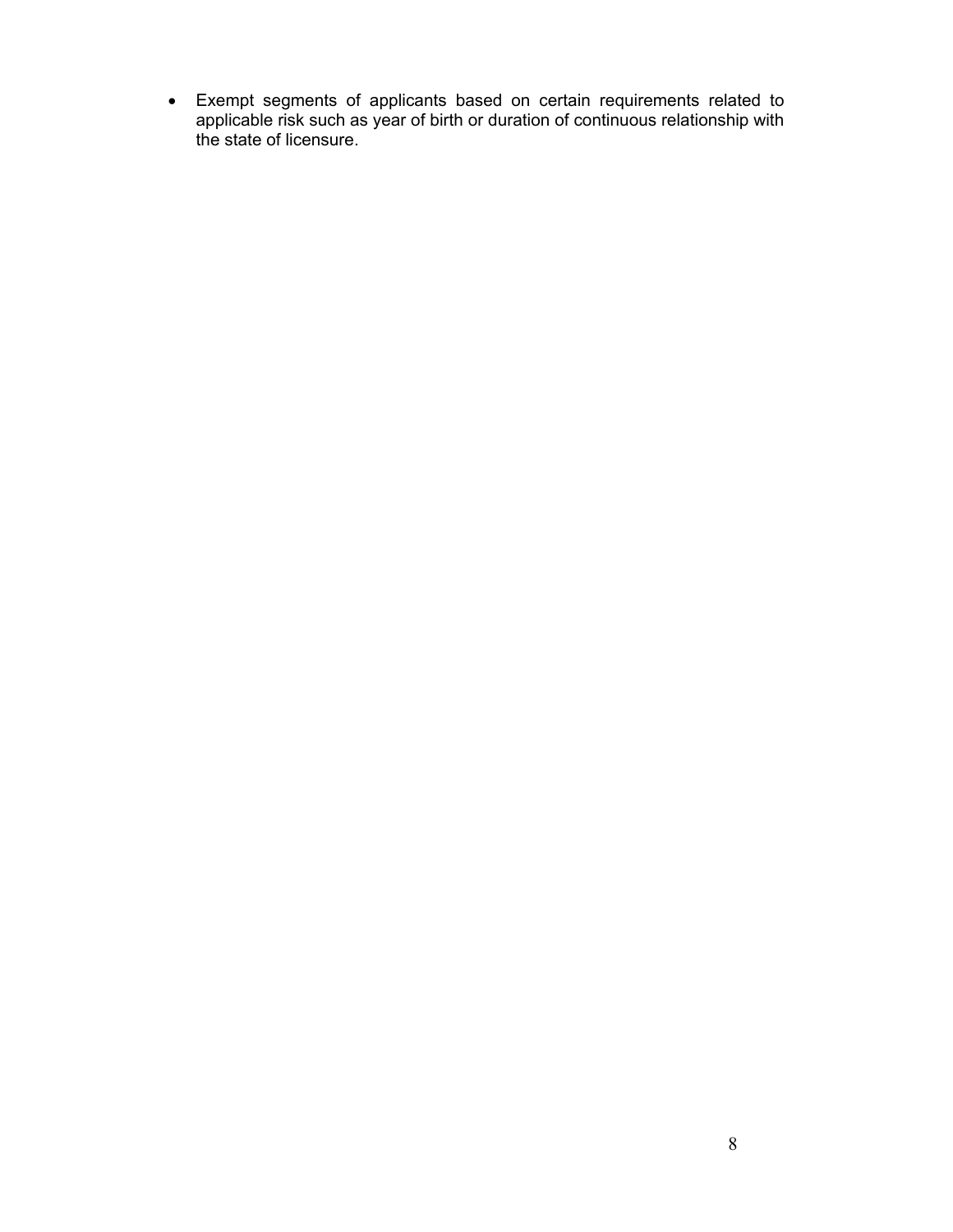- Exempt segments of applicants based on certain requirements related to applicable risk such as year of birth or duration of continuous relationship with the state of licensure.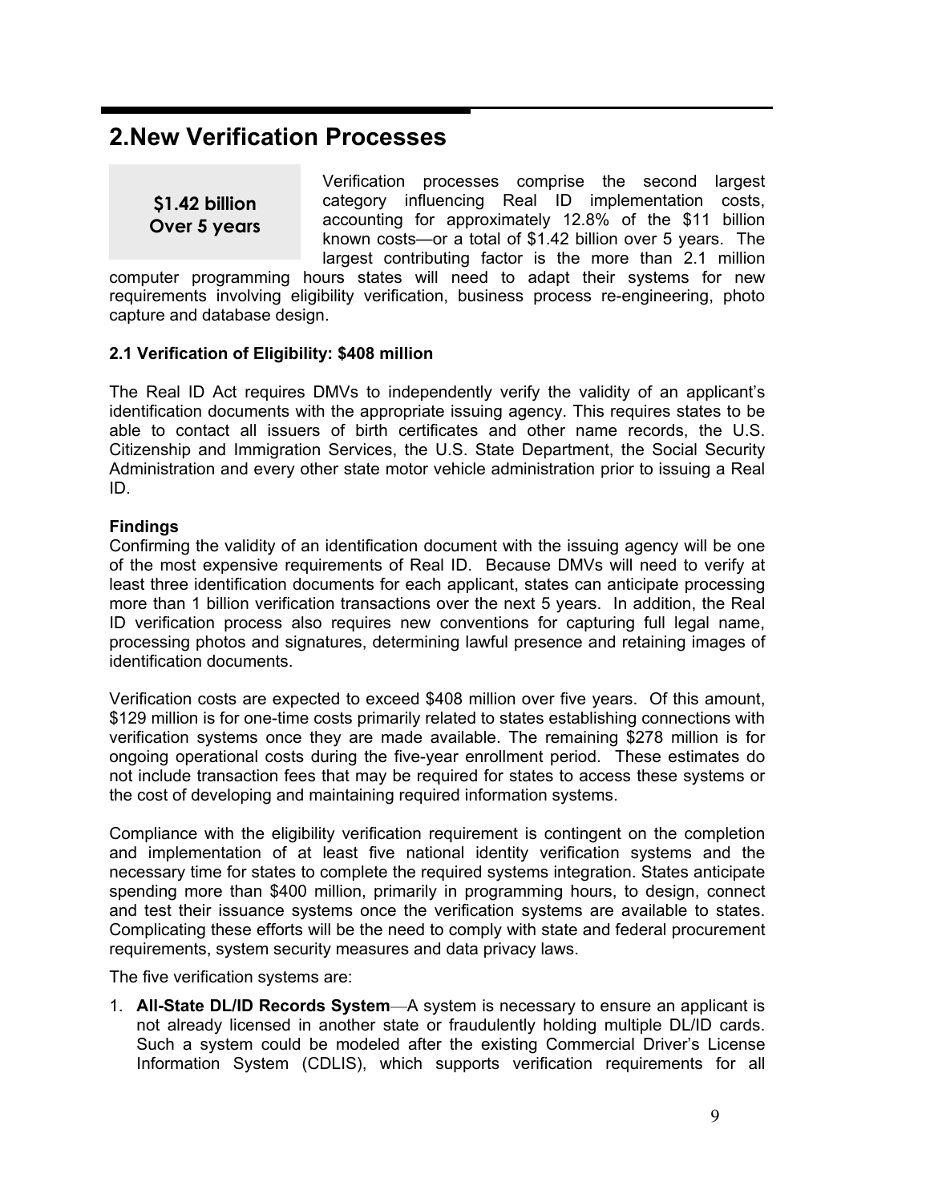## 2.New Verification Processes

**$1.42 billion**
**Over 5 years**

Verification processes comprise the second largest category influencing Real ID implementation costs, accounting for approximately 12.8% of the $11 billion known costs—or a total of $1.42 billion over 5 years. The largest contributing factor is the more than 2.1 million computer programming hours states will need to adapt their systems for new requirements involving eligibility verification, business process re-engineering, photo capture and database design.

### 2.1 Verification of Eligibility: $408 million

The Real ID Act requires DMVs to independently verify the validity of an applicant's identification documents with the appropriate issuing agency. This requires states to be able to contact all issuers of birth certificates and other name records, the U.S. Citizenship and Immigration Services, the U.S. State Department, the Social Security Administration and every other state motor vehicle administration prior to issuing a Real ID.

**Findings**

Confirming the validity of an identification document with the issuing agency will be one of the most expensive requirements of Real ID. Because DMVs will need to verify at least three identification documents for each applicant, states can anticipate processing more than 1 billion verification transactions over the next 5 years. In addition, the Real ID verification process also requires new conventions for capturing full legal name, processing photos and signatures, determining lawful presence and retaining images of identification documents.

Verification costs are expected to exceed $408 million over five years. Of this amount, $129 million is for one-time costs primarily related to states establishing connections with verification systems once they are made available. The remaining $278 million is for ongoing operational costs during the five-year enrollment period. These estimates do not include transaction fees that may be required for states to access these systems or the cost of developing and maintaining required information systems.

Compliance with the eligibility verification requirement is contingent on the completion and implementation of at least five national identity verification systems and the necessary time for states to complete the required systems integration. States anticipate spending more than $400 million, primarily in programming hours, to design, connect and test their issuance systems once the verification systems are available to states. Complicating these efforts will be the need to comply with state and federal procurement requirements, system security measures and data privacy laws.

The five verification systems are:

1. **All-State DL/ID Records System**—A system is necessary to ensure an applicant is not already licensed in another state or fraudulently holding multiple DL/ID cards. Such a system could be modeled after the existing Commercial Driver's License Information System (CDLIS), which supports verification requirements for all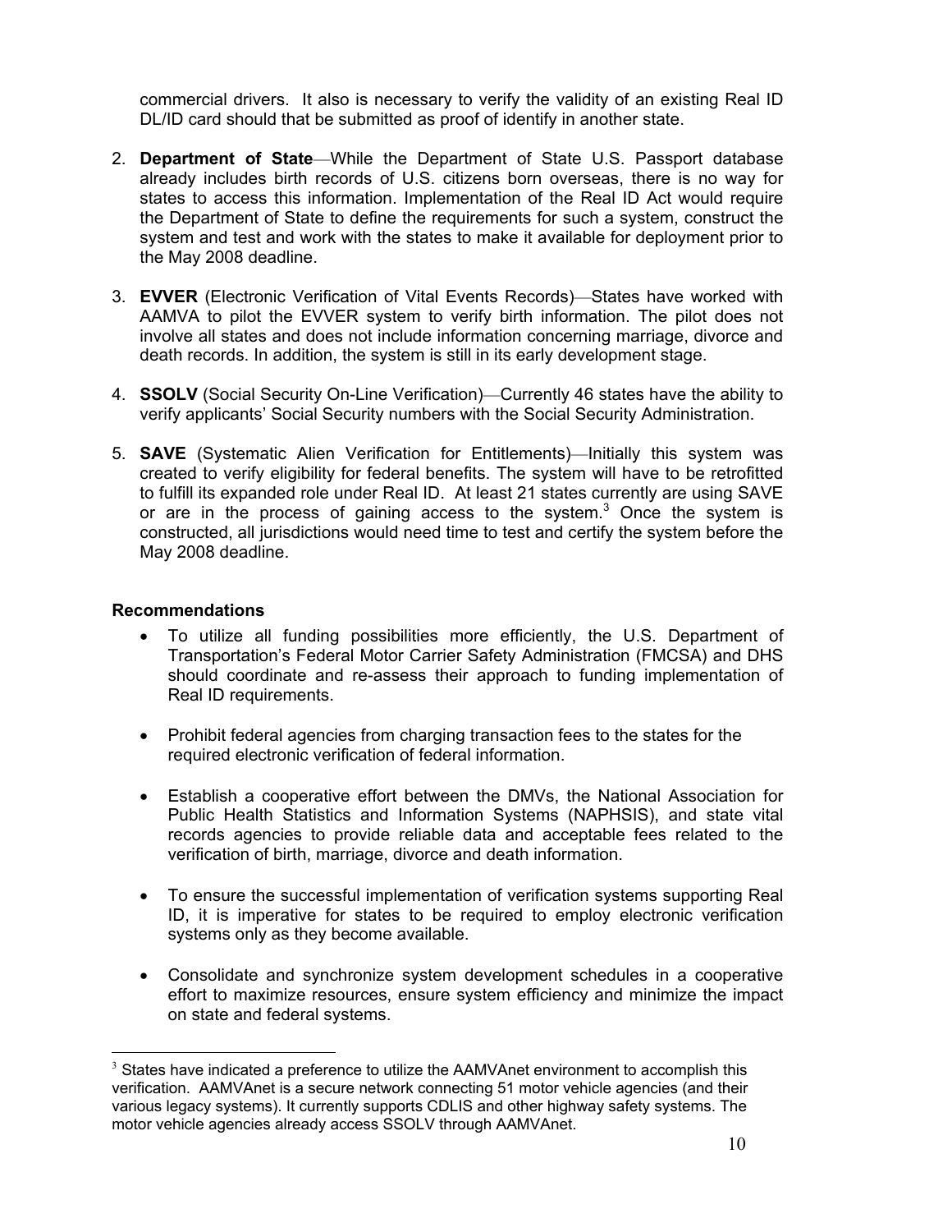commercial drivers. It also is necessary to verify the validity of an existing Real ID DL/ID card should that be submitted as proof of identify in another state.

2. **Department of State**—While the Department of State U.S. Passport database already includes birth records of U.S. citizens born overseas, there is no way for states to access this information. Implementation of the Real ID Act would require the Department of State to define the requirements for such a system, construct the system and test and work with the states to make it available for deployment prior to the May 2008 deadline.

3. **EVVER** (Electronic Verification of Vital Events Records)—States have worked with AAMVA to pilot the EVVER system to verify birth information. The pilot does not involve all states and does not include information concerning marriage, divorce and death records. In addition, the system is still in its early development stage.

4. **SSOLV** (Social Security On-Line Verification)—Currently 46 states have the ability to verify applicants' Social Security numbers with the Social Security Administration.

5. **SAVE** (Systematic Alien Verification for Entitlements)—Initially this system was created to verify eligibility for federal benefits. The system will have to be retrofitted to fulfill its expanded role under Real ID. At least 21 states currently are using SAVE or are in the process of gaining access to the system.[3] Once the system is constructed, all jurisdictions would need time to test and certify the system before the May 2008 deadline.

**Recommendations**

- To utilize all funding possibilities more efficiently, the U.S. Department of Transportation's Federal Motor Carrier Safety Administration (FMCSA) and DHS should coordinate and re-assess their approach to funding implementation of Real ID requirements.

- Prohibit federal agencies from charging transaction fees to the states for the required electronic verification of federal information.

- Establish a cooperative effort between the DMVs, the National Association for Public Health Statistics and Information Systems (NAPHSIS), and state vital records agencies to provide reliable data and acceptable fees related to the verification of birth, marriage, divorce and death information.

- To ensure the successful implementation of verification systems supporting Real ID, it is imperative for states to be required to employ electronic verification systems only as they become available.

- Consolidate and synchronize system development schedules in a cooperative effort to maximize resources, ensure system efficiency and minimize the impact on state and federal systems.

---

[3] States have indicated a preference to utilize the AAMVAnet environment to accomplish this verification. AAMVAnet is a secure network connecting 51 motor vehicle agencies (and their various legacy systems). It currently supports CDLIS and other highway safety systems. The motor vehicle agencies already access SSOLV through AAMVAnet.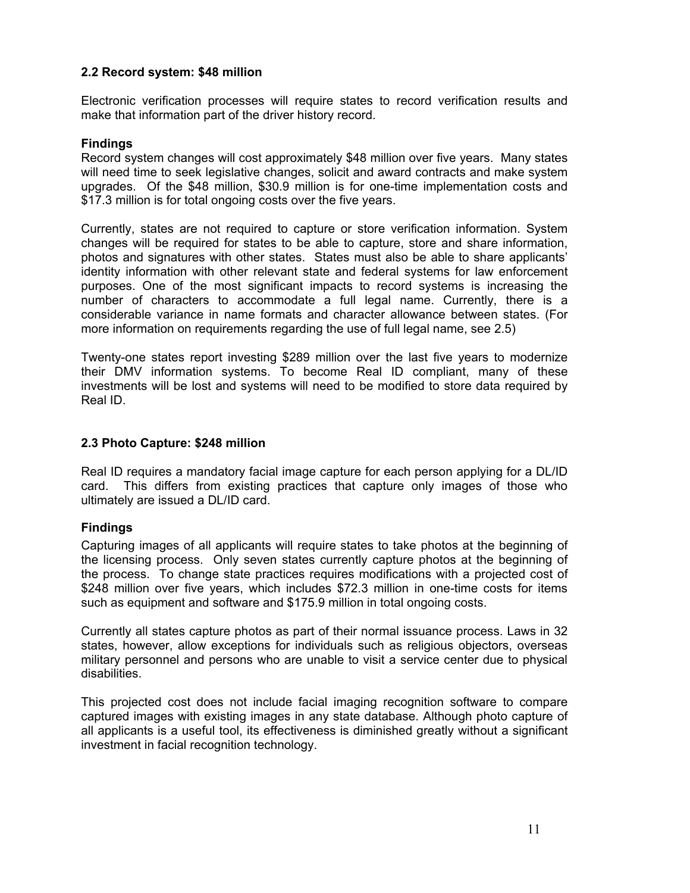### 2.2 Record system: $48 million

Electronic verification processes will require states to record verification results and make that information part of the driver history record.

**Findings**

Record system changes will cost approximately $48 million over five years. Many states will need time to seek legislative changes, solicit and award contracts and make system upgrades. Of the $48 million, $30.9 million is for one-time implementation costs and $17.3 million is for total ongoing costs over the five years.

Currently, states are not required to capture or store verification information. System changes will be required for states to be able to capture, store and share information, photos and signatures with other states. States must also be able to share applicants' identity information with other relevant state and federal systems for law enforcement purposes. One of the most significant impacts to record systems is increasing the number of characters to accommodate a full legal name. Currently, there is a considerable variance in name formats and character allowance between states. (For more information on requirements regarding the use of full legal name, see 2.5)

Twenty-one states report investing $289 million over the last five years to modernize their DMV information systems. To become Real ID compliant, many of these investments will be lost and systems will need to be modified to store data required by Real ID.

### 2.3 Photo Capture: $248 million

Real ID requires a mandatory facial image capture for each person applying for a DL/ID card. This differs from existing practices that capture only images of those who ultimately are issued a DL/ID card.

**Findings**

Capturing images of all applicants will require states to take photos at the beginning of the licensing process. Only seven states currently capture photos at the beginning of the process. To change state practices requires modifications with a projected cost of $248 million over five years, which includes $72.3 million in one-time costs for items such as equipment and software and $175.9 million in total ongoing costs.

Currently all states capture photos as part of their normal issuance process. Laws in 32 states, however, allow exceptions for individuals such as religious objectors, overseas military personnel and persons who are unable to visit a service center due to physical disabilities.

This projected cost does not include facial imaging recognition software to compare captured images with existing images in any state database. Although photo capture of all applicants is a useful tool, its effectiveness is diminished greatly without a significant investment in facial recognition technology.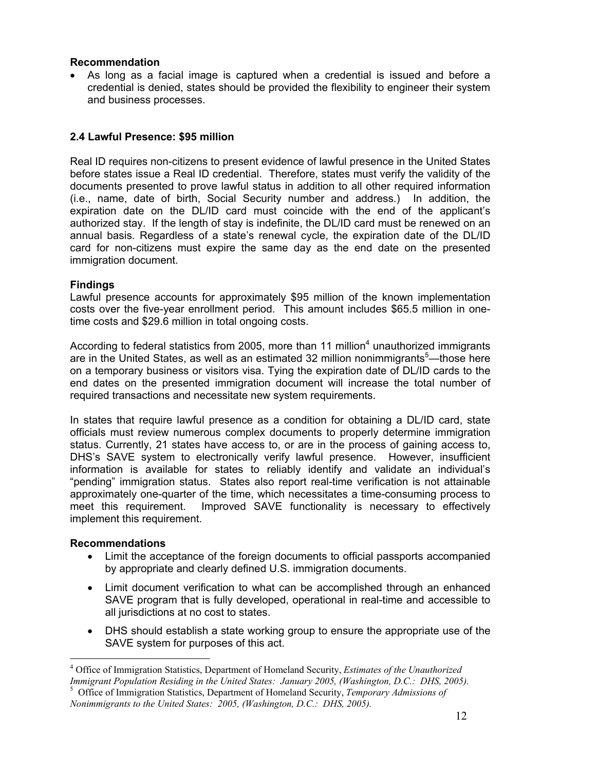**Recommendation**

- As long as a facial image is captured when a credential is issued and before a credential is denied, states should be provided the flexibility to engineer their system and business processes.

### 2.4 Lawful Presence: $95 million

Real ID requires non-citizens to present evidence of lawful presence in the United States before states issue a Real ID credential. Therefore, states must verify the validity of the documents presented to prove lawful status in addition to all other required information (i.e., name, date of birth, Social Security number and address.) In addition, the expiration date on the DL/ID card must coincide with the end of the applicant's authorized stay. If the length of stay is indefinite, the DL/ID card must be renewed on an annual basis. Regardless of a state's renewal cycle, the expiration date of the DL/ID card for non-citizens must expire the same day as the end date on the presented immigration document.

**Findings**

Lawful presence accounts for approximately $95 million of the known implementation costs over the five-year enrollment period. This amount includes $65.5 million in one-time costs and $29.6 million in total ongoing costs.

According to federal statistics from 2005, more than 11 million[4] unauthorized immigrants are in the United States, as well as an estimated 32 million nonimmigrants[5]—those here on a temporary business or visitors visa. Tying the expiration date of DL/ID cards to the end dates on the presented immigration document will increase the total number of required transactions and necessitate new system requirements.

In states that require lawful presence as a condition for obtaining a DL/ID card, state officials must review numerous complex documents to properly determine immigration status. Currently, 21 states have access to, or are in the process of gaining access to, DHS's SAVE system to electronically verify lawful presence. However, insufficient information is available for states to reliably identify and validate an individual's "pending" immigration status. States also report real-time verification is not attainable approximately one-quarter of the time, which necessitates a time-consuming process to meet this requirement. Improved SAVE functionality is necessary to effectively implement this requirement.

**Recommendations**

- Limit the acceptance of the foreign documents to official passports accompanied by appropriate and clearly defined U.S. immigration documents.
- Limit document verification to what can be accomplished through an enhanced SAVE program that is fully developed, operational in real-time and accessible to all jurisdictions at no cost to states.
- DHS should establish a state working group to ensure the appropriate use of the SAVE system for purposes of this act.

---

[4] Office of Immigration Statistics, Department of Homeland Security, *Estimates of the Unauthorized Immigrant Population Residing in the United States: January 2005, (Washington, D.C.: DHS, 2005).*

[5] Office of Immigration Statistics, Department of Homeland Security, *Temporary Admissions of Nonimmigrants to the United States: 2005, (Washington, D.C.: DHS, 2005).*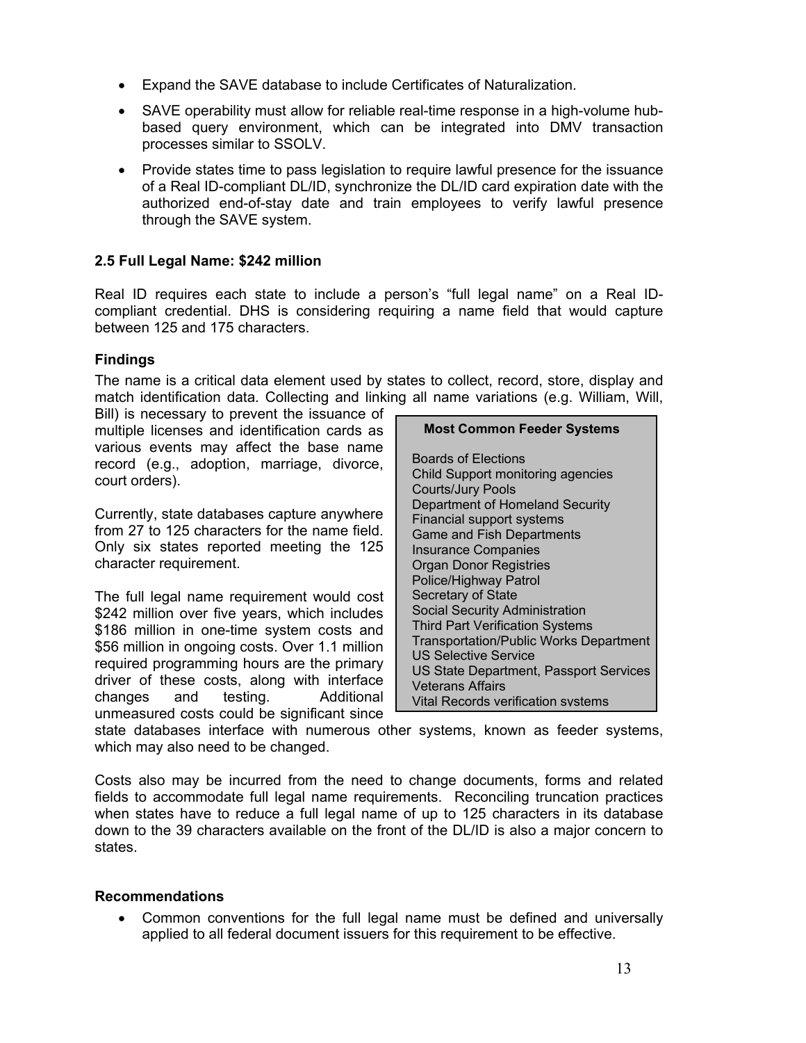- Expand the SAVE database to include Certificates of Naturalization.
- SAVE operability must allow for reliable real-time response in a high-volume hub-based query environment, which can be integrated into DMV transaction processes similar to SSOLV.
- Provide states time to pass legislation to require lawful presence for the issuance of a Real ID-compliant DL/ID, synchronize the DL/ID card expiration date with the authorized end-of-stay date and train employees to verify lawful presence through the SAVE system.

### 2.5 Full Legal Name: $242 million

Real ID requires each state to include a person's "full legal name" on a Real ID-compliant credential. DHS is considering requiring a name field that would capture between 125 and 175 characters.

#### Findings

The name is a critical data element used by states to collect, record, store, display and match identification data. Collecting and linking all name variations (e.g. William, Will, Bill) is necessary to prevent the issuance of multiple licenses and identification cards as various events may affect the base name record (e.g., adoption, marriage, divorce, court orders).

Currently, state databases capture anywhere from 27 to 125 characters for the name field. Only six states reported meeting the 125 character requirement.

The full legal name requirement would cost $242 million over five years, which includes $186 million in one-time system costs and $56 million in ongoing costs. Over 1.1 million required programming hours are the primary driver of these costs, along with interface changes and testing. Additional unmeasured costs could be significant since state databases interface with numerous other systems, known as feeder systems, which may also need to be changed.

| Most Common Feeder Systems |
|---|
| Boards of Elections |
| Child Support monitoring agencies |
| Courts/Jury Pools |
| Department of Homeland Security |
| Financial support systems |
| Game and Fish Departments |
| Insurance Companies |
| Organ Donor Registries |
| Police/Highway Patrol |
| Secretary of State |
| Social Security Administration |
| Third Part Verification Systems |
| Transportation/Public Works Department |
| US Selective Service |
| US State Department, Passport Services |
| Veterans Affairs |
| Vital Records verification systems |

Costs also may be incurred from the need to change documents, forms and related fields to accommodate full legal name requirements. Reconciling truncation practices when states have to reduce a full legal name of up to 125 characters in its database down to the 39 characters available on the front of the DL/ID is also a major concern to states.

#### Recommendations

- Common conventions for the full legal name must be defined and universally applied to all federal document issuers for this requirement to be effective.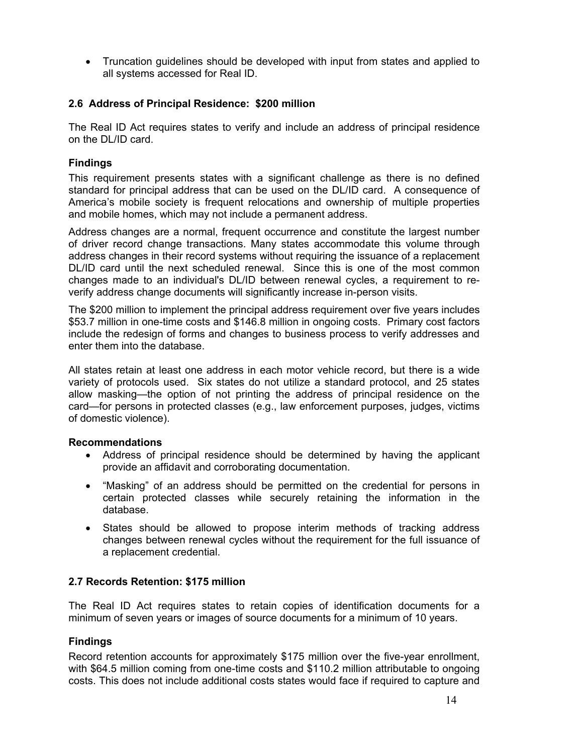- Truncation guidelines should be developed with input from states and applied to all systems accessed for Real ID.

### 2.6 Address of Principal Residence: $200 million

The Real ID Act requires states to verify and include an address of principal residence on the DL/ID card.

**Findings**

This requirement presents states with a significant challenge as there is no defined standard for principal address that can be used on the DL/ID card. A consequence of America's mobile society is frequent relocations and ownership of multiple properties and mobile homes, which may not include a permanent address.

Address changes are a normal, frequent occurrence and constitute the largest number of driver record change transactions. Many states accommodate this volume through address changes in their record systems without requiring the issuance of a replacement DL/ID card until the next scheduled renewal. Since this is one of the most common changes made to an individual's DL/ID between renewal cycles, a requirement to re-verify address change documents will significantly increase in-person visits.

The $200 million to implement the principal address requirement over five years includes $53.7 million in one-time costs and $146.8 million in ongoing costs. Primary cost factors include the redesign of forms and changes to business process to verify addresses and enter them into the database.

All states retain at least one address in each motor vehicle record, but there is a wide variety of protocols used. Six states do not utilize a standard protocol, and 25 states allow masking—the option of not printing the address of principal residence on the card—for persons in protected classes (e.g., law enforcement purposes, judges, victims of domestic violence).

**Recommendations**

- Address of principal residence should be determined by having the applicant provide an affidavit and corroborating documentation.
- "Masking" of an address should be permitted on the credential for persons in certain protected classes while securely retaining the information in the database.
- States should be allowed to propose interim methods of tracking address changes between renewal cycles without the requirement for the full issuance of a replacement credential.

### 2.7 Records Retention: $175 million

The Real ID Act requires states to retain copies of identification documents for a minimum of seven years or images of source documents for a minimum of 10 years.

**Findings**

Record retention accounts for approximately $175 million over the five-year enrollment, with $64.5 million coming from one-time costs and $110.2 million attributable to ongoing costs. This does not include additional costs states would face if required to capture and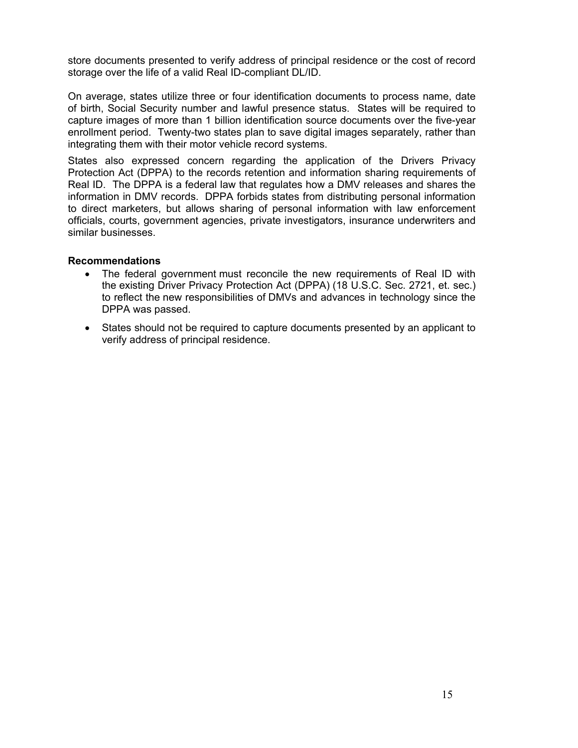store documents presented to verify address of principal residence or the cost of record storage over the life of a valid Real ID-compliant DL/ID.

On average, states utilize three or four identification documents to process name, date of birth, Social Security number and lawful presence status. States will be required to capture images of more than 1 billion identification source documents over the five-year enrollment period. Twenty-two states plan to save digital images separately, rather than integrating them with their motor vehicle record systems.

States also expressed concern regarding the application of the Drivers Privacy Protection Act (DPPA) to the records retention and information sharing requirements of Real ID. The DPPA is a federal law that regulates how a DMV releases and shares the information in DMV records. DPPA forbids states from distributing personal information to direct marketers, but allows sharing of personal information with law enforcement officials, courts, government agencies, private investigators, insurance underwriters and similar businesses.

**Recommendations**

- The federal government must reconcile the new requirements of Real ID with the existing Driver Privacy Protection Act (DPPA) (18 U.S.C. Sec. 2721, et. sec.) to reflect the new responsibilities of DMVs and advances in technology since the DPPA was passed.
- States should not be required to capture documents presented by an applicant to verify address of principal residence.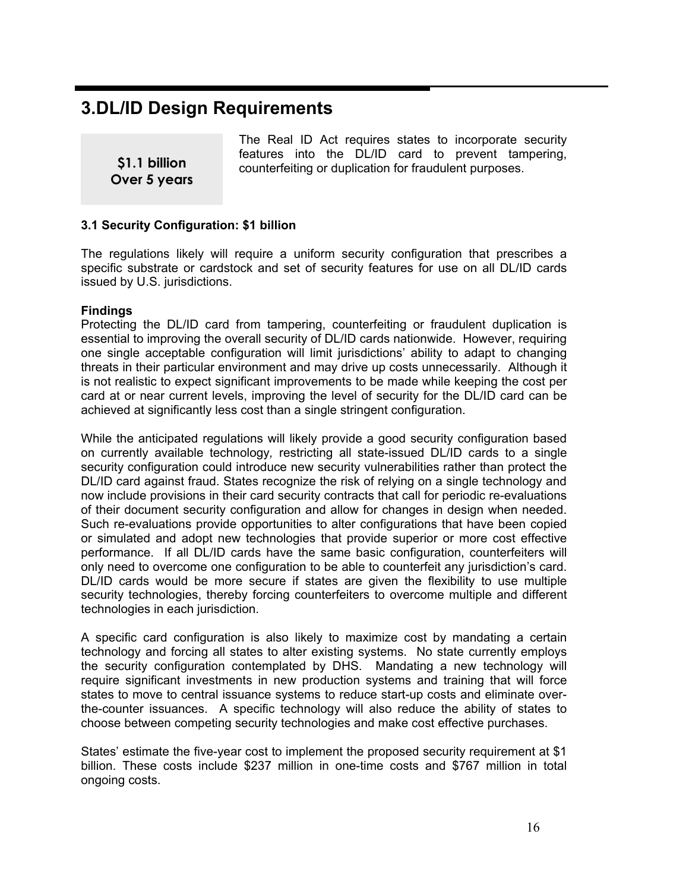# 3.DL/ID Design Requirements

**$1.1 billion
Over 5 years**

The Real ID Act requires states to incorporate security features into the DL/ID card to prevent tampering, counterfeiting or duplication for fraudulent purposes.

### 3.1 Security Configuration: $1 billion

The regulations likely will require a uniform security configuration that prescribes a specific substrate or cardstock and set of security features for use on all DL/ID cards issued by U.S. jurisdictions.

**Findings**
Protecting the DL/ID card from tampering, counterfeiting or fraudulent duplication is essential to improving the overall security of DL/ID cards nationwide. However, requiring one single acceptable configuration will limit jurisdictions' ability to adapt to changing threats in their particular environment and may drive up costs unnecessarily. Although it is not realistic to expect significant improvements to be made while keeping the cost per card at or near current levels, improving the level of security for the DL/ID card can be achieved at significantly less cost than a single stringent configuration.

While the anticipated regulations will likely provide a good security configuration based on currently available technology*,* restricting all state-issued DL/ID cards to a single security configuration could introduce new security vulnerabilities rather than protect the DL/ID card against fraud. States recognize the risk of relying on a single technology and now include provisions in their card security contracts that call for periodic re-evaluations of their document security configuration and allow for changes in design when needed. Such re-evaluations provide opportunities to alter configurations that have been copied or simulated and adopt new technologies that provide superior or more cost effective performance. If all DL/ID cards have the same basic configuration, counterfeiters will only need to overcome one configuration to be able to counterfeit any jurisdiction's card. DL/ID cards would be more secure if states are given the flexibility to use multiple security technologies, thereby forcing counterfeiters to overcome multiple and different technologies in each jurisdiction.

A specific card configuration is also likely to maximize cost by mandating a certain technology and forcing all states to alter existing systems. No state currently employs the security configuration contemplated by DHS. Mandating a new technology will require significant investments in new production systems and training that will force states to move to central issuance systems to reduce start-up costs and eliminate over-the-counter issuances. A specific technology will also reduce the ability of states to choose between competing security technologies and make cost effective purchases.

States' estimate the five-year cost to implement the proposed security requirement at $1 billion. These costs include $237 million in one-time costs and $767 million in total ongoing costs.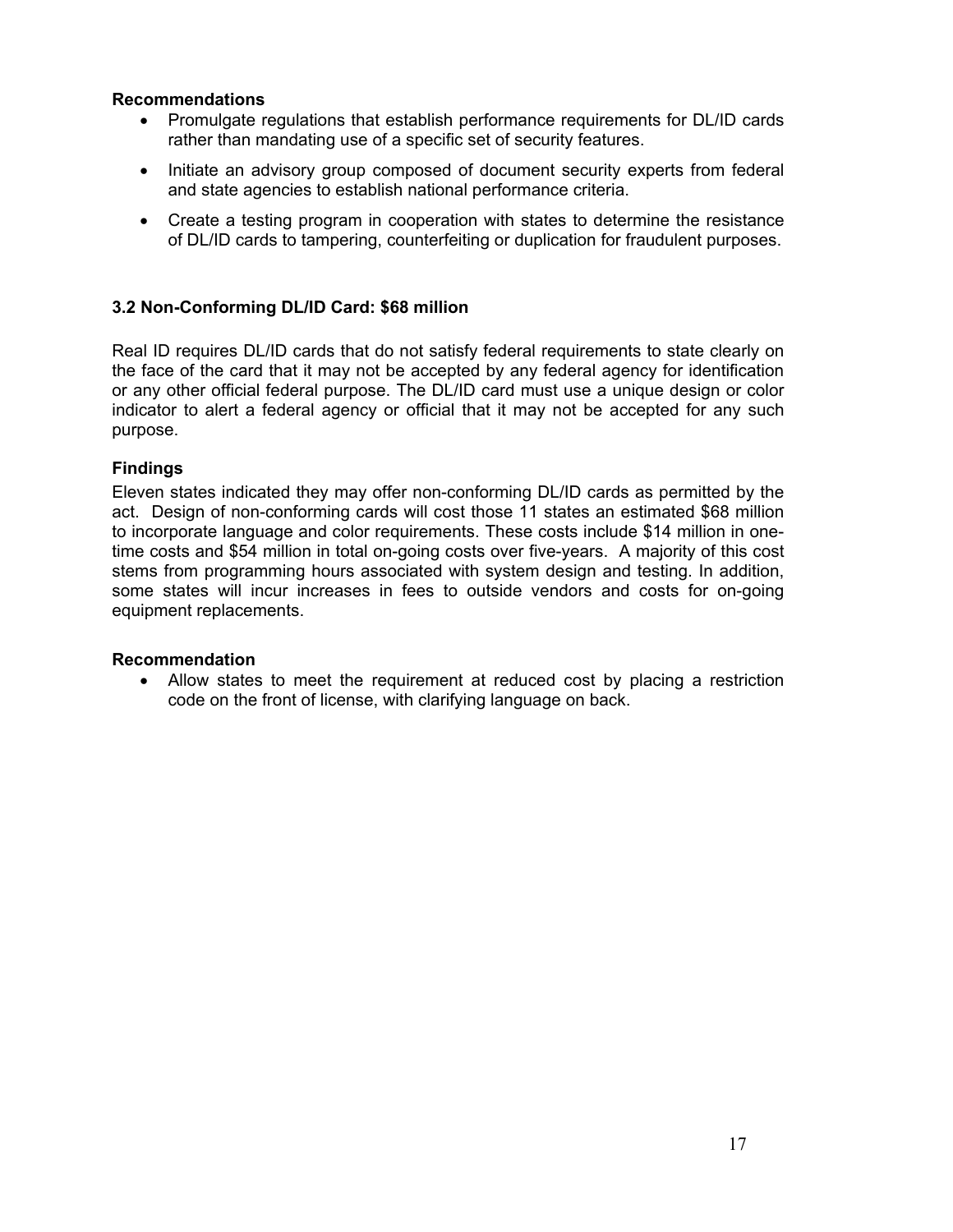**Recommendations**

- Promulgate regulations that establish performance requirements for DL/ID cards rather than mandating use of a specific set of security features.
- Initiate an advisory group composed of document security experts from federal and state agencies to establish national performance criteria.
- Create a testing program in cooperation with states to determine the resistance of DL/ID cards to tampering, counterfeiting or duplication for fraudulent purposes.

### 3.2 Non-Conforming DL/ID Card: $68 million

Real ID requires DL/ID cards that do not satisfy federal requirements to state clearly on the face of the card that it may not be accepted by any federal agency for identification or any other official federal purpose. The DL/ID card must use a unique design or color indicator to alert a federal agency or official that it may not be accepted for any such purpose.

**Findings**

Eleven states indicated they may offer non-conforming DL/ID cards as permitted by the act. Design of non-conforming cards will cost those 11 states an estimated $68 million to incorporate language and color requirements. These costs include $14 million in one-time costs and $54 million in total on-going costs over five-years. A majority of this cost stems from programming hours associated with system design and testing. In addition, some states will incur increases in fees to outside vendors and costs for on-going equipment replacements.

**Recommendation**

- Allow states to meet the requirement at reduced cost by placing a restriction code on the front of license, with clarifying language on back.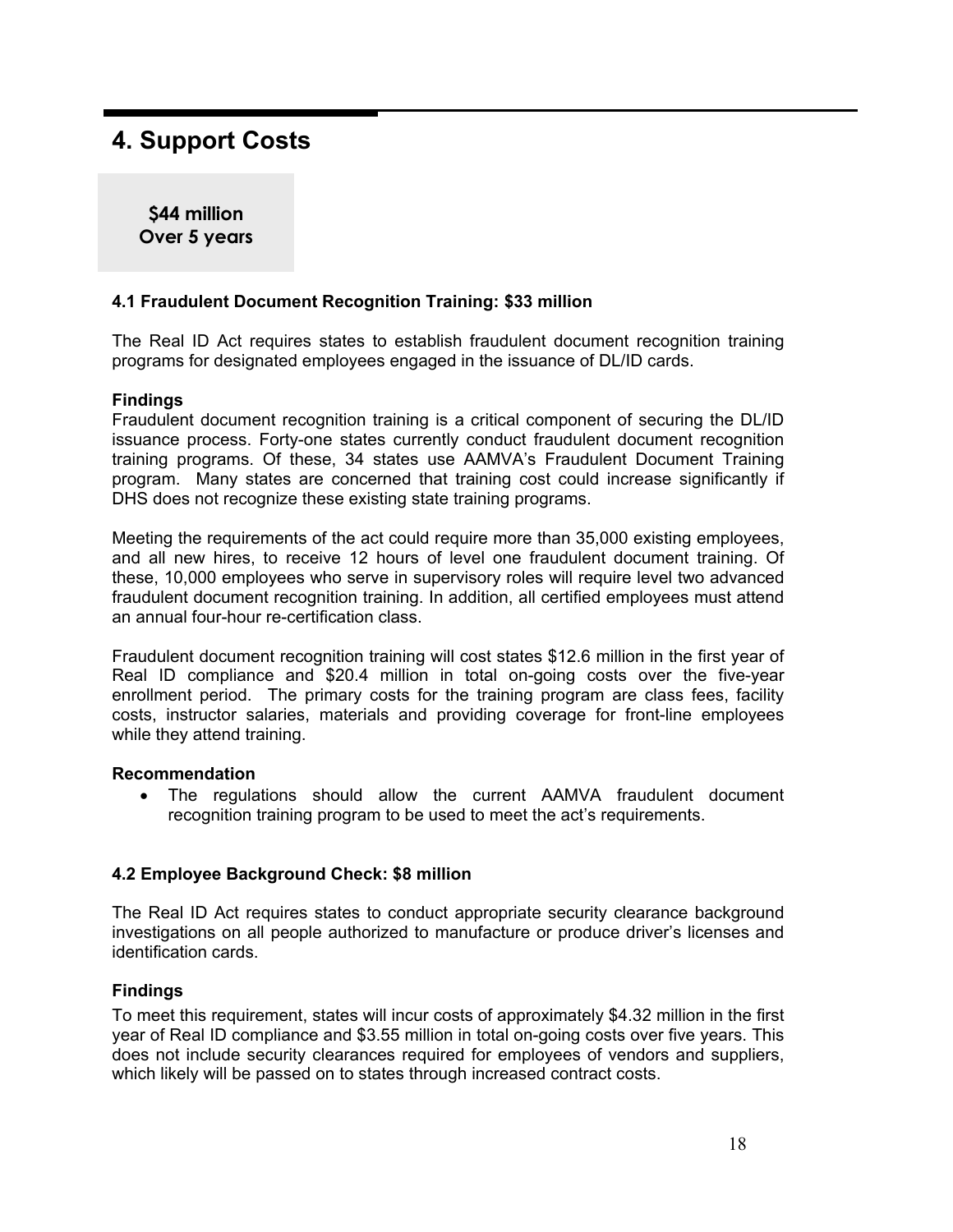## 4. Support Costs

**$44 million**
**Over 5 years**

### 4.1 Fraudulent Document Recognition Training: $33 million

The Real ID Act requires states to establish fraudulent document recognition training programs for designated employees engaged in the issuance of DL/ID cards.

**Findings**

Fraudulent document recognition training is a critical component of securing the DL/ID issuance process. Forty-one states currently conduct fraudulent document recognition training programs. Of these, 34 states use AAMVA's Fraudulent Document Training program. Many states are concerned that training cost could increase significantly if DHS does not recognize these existing state training programs.

Meeting the requirements of the act could require more than 35,000 existing employees, and all new hires, to receive 12 hours of level one fraudulent document training. Of these, 10,000 employees who serve in supervisory roles will require level two advanced fraudulent document recognition training. In addition, all certified employees must attend an annual four-hour re-certification class.

Fraudulent document recognition training will cost states $12.6 million in the first year of Real ID compliance and $20.4 million in total on-going costs over the five-year enrollment period. The primary costs for the training program are class fees, facility costs, instructor salaries, materials and providing coverage for front-line employees while they attend training.

**Recommendation**

- The regulations should allow the current AAMVA fraudulent document recognition training program to be used to meet the act's requirements.

### 4.2 Employee Background Check: $8 million

The Real ID Act requires states to conduct appropriate security clearance background investigations on all people authorized to manufacture or produce driver's licenses and identification cards.

**Findings**

To meet this requirement, states will incur costs of approximately $4.32 million in the first year of Real ID compliance and $3.55 million in total on-going costs over five years. This does not include security clearances required for employees of vendors and suppliers, which likely will be passed on to states through increased contract costs.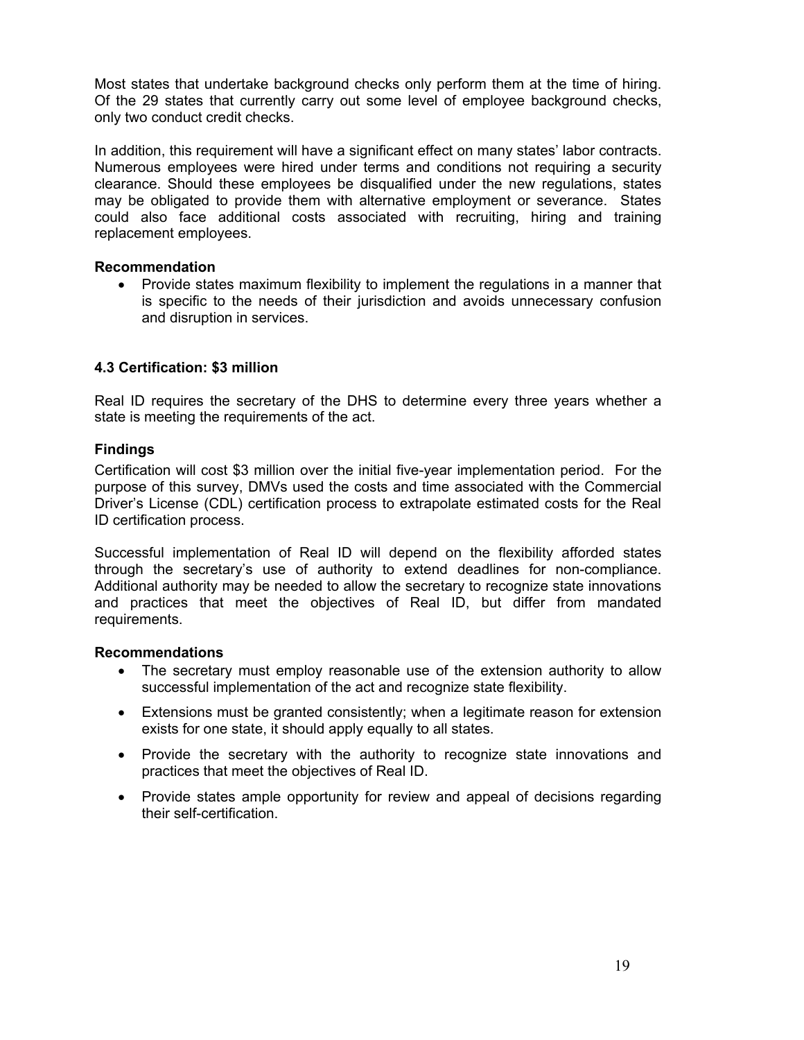Most states that undertake background checks only perform them at the time of hiring. Of the 29 states that currently carry out some level of employee background checks, only two conduct credit checks.

In addition, this requirement will have a significant effect on many states' labor contracts. Numerous employees were hired under terms and conditions not requiring a security clearance. Should these employees be disqualified under the new regulations, states may be obligated to provide them with alternative employment or severance. States could also face additional costs associated with recruiting, hiring and training replacement employees.

**Recommendation**

- Provide states maximum flexibility to implement the regulations in a manner that is specific to the needs of their jurisdiction and avoids unnecessary confusion and disruption in services.

### 4.3 Certification: $3 million

Real ID requires the secretary of the DHS to determine every three years whether a state is meeting the requirements of the act.

**Findings**

Certification will cost $3 million over the initial five-year implementation period. For the purpose of this survey, DMVs used the costs and time associated with the Commercial Driver's License (CDL) certification process to extrapolate estimated costs for the Real ID certification process.

Successful implementation of Real ID will depend on the flexibility afforded states through the secretary's use of authority to extend deadlines for non-compliance. Additional authority may be needed to allow the secretary to recognize state innovations and practices that meet the objectives of Real ID, but differ from mandated requirements.

**Recommendations**

- The secretary must employ reasonable use of the extension authority to allow successful implementation of the act and recognize state flexibility.
- Extensions must be granted consistently; when a legitimate reason for extension exists for one state, it should apply equally to all states.
- Provide the secretary with the authority to recognize state innovations and practices that meet the objectives of Real ID.
- Provide states ample opportunity for review and appeal of decisions regarding their self-certification.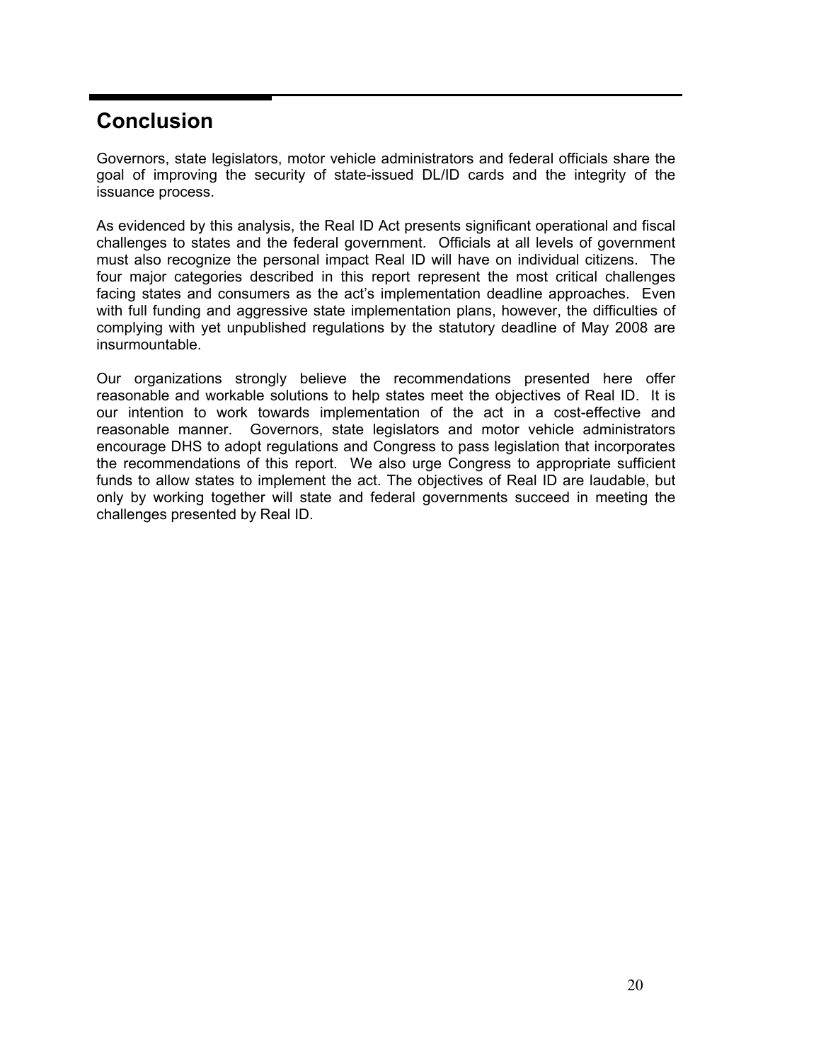## Conclusion

Governors, state legislators, motor vehicle administrators and federal officials share the goal of improving the security of state-issued DL/ID cards and the integrity of the issuance process.

As evidenced by this analysis, the Real ID Act presents significant operational and fiscal challenges to states and the federal government. Officials at all levels of government must also recognize the personal impact Real ID will have on individual citizens. The four major categories described in this report represent the most critical challenges facing states and consumers as the act's implementation deadline approaches. Even with full funding and aggressive state implementation plans, however, the difficulties of complying with yet unpublished regulations by the statutory deadline of May 2008 are insurmountable.

Our organizations strongly believe the recommendations presented here offer reasonable and workable solutions to help states meet the objectives of Real ID. It is our intention to work towards implementation of the act in a cost-effective and reasonable manner. Governors, state legislators and motor vehicle administrators encourage DHS to adopt regulations and Congress to pass legislation that incorporates the recommendations of this report. We also urge Congress to appropriate sufficient funds to allow states to implement the act. The objectives of Real ID are laudable, but only by working together will state and federal governments succeed in meeting the challenges presented by Real ID.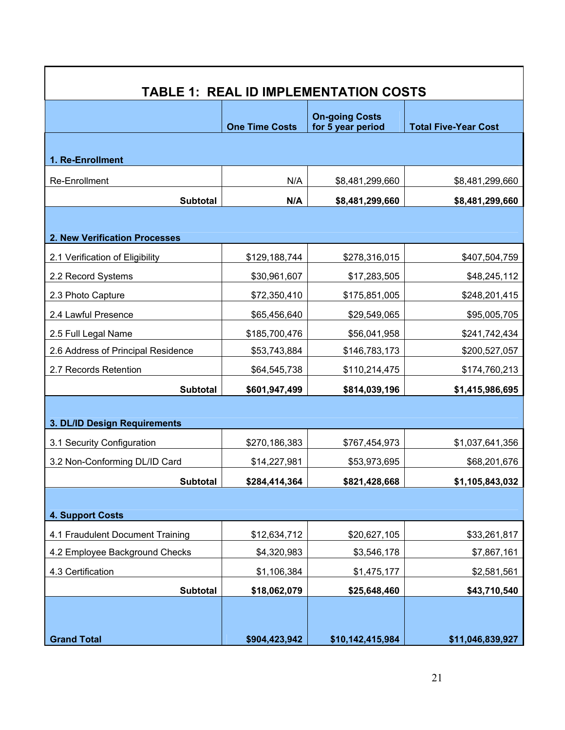# TABLE 1: REAL ID IMPLEMENTATION COSTS

| | One Time Costs | On-going Costs for 5 year period | Total Five-Year Cost |
|---|---|---|---|
| **1. Re-Enrollment** | | | |
| Re-Enrollment | N/A | $8,481,299,660 | $8,481,299,660 |
| **Subtotal** | **N/A** | **$8,481,299,660** | **$8,481,299,660** |
| **2. New Verification Processes** | | | |
| 2.1 Verification of Eligibility | $129,188,744 | $278,316,015 | $407,504,759 |
| 2.2 Record Systems | $30,961,607 | $17,283,505 | $48,245,112 |
| 2.3 Photo Capture | $72,350,410 | $175,851,005 | $248,201,415 |
| 2.4 Lawful Presence | $65,456,640 | $29,549,065 | $95,005,705 |
| 2.5 Full Legal Name | $185,700,476 | $56,041,958 | $241,742,434 |
| 2.6 Address of Principal Residence | $53,743,884 | $146,783,173 | $200,527,057 |
| 2.7 Records Retention | $64,545,738 | $110,214,475 | $174,760,213 |
| **Subtotal** | **$601,947,499** | **$814,039,196** | **$1,415,986,695** |
| **3. DL/ID Design Requirements** | | | |
| 3.1 Security Configuration | $270,186,383 | $767,454,973 | $1,037,641,356 |
| 3.2 Non-Conforming DL/ID Card | $14,227,981 | $53,973,695 | $68,201,676 |
| **Subtotal** | **$284,414,364** | **$821,428,668** | **$1,105,843,032** |
| **4. Support Costs** | | | |
| 4.1 Fraudulent Document Training | $12,634,712 | $20,627,105 | $33,261,817 |
| 4.2 Employee Background Checks | $4,320,983 | $3,546,178 | $7,867,161 |
| 4.3 Certification | $1,106,384 | $1,475,177 | $2,581,561 |
| **Subtotal** | **$18,062,079** | **$25,648,460** | **$43,710,540** |
| **Grand Total** | **$904,423,942** | **$10,142,415,984** | **$11,046,839,927** |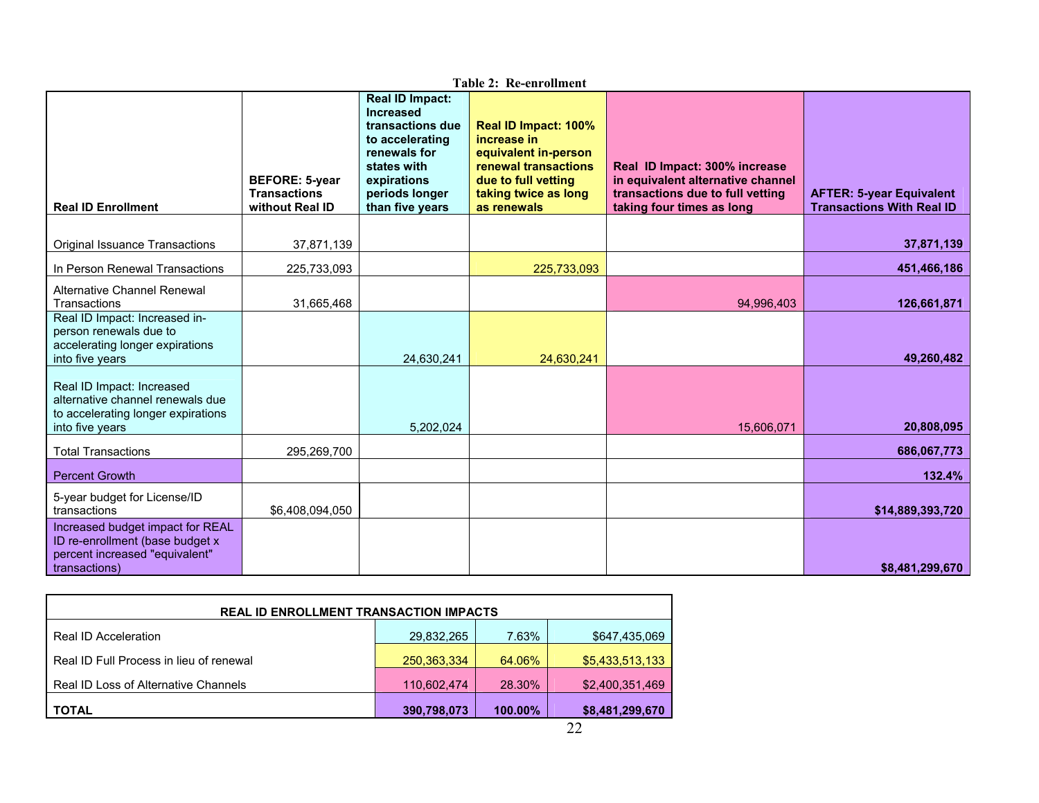**Table 2: Re-enrollment**

| Real ID Enrollment | BEFORE: 5-year Transactions without Real ID | Real ID Impact: Increased transactions due to accelerating renewals for states with expirations periods longer than five years | Real ID Impact: 100% increase in equivalent in-person renewal transactions due to full vetting taking twice as long as renewals | Real ID Impact: 300% increase in equivalent alternative channel transactions due to full vetting taking four times as long | AFTER: 5-year Equivalent Transactions With Real ID |
|---|---|---|---|---|---|
| Original Issuance Transactions | 37,871,139 | | | | **37,871,139** |
| In Person Renewal Transactions | 225,733,093 | | 225,733,093 | | **451,466,186** |
| Alternative Channel Renewal Transactions | 31,665,468 | | | 94,996,403 | **126,661,871** |
| Real ID Impact: Increased in-person renewals due to accelerating longer expirations into five years | | 24,630,241 | 24,630,241 | | **49,260,482** |
| Real ID Impact: Increased alternative channel renewals due to accelerating longer expirations into five years | | 5,202,024 | | 15,606,071 | **20,808,095** |
| Total Transactions | 295,269,700 | | | | **686,067,773** |
| Percent Growth | | | | | **132.4%** |
| 5-year budget for License/ID transactions | $6,408,094,050 | | | | **$14,889,393,720** |
| Increased budget impact for REAL ID re-enrollment (base budget x percent increased "equivalent" transactions) | | | | | **$8,481,299,670** |

| **REAL ID ENROLLMENT TRANSACTION IMPACTS** | | | |
|---|---|---|---|
| Real ID Acceleration | 29,832,265 | 7.63% | $647,435,069 |
| Real ID Full Process in lieu of renewal | 250,363,334 | 64.06% | $5,433,513,133 |
| Real ID Loss of Alternative Channels | 110,602,474 | 28.30% | $2,400,351,469 |
| **TOTAL** | **390,798,073** | **100.00%** | **$8,481,299,670** |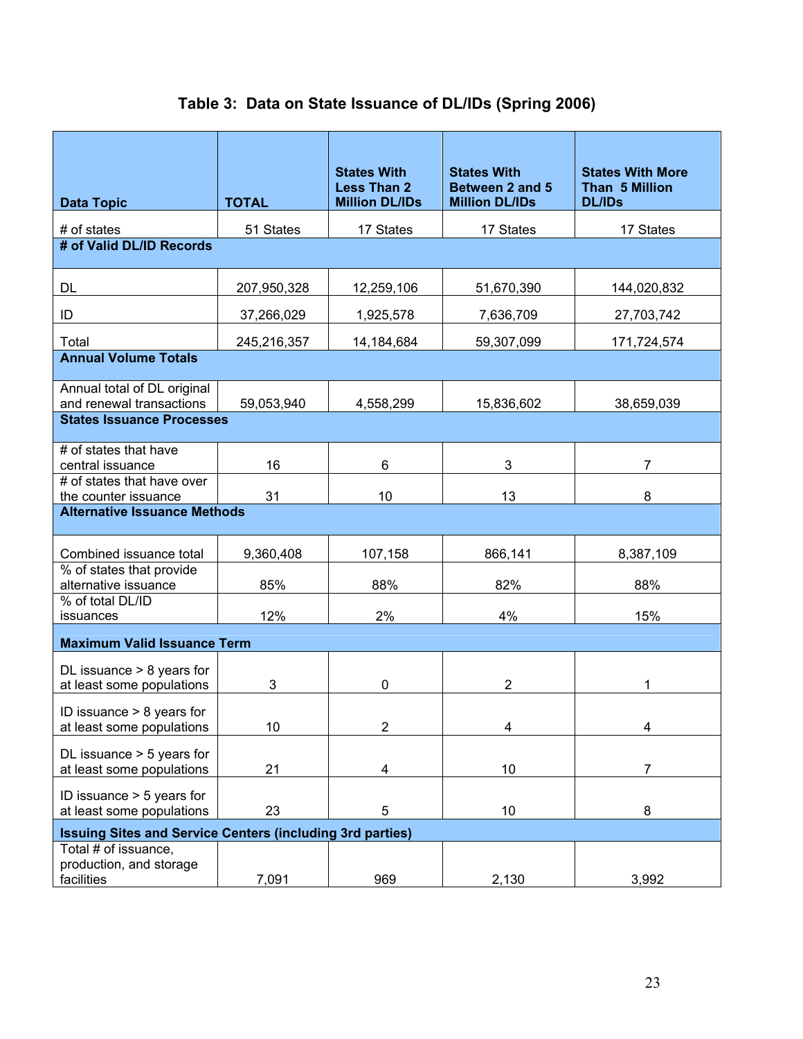### Table 3: Data on State Issuance of DL/IDs (Spring 2006)

| Data Topic | TOTAL | States With Less Than 2 Million DL/IDs | States With Between 2 and 5 Million DL/IDs | States With More Than 5 Million DL/IDs |
|---|---|---|---|---|
| # of states | 51 States | 17 States | 17 States | 17 States |
| **# of Valid DL/ID Records** | | | | |
| DL | 207,950,328 | 12,259,106 | 51,670,390 | 144,020,832 |
| ID | 37,266,029 | 1,925,578 | 7,636,709 | 27,703,742 |
| Total | 245,216,357 | 14,184,684 | 59,307,099 | 171,724,574 |
| **Annual Volume Totals** | | | | |
| Annual total of DL original and renewal transactions | 59,053,940 | 4,558,299 | 15,836,602 | 38,659,039 |
| **States Issuance Processes** | | | | |
| # of states that have central issuance | 16 | 6 | 3 | 7 |
| # of states that have over the counter issuance | 31 | 10 | 13 | 8 |
| **Alternative Issuance Methods** | | | | |
| Combined issuance total | 9,360,408 | 107,158 | 866,141 | 8,387,109 |
| % of states that provide alternative issuance | 85% | 88% | 82% | 88% |
| % of total DL/ID issuances | 12% | 2% | 4% | 15% |
| **Maximum Valid Issuance Term** | | | | |
| DL issuance > 8 years for at least some populations | 3 | 0 | 2 | 1 |
| ID issuance > 8 years for at least some populations | 10 | 2 | 4 | 4 |
| DL issuance > 5 years for at least some populations | 21 | 4 | 10 | 7 |
| ID issuance > 5 years for at least some populations | 23 | 5 | 10 | 8 |
| **Issuing Sites and Service Centers (including 3rd parties)** | | | | |
| Total # of issuance, production, and storage facilities | 7,091 | 969 | 2,130 | 3,992 |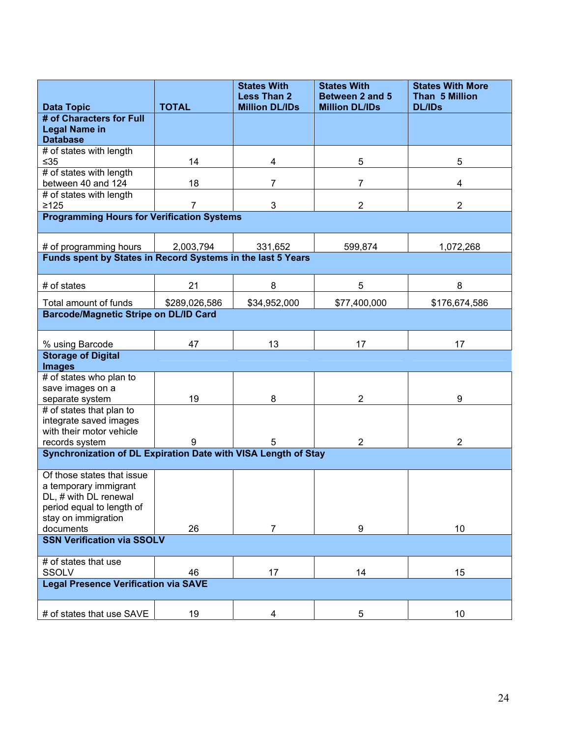| Data Topic | TOTAL | States With Less Than 2 Million DL/IDs | States With Between 2 and 5 Million DL/IDs | States With More Than 5 Million DL/IDs |
|---|---|---|---|---|
| **# of Characters for Full Legal Name in Database** | | | | |
| # of states with length ≤35 | 14 | 4 | 5 | 5 |
| # of states with length between 40 and 124 | 18 | 7 | 7 | 4 |
| # of states with length ≥125 | 7 | 3 | 2 | 2 |
| **Programming Hours for Verification Systems** | | | | |
| # of programming hours | 2,003,794 | 331,652 | 599,874 | 1,072,268 |
| **Funds spent by States in Record Systems in the last 5 Years** | | | | |
| # of states | 21 | 8 | 5 | 8 |
| Total amount of funds | $289,026,586 | $34,952,000 | $77,400,000 | $176,674,586 |
| **Barcode/Magnetic Stripe on DL/ID Card** | | | | |
| % using Barcode | 47 | 13 | 17 | 17 |
| **Storage of Digital Images** | | | | |
| # of states who plan to save images on a separate system | 19 | 8 | 2 | 9 |
| # of states that plan to integrate saved images with their motor vehicle records system | 9 | 5 | 2 | 2 |
| **Synchronization of DL Expiration Date with VISA Length of Stay** | | | | |
| Of those states that issue a temporary immigrant DL, # with DL renewal period equal to length of stay on immigration documents | 26 | 7 | 9 | 10 |
| **SSN Verification via SSOLV** | | | | |
| # of states that use SSOLV | 46 | 17 | 14 | 15 |
| **Legal Presence Verification via SAVE** | | | | |
| # of states that use SAVE | 19 | 4 | 5 | 10 |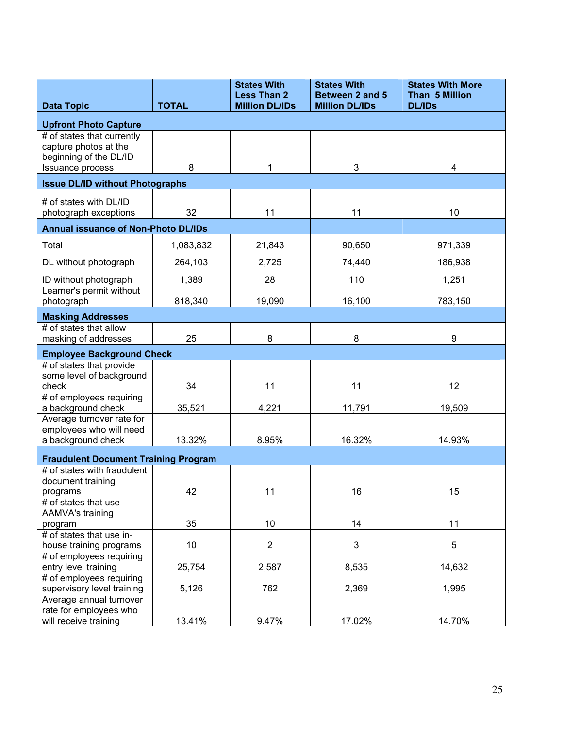| Data Topic | TOTAL | States With Less Than 2 Million DL/IDs | States With Between 2 and 5 Million DL/IDs | States With More Than 5 Million DL/IDs |
|---|---|---|---|---|
| **Upfront Photo Capture** | | | | |
| # of states that currently capture photos at the beginning of the DL/ID Issuance process | 8 | 1 | 3 | 4 |
| **Issue DL/ID without Photographs** | | | | |
| # of states with DL/ID photograph exceptions | 32 | 11 | 11 | 10 |
| **Annual issuance of Non-Photo DL/IDs** | | | | |
| Total | 1,083,832 | 21,843 | 90,650 | 971,339 |
| DL without photograph | 264,103 | 2,725 | 74,440 | 186,938 |
| ID without photograph | 1,389 | 28 | 110 | 1,251 |
| Learner's permit without photograph | 818,340 | 19,090 | 16,100 | 783,150 |
| **Masking Addresses** | | | | |
| # of states that allow masking of addresses | 25 | 8 | 8 | 9 |
| **Employee Background Check** | | | | |
| # of states that provide some level of background check | 34 | 11 | 11 | 12 |
| # of employees requiring a background check | 35,521 | 4,221 | 11,791 | 19,509 |
| Average turnover rate for employees who will need a background check | 13.32% | 8.95% | 16.32% | 14.93% |
| **Fraudulent Document Training Program** | | | | |
| # of states with fraudulent document training programs | 42 | 11 | 16 | 15 |
| # of states that use AAMVA's training program | 35 | 10 | 14 | 11 |
| # of states that use in-house training programs | 10 | 2 | 3 | 5 |
| # of employees requiring entry level training | 25,754 | 2,587 | 8,535 | 14,632 |
| # of employees requiring supervisory level training | 5,126 | 762 | 2,369 | 1,995 |
| Average annual turnover rate for employees who will receive training | 13.41% | 9.47% | 17.02% | 14.70% |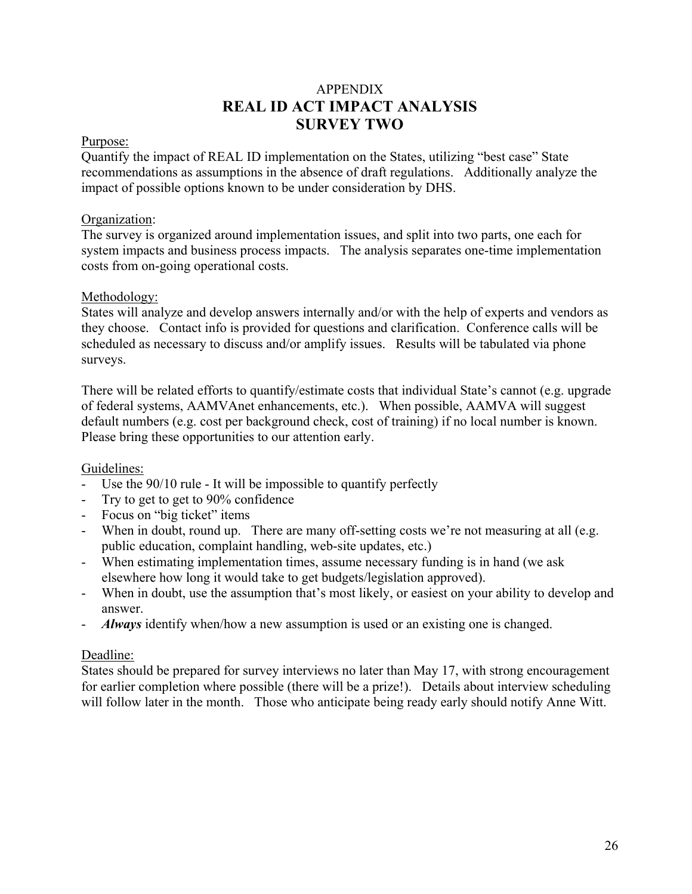# APPENDIX
# REAL ID ACT IMPACT ANALYSIS
# SURVEY TWO

Purpose:

Quantify the impact of REAL ID implementation on the States, utilizing "best case" State recommendations as assumptions in the absence of draft regulations. Additionally analyze the impact of possible options known to be under consideration by DHS.

Organization:

The survey is organized around implementation issues, and split into two parts, one each for system impacts and business process impacts. The analysis separates one-time implementation costs from on-going operational costs.

Methodology:

States will analyze and develop answers internally and/or with the help of experts and vendors as they choose. Contact info is provided for questions and clarification. Conference calls will be scheduled as necessary to discuss and/or amplify issues. Results will be tabulated via phone surveys.

There will be related efforts to quantify/estimate costs that individual State's cannot (e.g. upgrade of federal systems, AAMVAnet enhancements, etc.). When possible, AAMVA will suggest default numbers (e.g. cost per background check, cost of training) if no local number is known. Please bring these opportunities to our attention early.

Guidelines:

- Use the 90/10 rule - It will be impossible to quantify perfectly
- Try to get to get to 90% confidence
- Focus on "big ticket" items
- When in doubt, round up. There are many off-setting costs we're not measuring at all (e.g. public education, complaint handling, web-site updates, etc.)
- When estimating implementation times, assume necessary funding is in hand (we ask elsewhere how long it would take to get budgets/legislation approved).
- When in doubt, use the assumption that's most likely, or easiest on your ability to develop and answer.
- ***Always*** identify when/how a new assumption is used or an existing one is changed.

Deadline:

States should be prepared for survey interviews no later than May 17, with strong encouragement for earlier completion where possible (there will be a prize!). Details about interview scheduling will follow later in the month. Those who anticipate being ready early should notify Anne Witt.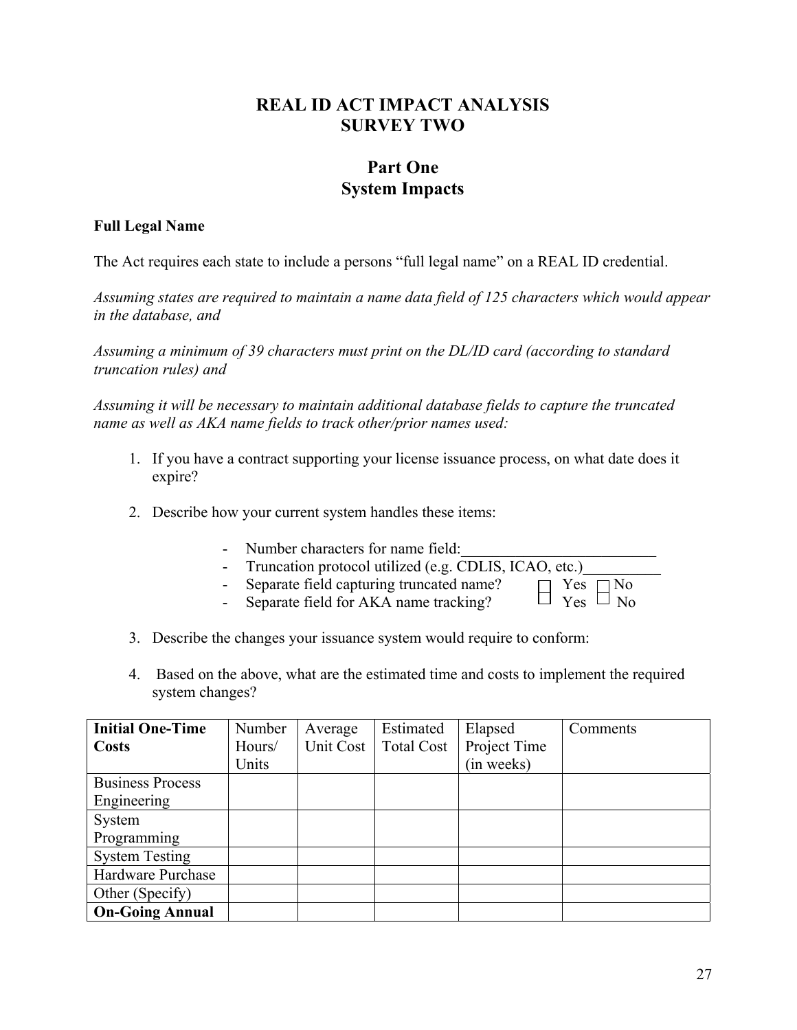# REAL ID ACT IMPACT ANALYSIS
# SURVEY TWO

## Part One
## System Impacts

**Full Legal Name**

The Act requires each state to include a persons "full legal name" on a REAL ID credential.

*Assuming states are required to maintain a name data field of 125 characters which would appear in the database, and*

*Assuming a minimum of 39 characters must print on the DL/ID card (according to standard truncation rules) and*

*Assuming it will be necessary to maintain additional database fields to capture the truncated name as well as AKA name fields to track other/prior names used:*

1. If you have a contract supporting your license issuance process, on what date does it expire?

2. Describe how your current system handles these items:

   - Number characters for name field:_________________________
   - Truncation protocol utilized (e.g. CDLIS, ICAO, etc.)__________
   - Separate field capturing truncated name? ☐ Yes ☐ No
   - Separate field for AKA name tracking? ☐ Yes ☐ No

3. Describe the changes your issuance system would require to conform:

4. Based on the above, what are the estimated time and costs to implement the required system changes?

| **Initial One-Time Costs** | Number Hours/ Units | Average Unit Cost | Estimated Total Cost | Elapsed Project Time (in weeks) | Comments |
|---|---|---|---|---|---|
| Business Process Engineering | | | | | |
| System Programming | | | | | |
| System Testing | | | | | |
| Hardware Purchase | | | | | |
| Other (Specify) | | | | | |
| **On-Going Annual** | | | | | |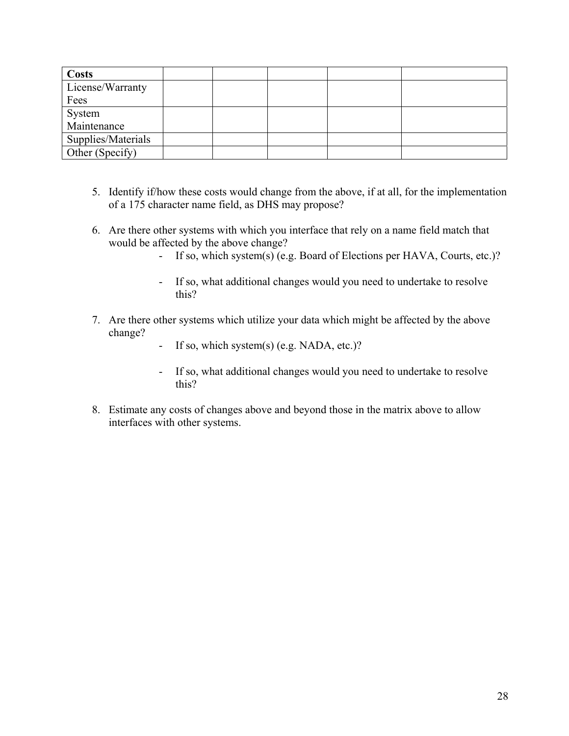| **Costs** | | | | | |
|---|---|---|---|---|---|
| License/Warranty Fees | | | | | |
| System Maintenance | | | | | |
| Supplies/Materials | | | | | |
| Other (Specify) | | | | | |

5. Identify if/how these costs would change from the above, if at all, for the implementation of a 175 character name field, as DHS may propose?

6. Are there other systems with which you interface that rely on a name field match that would be affected by the above change?
   - If so, which system(s) (e.g. Board of Elections per HAVA, Courts, etc.)?
   - If so, what additional changes would you need to undertake to resolve this?

7. Are there other systems which utilize your data which might be affected by the above change?
   - If so, which system(s) (e.g. NADA, etc.)?
   - If so, what additional changes would you need to undertake to resolve this?

8. Estimate any costs of changes above and beyond those in the matrix above to allow interfaces with other systems.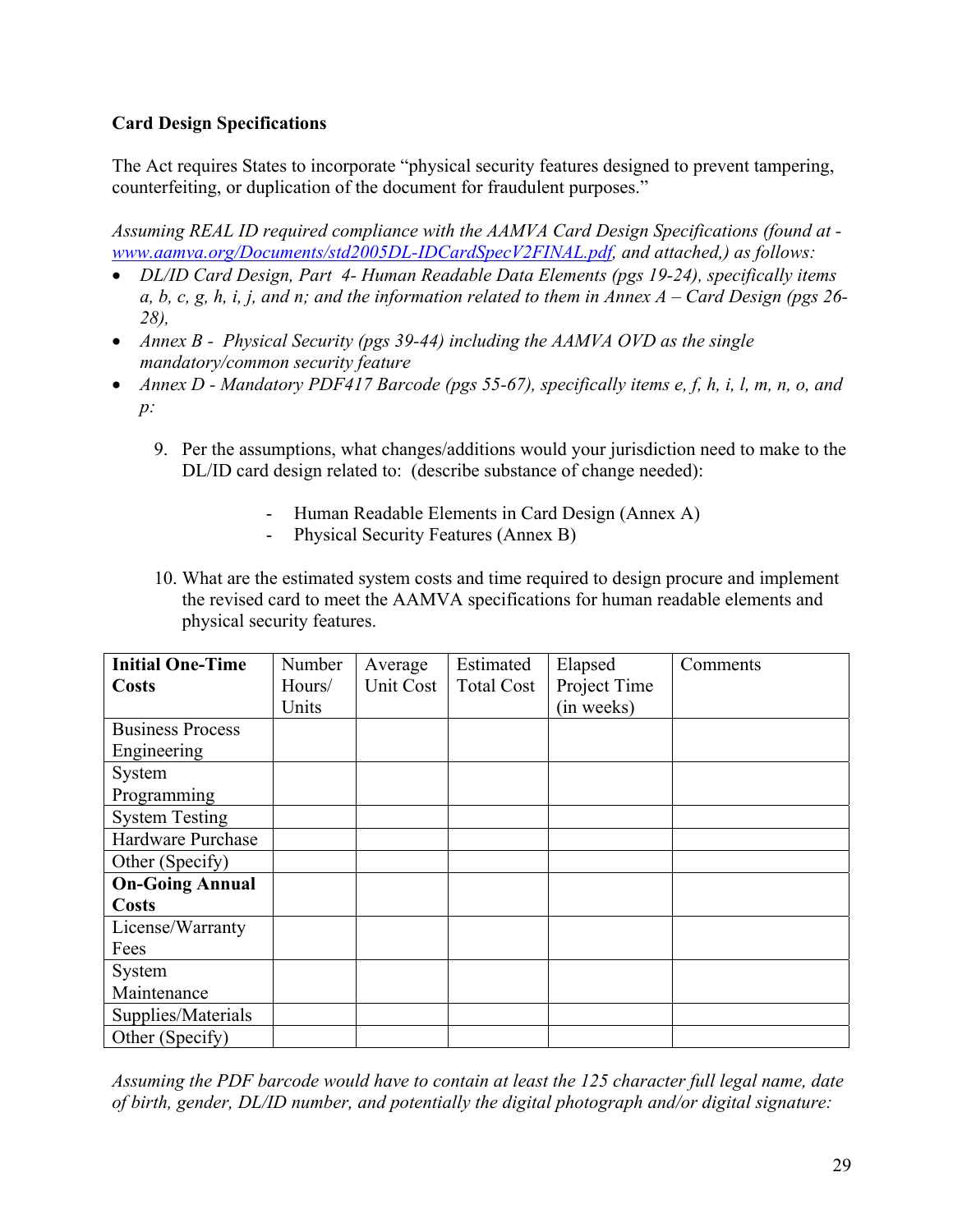**Card Design Specifications**

The Act requires States to incorporate "physical security features designed to prevent tampering, counterfeiting, or duplication of the document for fraudulent purposes."

*Assuming REAL ID required compliance with the AAMVA Card Design Specifications (found at - [www.aamva.org/Documents/std2005DL-IDCardSpecV2FINAL.pdf](www.aamva.org/Documents/std2005DL-IDCardSpecV2FINAL.pdf), and attached,) as follows:*

- *DL/ID Card Design, Part 4- Human Readable Data Elements (pgs 19-24), specifically items a, b, c, g, h, i, j, and n; and the information related to them in Annex A – Card Design (pgs 26-28),*
- *Annex B - Physical Security (pgs 39-44) including the AAMVA OVD as the single mandatory/common security feature*
- *Annex D - Mandatory PDF417 Barcode (pgs 55-67), specifically items e, f, h, i, l, m, n, o, and p:*

9. Per the assumptions, what changes/additions would your jurisdiction need to make to the DL/ID card design related to: (describe substance of change needed):

   - Human Readable Elements in Card Design (Annex A)
   - Physical Security Features (Annex B)

10. What are the estimated system costs and time required to design procure and implement the revised card to meet the AAMVA specifications for human readable elements and physical security features.

| **Initial One-Time Costs** | Number Hours/ Units | Average Unit Cost | Estimated Total Cost | Elapsed Project Time (in weeks) | Comments |
|---|---|---|---|---|---|
| Business Process Engineering | | | | | |
| System Programming | | | | | |
| System Testing | | | | | |
| Hardware Purchase | | | | | |
| Other (Specify) | | | | | |
| **On-Going Annual Costs** | | | | | |
| License/Warranty Fees | | | | | |
| System Maintenance | | | | | |
| Supplies/Materials | | | | | |
| Other (Specify) | | | | | |

*Assuming the PDF barcode would have to contain at least the 125 character full legal name, date of birth, gender, DL/ID number, and potentially the digital photograph and/or digital signature:*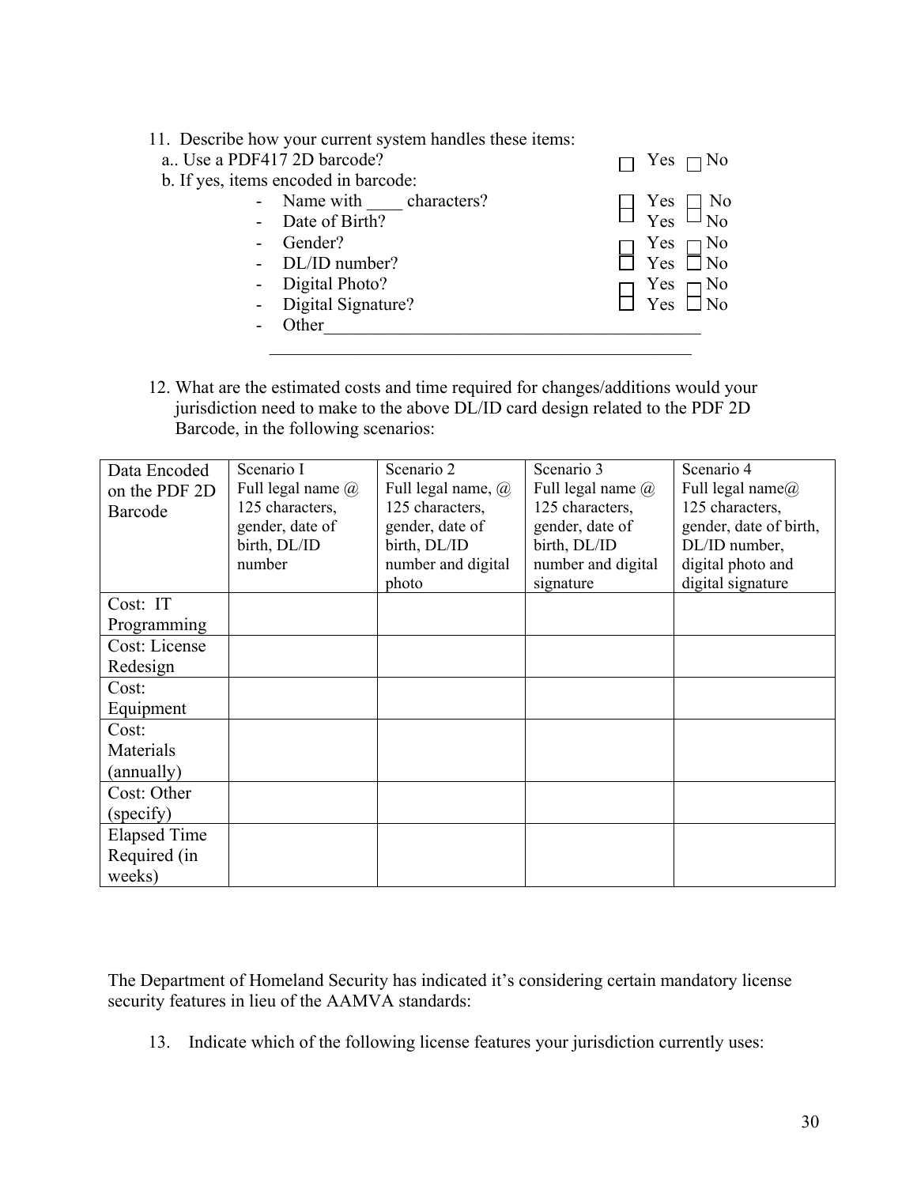11. Describe how your current system handles these items:

   a.. Use a PDF417 2D barcode? ☐ Yes ☐ No

   b. If yes, items encoded in barcode:

   - Name with ____ characters? ☐ Yes ☐ No
   - Date of Birth? ☐ Yes ☐ No
   - Gender? ☐ Yes ☐ No
   - DL/ID number? ☐ Yes ☐ No
   - Digital Photo? ☐ Yes ☐ No
   - Digital Signature? ☐ Yes ☐ No
   - Other_____________________________________________

   ______________________________________________

12. What are the estimated costs and time required for changes/additions would your jurisdiction need to make to the above DL/ID card design related to the PDF 2D Barcode, in the following scenarios:

| Data Encoded on the PDF 2D Barcode | Scenario I Full legal name @ 125 characters, gender, date of birth, DL/ID number | Scenario 2 Full legal name, @ 125 characters, gender, date of birth, DL/ID number and digital photo | Scenario 3 Full legal name @ 125 characters, gender, date of birth, DL/ID number and digital signature | Scenario 4 Full legal name@ 125 characters, gender, date of birth, DL/ID number, digital photo and digital signature |
|---|---|---|---|---|
| Cost: IT Programming | | | | |
| Cost: License Redesign | | | | |
| Cost: Equipment | | | | |
| Cost: Materials (annually) | | | | |
| Cost: Other (specify) | | | | |
| Elapsed Time Required (in weeks) | | | | |

The Department of Homeland Security has indicated it's considering certain mandatory license security features in lieu of the AAMVA standards:

13. Indicate which of the following license features your jurisdiction currently uses: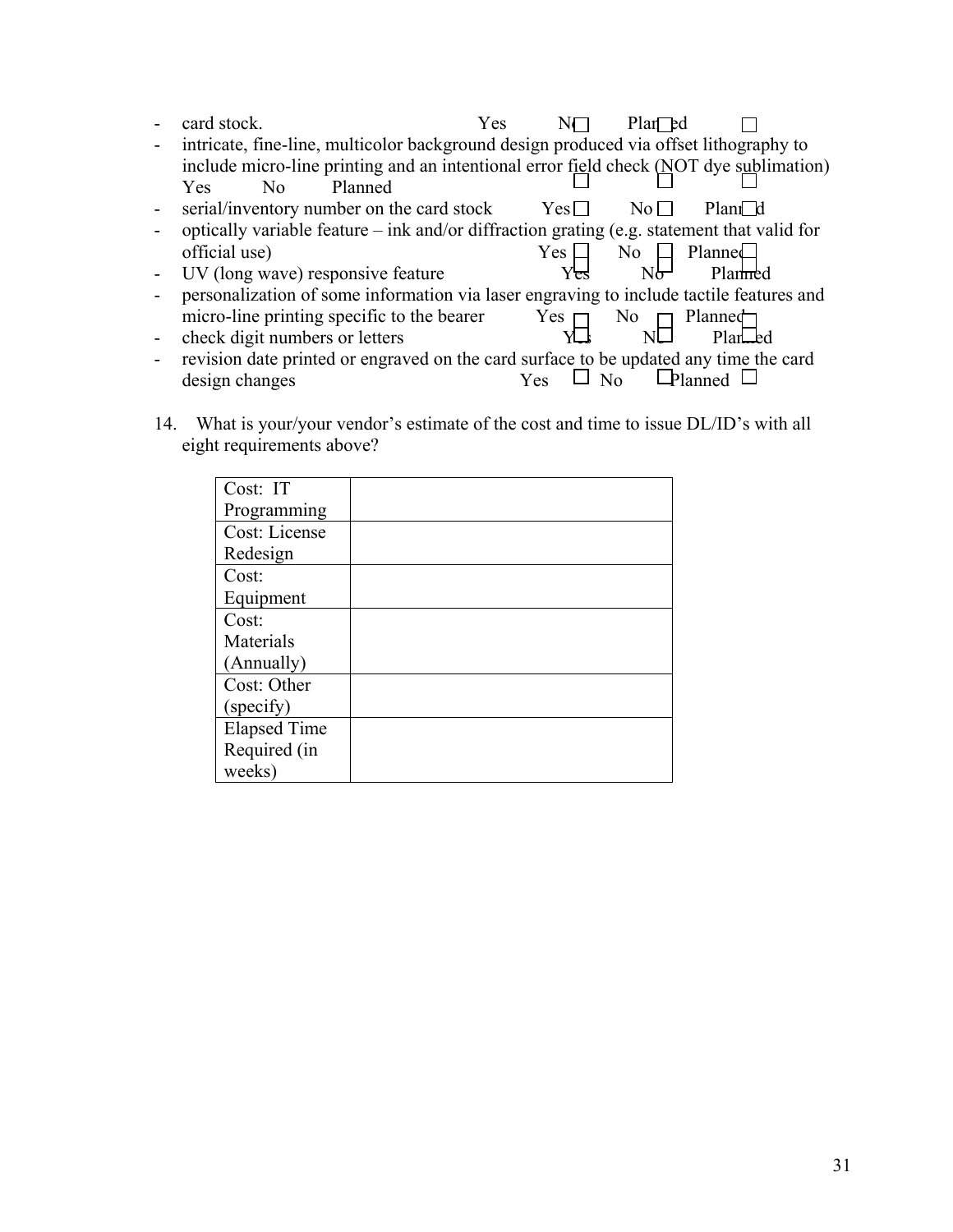- card stock. Yes ☐ No ☐ Planned ☐
- intricate, fine-line, multicolor background design produced via offset lithography to include micro-line printing and an intentional error field check (NOT dye sublimation) Yes ☐ No ☐ Planned ☐
- serial/inventory number on the card stock Yes ☐ No ☐ Planned ☐
- optically variable feature – ink and/or diffraction grating (e.g. statement that valid for official use) Yes ☐ No ☐ Planned ☐
- UV (long wave) responsive feature Yes ☐ No ☐ Planned ☐
- personalization of some information via laser engraving to include tactile features and micro-line printing specific to the bearer Yes ☐ No ☐ Planned ☐
- check digit numbers or letters Yes ☐ No ☐ Planned ☐
- revision date printed or engraved on the card surface to be updated any time the card design changes Yes ☐ No ☐ Planned ☐

14. What is your/your vendor's estimate of the cost and time to issue DL/ID's with all eight requirements above?

| | |
|---|---|
| Cost: IT Programming | |
| Cost: License Redesign | |
| Cost: Equipment | |
| Cost: Materials (Annually) | |
| Cost: Other (specify) | |
| Elapsed Time Required (in weeks) | |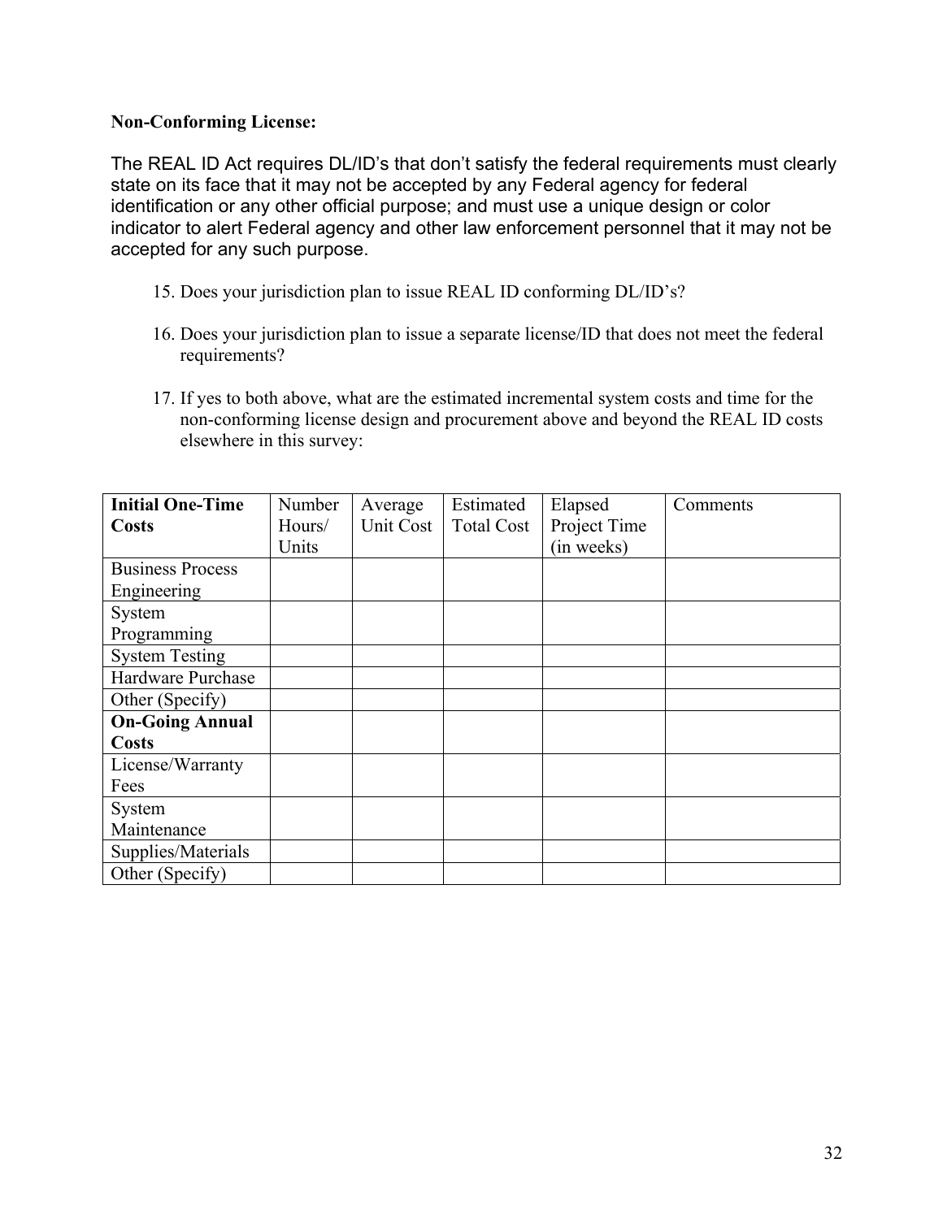**Non-Conforming License:**

The REAL ID Act requires DL/ID's that don't satisfy the federal requirements must clearly state on its face that it may not be accepted by any Federal agency for federal identification or any other official purpose; and must use a unique design or color indicator to alert Federal agency and other law enforcement personnel that it may not be accepted for any such purpose.

15. Does your jurisdiction plan to issue REAL ID conforming DL/ID's?

16. Does your jurisdiction plan to issue a separate license/ID that does not meet the federal requirements?

17. If yes to both above, what are the estimated incremental system costs and time for the non-conforming license design and procurement above and beyond the REAL ID costs elsewhere in this survey:

| **Initial One-Time Costs** | Number Hours/ Units | Average Unit Cost | Estimated Total Cost | Elapsed Project Time (in weeks) | Comments |
|---|---|---|---|---|---|
| Business Process Engineering | | | | | |
| System Programming | | | | | |
| System Testing | | | | | |
| Hardware Purchase | | | | | |
| Other (Specify) | | | | | |
| **On-Going Annual Costs** | | | | | |
| License/Warranty Fees | | | | | |
| System Maintenance | | | | | |
| Supplies/Materials | | | | | |
| Other (Specify) | | | | | |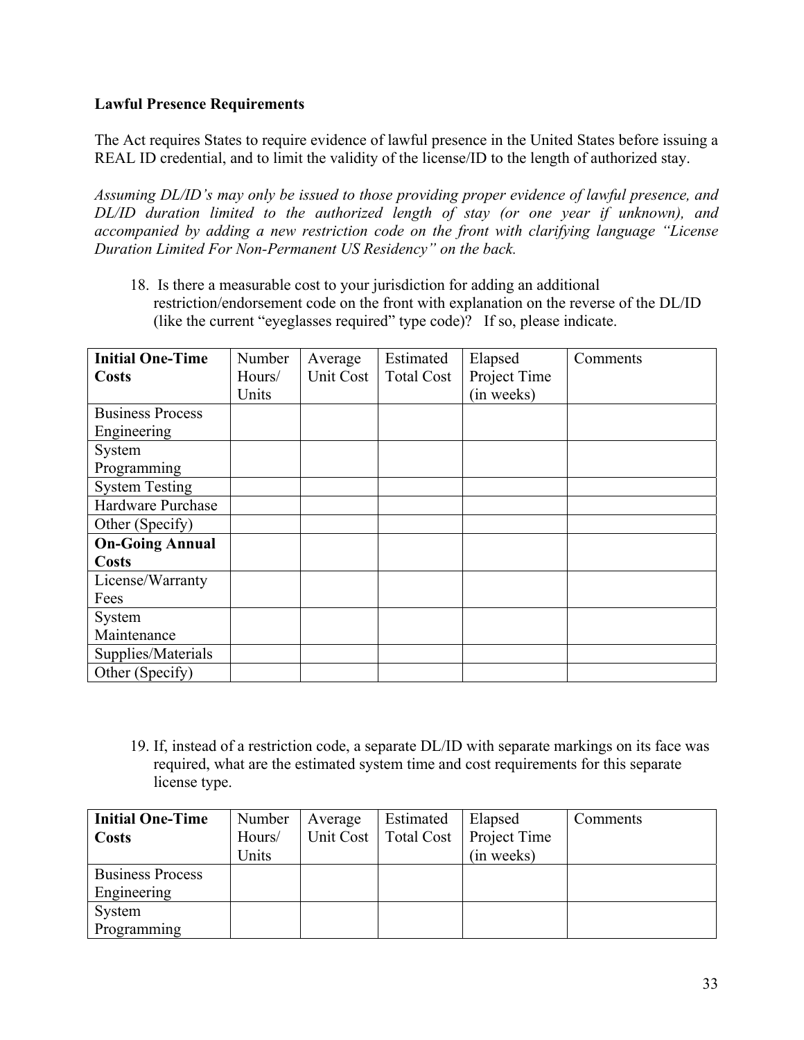**Lawful Presence Requirements**

The Act requires States to require evidence of lawful presence in the United States before issuing a REAL ID credential, and to limit the validity of the license/ID to the length of authorized stay.

*Assuming DL/ID's may only be issued to those providing proper evidence of lawful presence, and DL/ID duration limited to the authorized length of stay (or one year if unknown), and accompanied by adding a new restriction code on the front with clarifying language "License Duration Limited For Non-Permanent US Residency" on the back.*

18. Is there a measurable cost to your jurisdiction for adding an additional restriction/endorsement code on the front with explanation on the reverse of the DL/ID (like the current "eyeglasses required" type code)? If so, please indicate.

| **Initial One-Time Costs** | Number Hours/ Units | Average Unit Cost | Estimated Total Cost | Elapsed Project Time (in weeks) | Comments |
|---|---|---|---|---|---|
| Business Process Engineering | | | | | |
| System Programming | | | | | |
| System Testing | | | | | |
| Hardware Purchase | | | | | |
| Other (Specify) | | | | | |
| **On-Going Annual Costs** | | | | | |
| License/Warranty Fees | | | | | |
| System Maintenance | | | | | |
| Supplies/Materials | | | | | |
| Other (Specify) | | | | | |

19. If, instead of a restriction code, a separate DL/ID with separate markings on its face was required, what are the estimated system time and cost requirements for this separate license type.

| **Initial One-Time Costs** | Number Hours/ Units | Average Unit Cost | Estimated Total Cost | Elapsed Project Time (in weeks) | Comments |
|---|---|---|---|---|---|
| Business Process Engineering | | | | | |
| System Programming | | | | | |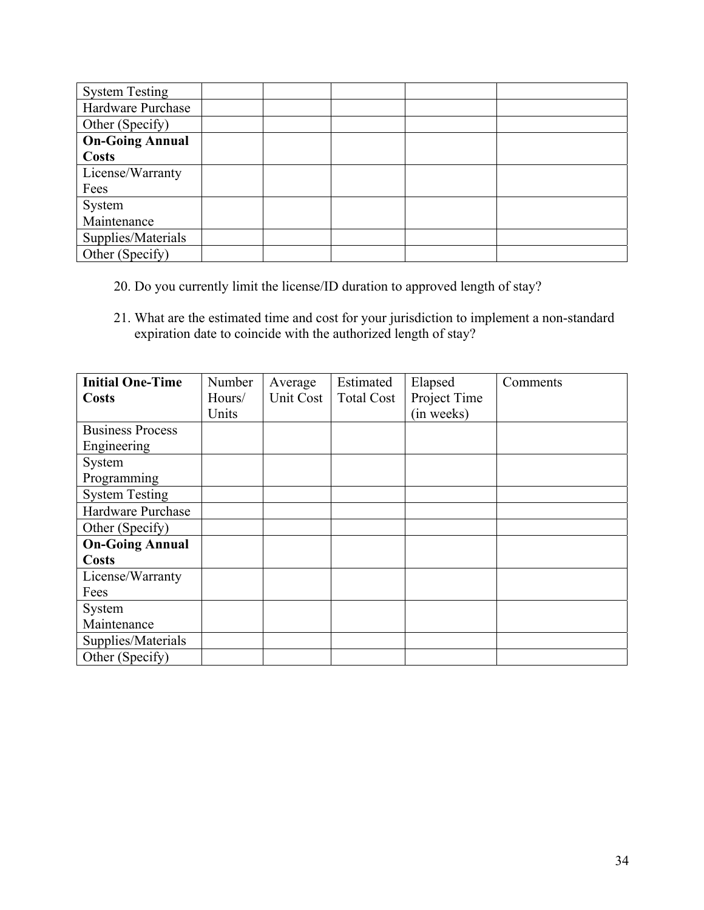| | | | | | |
|---|---|---|---|---|---|
| System Testing | | | | | |
| Hardware Purchase | | | | | |
| Other (Specify) | | | | | |
| **On-Going Annual Costs** | | | | | |
| License/Warranty Fees | | | | | |
| System Maintenance | | | | | |
| Supplies/Materials | | | | | |
| Other (Specify) | | | | | |

20. Do you currently limit the license/ID duration to approved length of stay?

21. What are the estimated time and cost for your jurisdiction to implement a non-standard expiration date to coincide with the authorized length of stay?

| **Initial One-Time Costs** | Number Hours/ Units | Average Unit Cost | Estimated Total Cost | Elapsed Project Time (in weeks) | Comments |
|---|---|---|---|---|---|
| Business Process Engineering | | | | | |
| System Programming | | | | | |
| System Testing | | | | | |
| Hardware Purchase | | | | | |
| Other (Specify) | | | | | |
| **On-Going Annual Costs** | | | | | |
| License/Warranty Fees | | | | | |
| System Maintenance | | | | | |
| Supplies/Materials | | | | | |
| Other (Specify) | | | | | |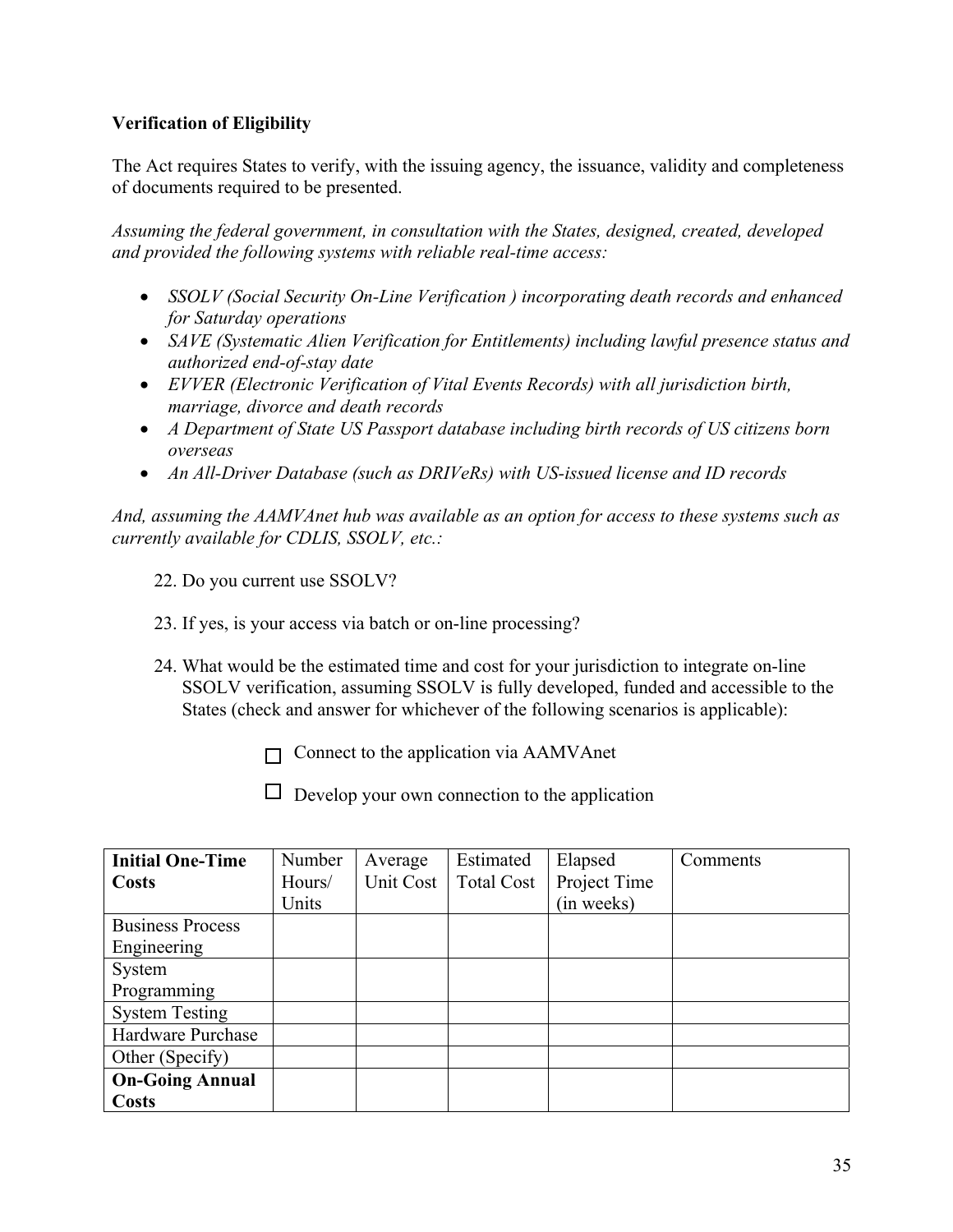**Verification of Eligibility**

The Act requires States to verify, with the issuing agency, the issuance, validity and completeness of documents required to be presented.

*Assuming the federal government, in consultation with the States, designed, created, developed and provided the following systems with reliable real-time access:*

- *SSOLV (Social Security On-Line Verification ) incorporating death records and enhanced for Saturday operations*
- *SAVE (Systematic Alien Verification for Entitlements) including lawful presence status and authorized end-of-stay date*
- *EVVER (Electronic Verification of Vital Events Records) with all jurisdiction birth, marriage, divorce and death records*
- *A Department of State US Passport database including birth records of US citizens born overseas*
- *An All-Driver Database (such as DRIVeRs) with US-issued license and ID records*

*And, assuming the AAMVAnet hub was available as an option for access to these systems such as currently available for CDLIS, SSOLV, etc.:*

22. Do you current use SSOLV?

23. If yes, is your access via batch or on-line processing?

24. What would be the estimated time and cost for your jurisdiction to integrate on-line SSOLV verification, assuming SSOLV is fully developed, funded and accessible to the States (check and answer for whichever of the following scenarios is applicable):

☐ Connect to the application via AAMVAnet

☐ Develop your own connection to the application

| **Initial One-Time Costs** | Number Hours/ Units | Average Unit Cost | Estimated Total Cost | Elapsed Project Time (in weeks) | Comments |
|---|---|---|---|---|---|
| Business Process Engineering | | | | | |
| System Programming | | | | | |
| System Testing | | | | | |
| Hardware Purchase | | | | | |
| Other (Specify) | | | | | |
| **On-Going Annual Costs** | | | | | |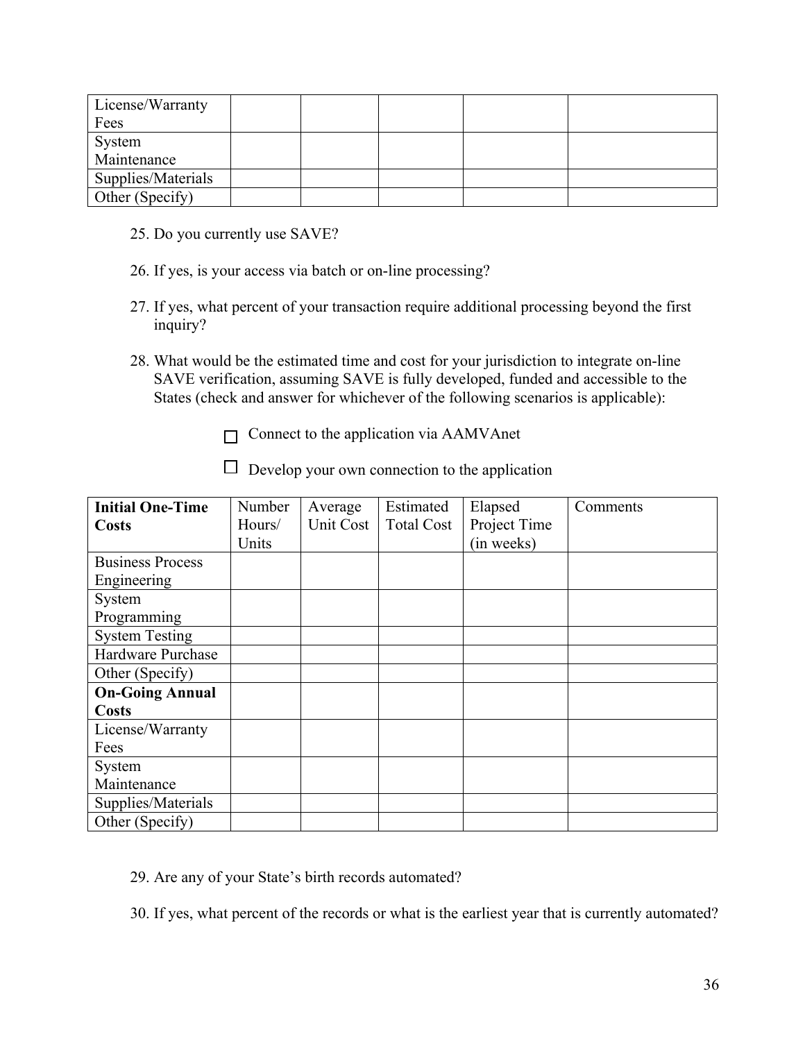| License/Warranty Fees | | | | | |
|---|---|---|---|---|---|
| System Maintenance | | | | | |
| Supplies/Materials | | | | | |
| Other (Specify) | | | | | |

25. Do you currently use SAVE?

26. If yes, is your access via batch or on-line processing?

27. If yes, what percent of your transaction require additional processing beyond the first inquiry?

28. What would be the estimated time and cost for your jurisdiction to integrate on-line SAVE verification, assuming SAVE is fully developed, funded and accessible to the States (check and answer for whichever of the following scenarios is applicable):

☐ Connect to the application via AAMVAnet

☐ Develop your own connection to the application

| **Initial One-Time Costs** | Number Hours/ Units | Average Unit Cost | Estimated Total Cost | Elapsed Project Time (in weeks) | Comments |
|---|---|---|---|---|---|
| Business Process Engineering | | | | | |
| System Programming | | | | | |
| System Testing | | | | | |
| Hardware Purchase | | | | | |
| Other (Specify) | | | | | |
| **On-Going Annual Costs** | | | | | |
| License/Warranty Fees | | | | | |
| System Maintenance | | | | | |
| Supplies/Materials | | | | | |
| Other (Specify) | | | | | |

29. Are any of your State's birth records automated?

30. If yes, what percent of the records or what is the earliest year that is currently automated?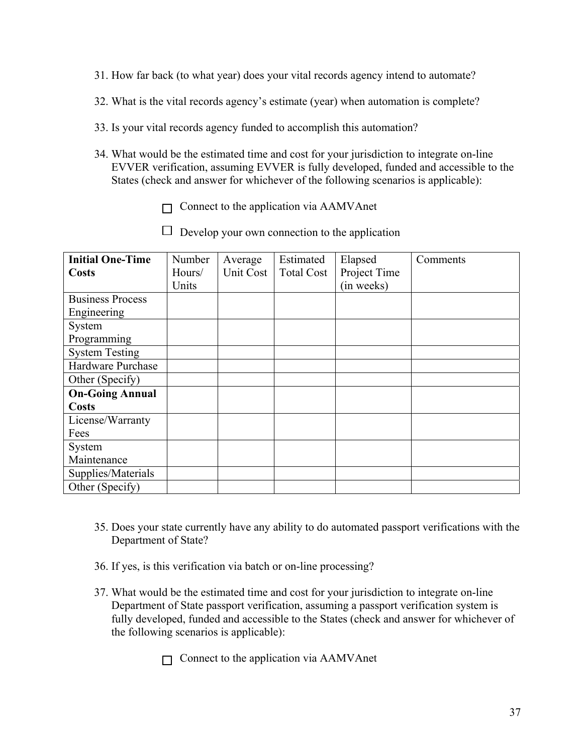31. How far back (to what year) does your vital records agency intend to automate?

32. What is the vital records agency's estimate (year) when automation is complete?

33. Is your vital records agency funded to accomplish this automation?

34. What would be the estimated time and cost for your jurisdiction to integrate on-line EVVER verification, assuming EVVER is fully developed, funded and accessible to the States (check and answer for whichever of the following scenarios is applicable):

    ☐ Connect to the application via AAMVAnet

    ☐ Develop your own connection to the application

| **Initial One-Time Costs** | Number Hours/ Units | Average Unit Cost | Estimated Total Cost | Elapsed Project Time (in weeks) | Comments |
|---|---|---|---|---|---|
| Business Process Engineering | | | | | |
| System Programming | | | | | |
| System Testing | | | | | |
| Hardware Purchase | | | | | |
| Other (Specify) | | | | | |
| **On-Going Annual Costs** | | | | | |
| License/Warranty Fees | | | | | |
| System Maintenance | | | | | |
| Supplies/Materials | | | | | |
| Other (Specify) | | | | | |

35. Does your state currently have any ability to do automated passport verifications with the Department of State?

36. If yes, is this verification via batch or on-line processing?

37. What would be the estimated time and cost for your jurisdiction to integrate on-line Department of State passport verification, assuming a passport verification system is fully developed, funded and accessible to the States (check and answer for whichever of the following scenarios is applicable):

    ☐ Connect to the application via AAMVAnet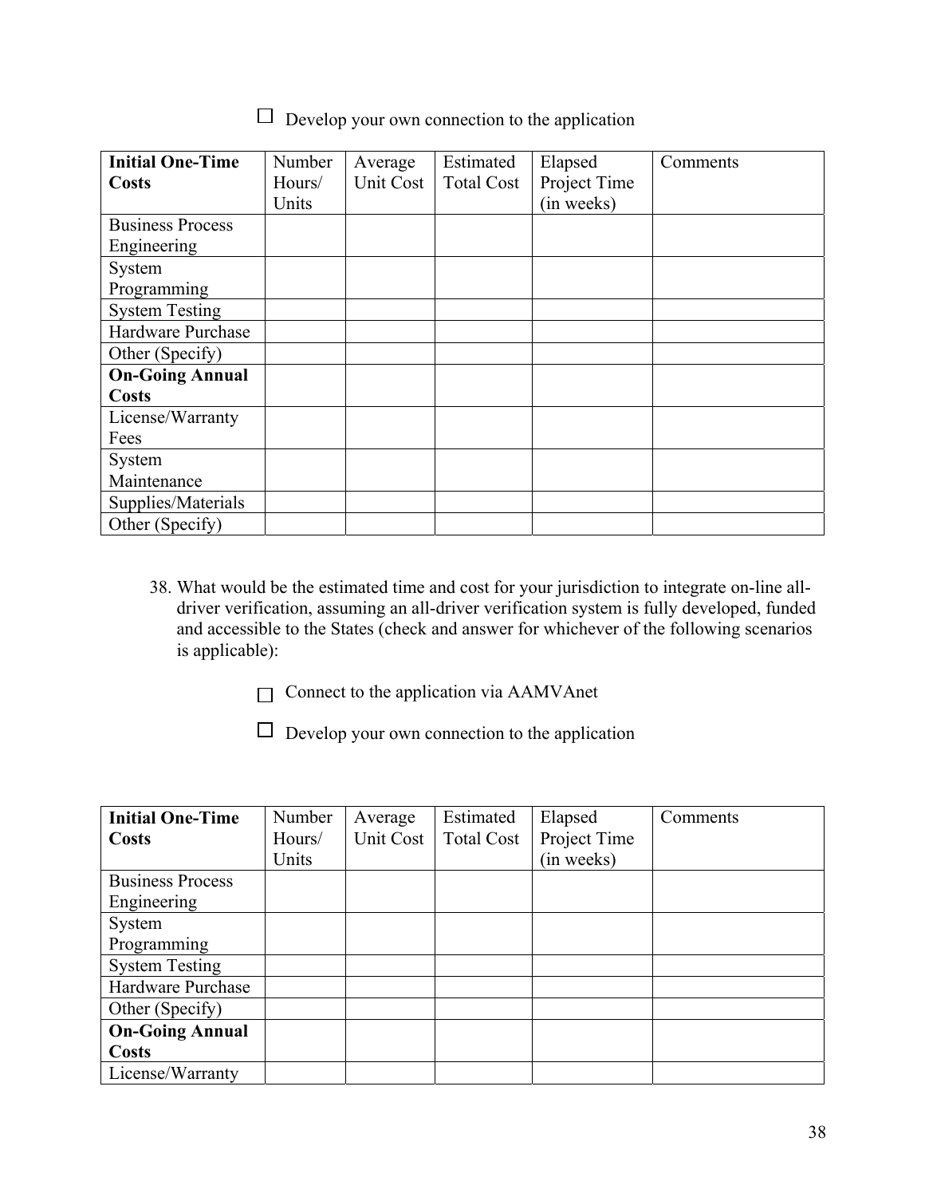☐ Develop your own connection to the application

| **Initial One-Time Costs** | Number Hours/ Units | Average Unit Cost | Estimated Total Cost | Elapsed Project Time (in weeks) | Comments |
|---|---|---|---|---|---|
| Business Process Engineering | | | | | |
| System Programming | | | | | |
| System Testing | | | | | |
| Hardware Purchase | | | | | |
| Other (Specify) | | | | | |
| **On-Going Annual Costs** | | | | | |
| License/Warranty Fees | | | | | |
| System Maintenance | | | | | |
| Supplies/Materials | | | | | |
| Other (Specify) | | | | | |

38. What would be the estimated time and cost for your jurisdiction to integrate on-line all-driver verification, assuming an all-driver verification system is fully developed, funded and accessible to the States (check and answer for whichever of the following scenarios is applicable):

☐ Connect to the application via AAMVAnet

☐ Develop your own connection to the application

| **Initial One-Time Costs** | Number Hours/ Units | Average Unit Cost | Estimated Total Cost | Elapsed Project Time (in weeks) | Comments |
|---|---|---|---|---|---|
| Business Process Engineering | | | | | |
| System Programming | | | | | |
| System Testing | | | | | |
| Hardware Purchase | | | | | |
| Other (Specify) | | | | | |
| **On-Going Annual Costs** | | | | | |
| License/Warranty | | | | | |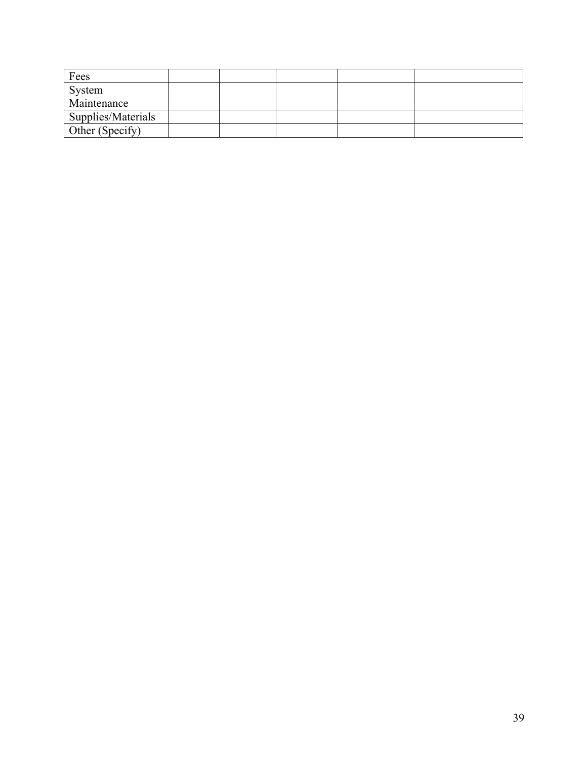| Fees | | | | | |
|---|---|---|---|---|---|
| System Maintenance | | | | | |
| Supplies/Materials | | | | | |
| Other (Specify) | | | | | |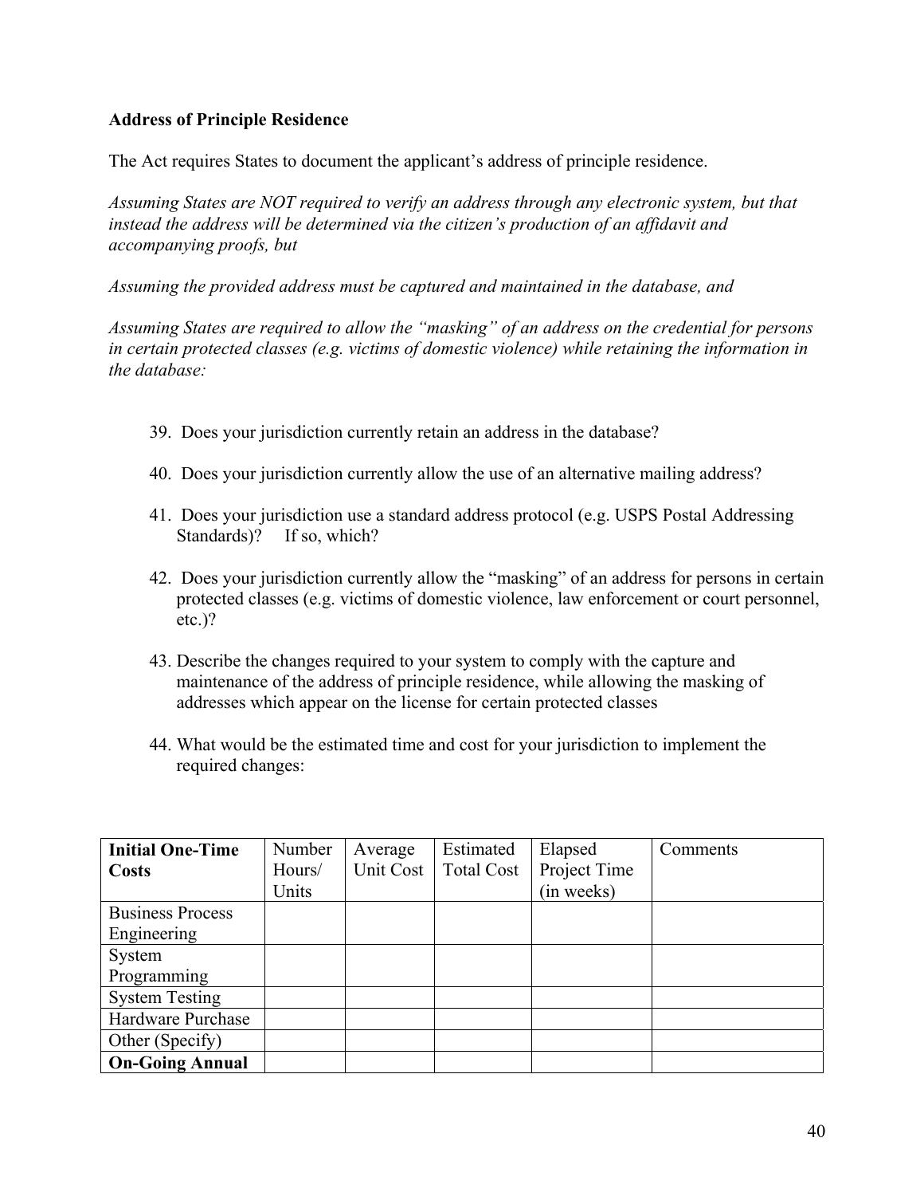**Address of Principle Residence**

The Act requires States to document the applicant's address of principle residence.

*Assuming States are NOT required to verify an address through any electronic system, but that instead the address will be determined via the citizen's production of an affidavit and accompanying proofs, but*

*Assuming the provided address must be captured and maintained in the database, and*

*Assuming States are required to allow the "masking" of an address on the credential for persons in certain protected classes (e.g. victims of domestic violence) while retaining the information in the database:*

39. Does your jurisdiction currently retain an address in the database?

40. Does your jurisdiction currently allow the use of an alternative mailing address?

41. Does your jurisdiction use a standard address protocol (e.g. USPS Postal Addressing Standards)? If so, which?

42. Does your jurisdiction currently allow the "masking" of an address for persons in certain protected classes (e.g. victims of domestic violence, law enforcement or court personnel, etc.)?

43. Describe the changes required to your system to comply with the capture and maintenance of the address of principle residence, while allowing the masking of addresses which appear on the license for certain protected classes

44. What would be the estimated time and cost for your jurisdiction to implement the required changes:

| **Initial One-Time Costs** | Number Hours/ Units | Average Unit Cost | Estimated Total Cost | Elapsed Project Time (in weeks) | Comments |
|---|---|---|---|---|---|
| Business Process Engineering | | | | | |
| System Programming | | | | | |
| System Testing | | | | | |
| Hardware Purchase | | | | | |
| Other (Specify) | | | | | |
| **On-Going Annual** | | | | | |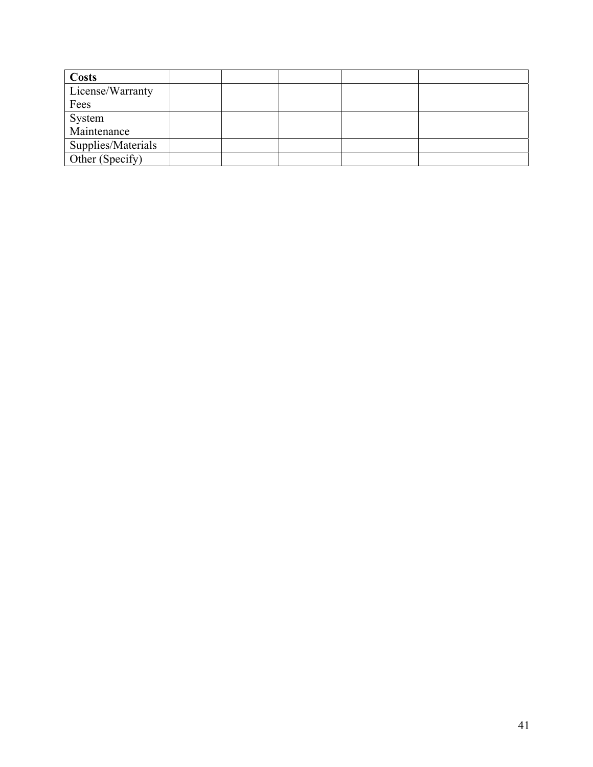| **Costs** | | | | | |
| --- | --- | --- | --- | --- | --- |
| License/Warranty Fees | | | | | |
| System Maintenance | | | | | |
| Supplies/Materials | | | | | |
| Other (Specify) | | | | | |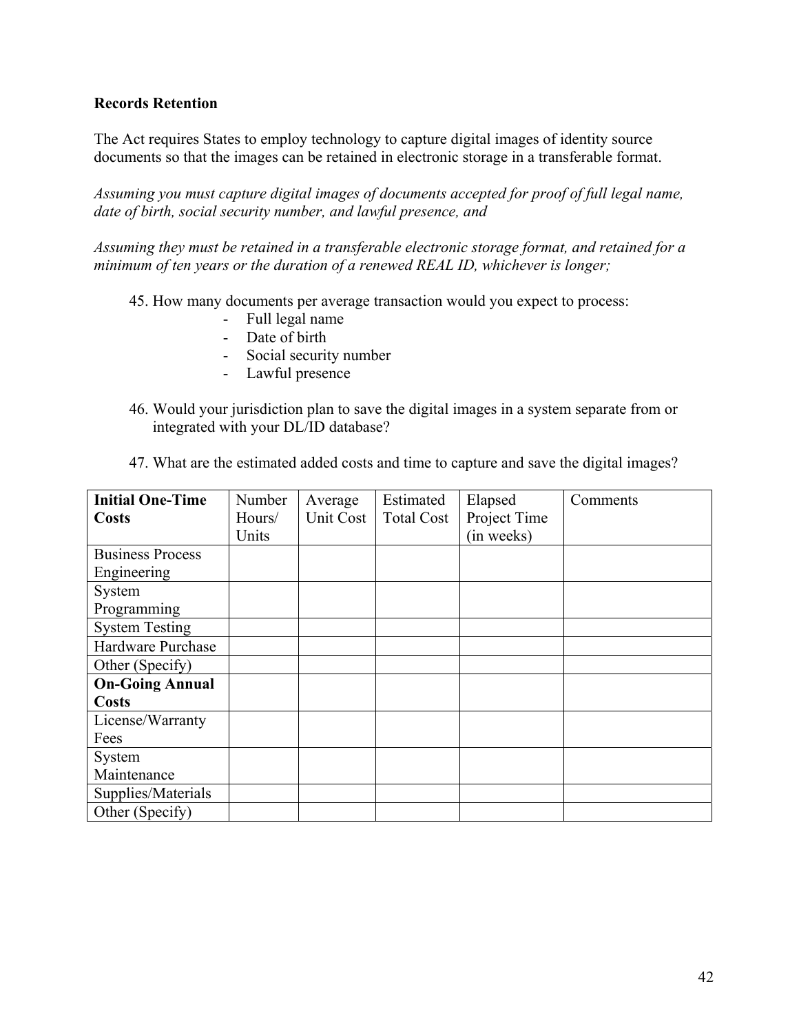**Records Retention**

The Act requires States to employ technology to capture digital images of identity source documents so that the images can be retained in electronic storage in a transferable format.

*Assuming you must capture digital images of documents accepted for proof of full legal name, date of birth, social security number, and lawful presence, and*

*Assuming they must be retained in a transferable electronic storage format, and retained for a minimum of ten years or the duration of a renewed REAL ID, whichever is longer;*

45. How many documents per average transaction would you expect to process:
    - Full legal name
    - Date of birth
    - Social security number
    - Lawful presence

46. Would your jurisdiction plan to save the digital images in a system separate from or integrated with your DL/ID database?

47. What are the estimated added costs and time to capture and save the digital images?

| **Initial One-Time Costs** | Number Hours/ Units | Average Unit Cost | Estimated Total Cost | Elapsed Project Time (in weeks) | Comments |
|---|---|---|---|---|---|
| Business Process Engineering | | | | | |
| System Programming | | | | | |
| System Testing | | | | | |
| Hardware Purchase | | | | | |
| Other (Specify) | | | | | |
| **On-Going Annual Costs** | | | | | |
| License/Warranty Fees | | | | | |
| System Maintenance | | | | | |
| Supplies/Materials | | | | | |
| Other (Specify) | | | | | |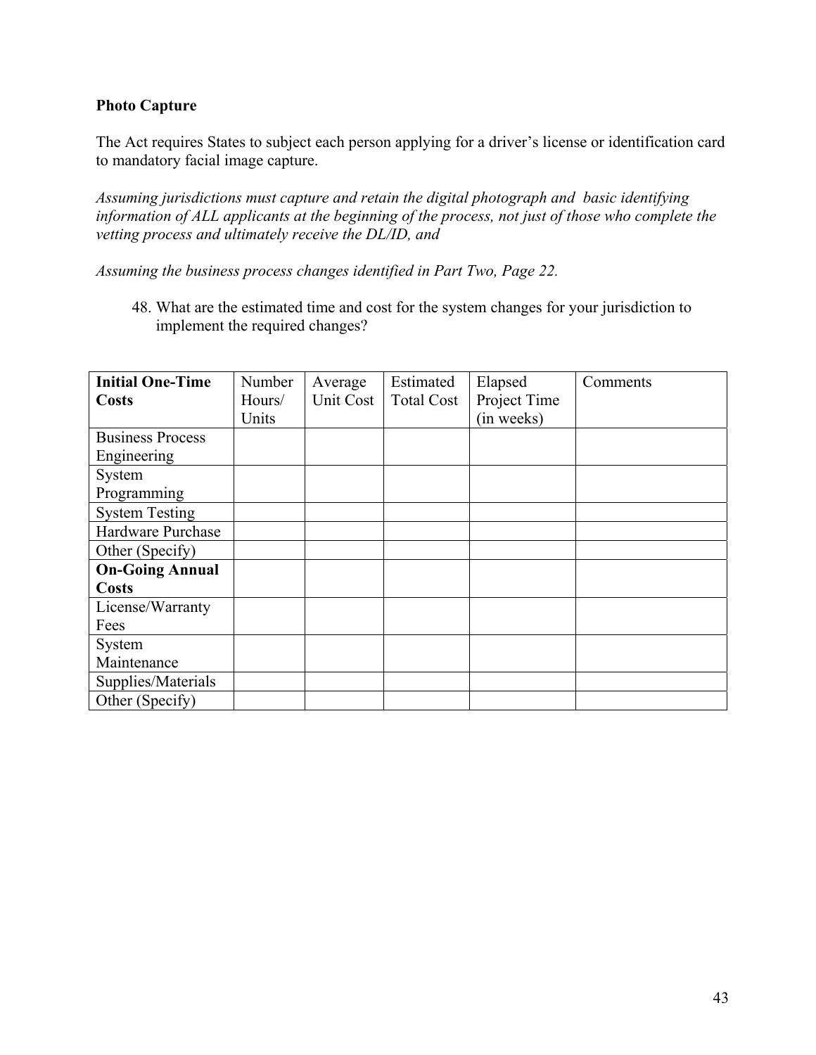**Photo Capture**

The Act requires States to subject each person applying for a driver's license or identification card to mandatory facial image capture.

*Assuming jurisdictions must capture and retain the digital photograph and basic identifying information of ALL applicants at the beginning of the process, not just of those who complete the vetting process and ultimately receive the DL/ID, and*

*Assuming the business process changes identified in Part Two, Page 22.*

48. What are the estimated time and cost for the system changes for your jurisdiction to implement the required changes?

| **Initial One-Time Costs** | Number Hours/ Units | Average Unit Cost | Estimated Total Cost | Elapsed Project Time (in weeks) | Comments |
|---|---|---|---|---|---|
| Business Process Engineering | | | | | |
| System Programming | | | | | |
| System Testing | | | | | |
| Hardware Purchase | | | | | |
| Other (Specify) | | | | | |
| **On-Going Annual Costs** | | | | | |
| License/Warranty Fees | | | | | |
| System Maintenance | | | | | |
| Supplies/Materials | | | | | |
| Other (Specify) | | | | | |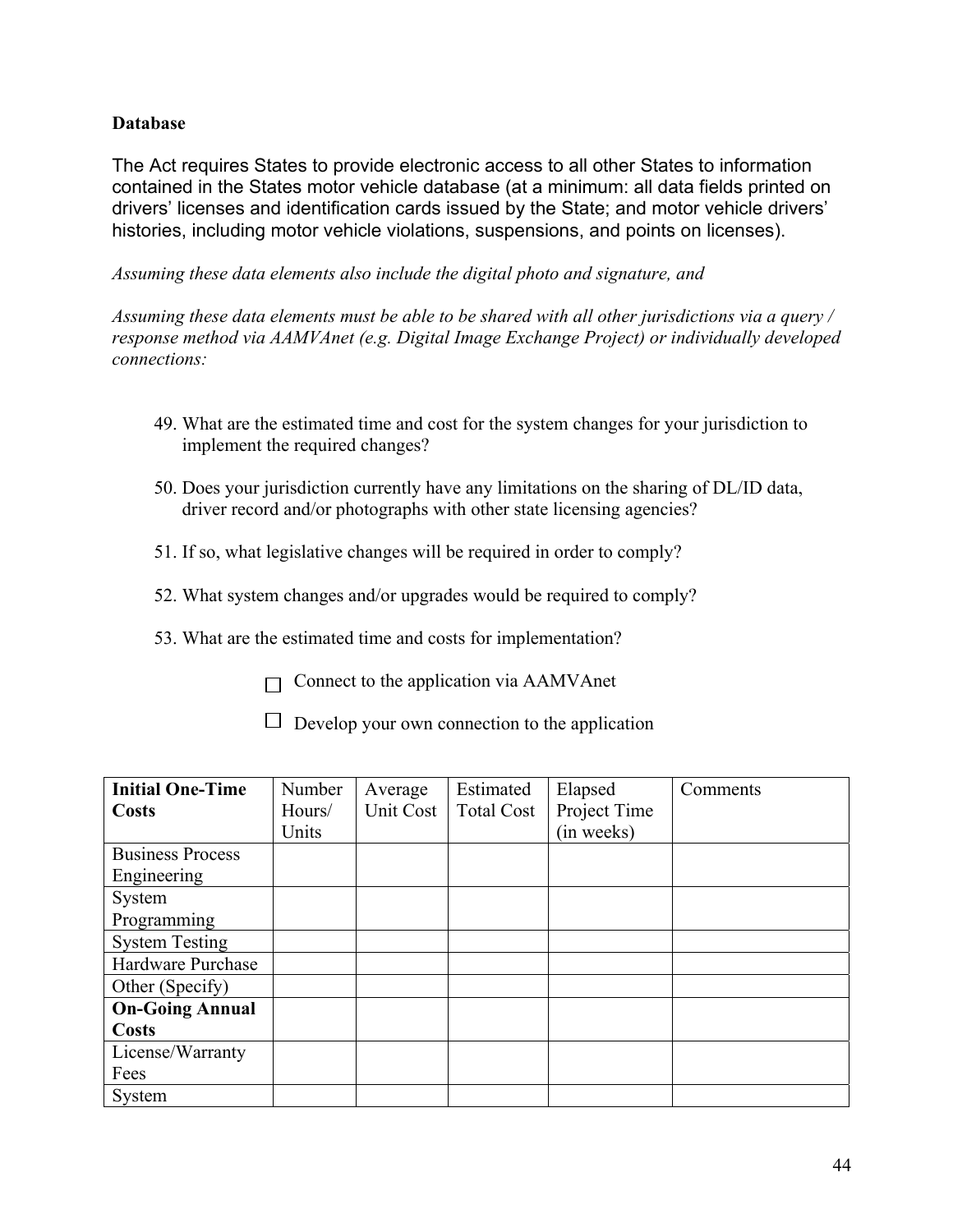**Database**

The Act requires States to provide electronic access to all other States to information contained in the States motor vehicle database (at a minimum: all data fields printed on drivers' licenses and identification cards issued by the State; and motor vehicle drivers' histories, including motor vehicle violations, suspensions, and points on licenses).

*Assuming these data elements also include the digital photo and signature, and*

*Assuming these data elements must be able to be shared with all other jurisdictions via a query / response method via AAMVAnet (e.g. Digital Image Exchange Project) or individually developed connections:*

49. What are the estimated time and cost for the system changes for your jurisdiction to implement the required changes?

50. Does your jurisdiction currently have any limitations on the sharing of DL/ID data, driver record and/or photographs with other state licensing agencies?

51. If so, what legislative changes will be required in order to comply?

52. What system changes and/or upgrades would be required to comply?

53. What are the estimated time and costs for implementation?

☐ Connect to the application via AAMVAnet

☐ Develop your own connection to the application

| **Initial One-Time Costs** | Number Hours/ Units | Average Unit Cost | Estimated Total Cost | Elapsed Project Time (in weeks) | Comments |
|---|---|---|---|---|---|
| Business Process Engineering | | | | | |
| System Programming | | | | | |
| System Testing | | | | | |
| Hardware Purchase | | | | | |
| Other (Specify) | | | | | |
| **On-Going Annual Costs** | | | | | |
| License/Warranty Fees | | | | | |
| System | | | | | |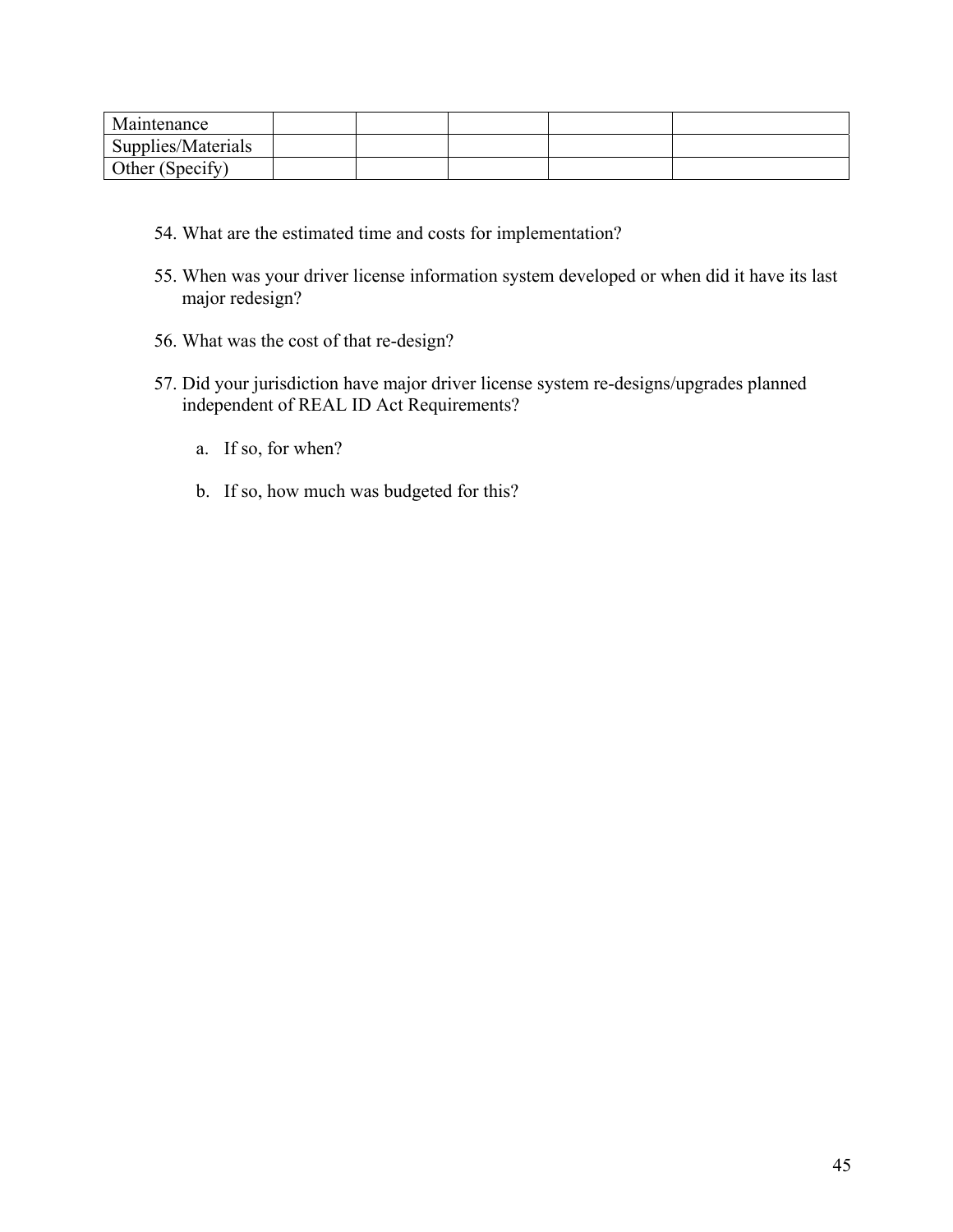| | | | | | |
|---|---|---|---|---|---|
| Maintenance | | | | | |
| Supplies/Materials | | | | | |
| Other (Specify) | | | | | |

54. What are the estimated time and costs for implementation?

55. When was your driver license information system developed or when did it have its last major redesign?

56. What was the cost of that re-design?

57. Did your jurisdiction have major driver license system re-designs/upgrades planned independent of REAL ID Act Requirements?

    a. If so, for when?

    b. If so, how much was budgeted for this?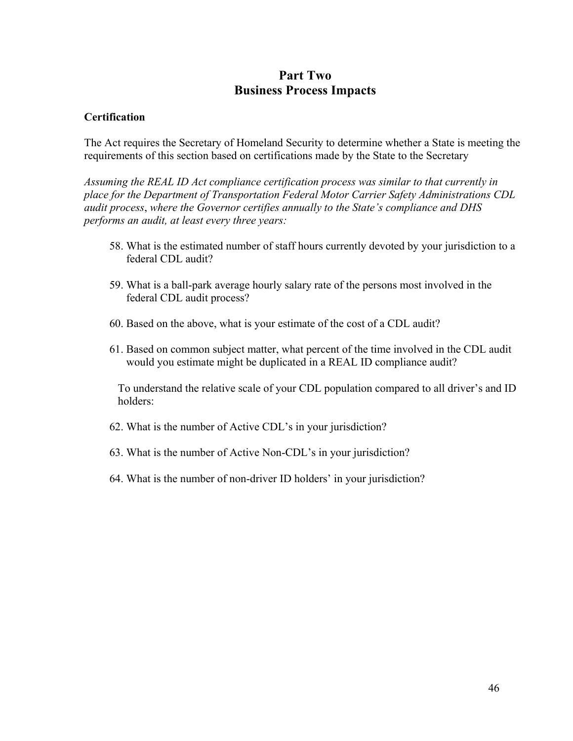## Part Two
## Business Process Impacts

**Certification**

The Act requires the Secretary of Homeland Security to determine whether a State is meeting the requirements of this section based on certifications made by the State to the Secretary

*Assuming the REAL ID Act compliance certification process was similar to that currently in place for the Department of Transportation Federal Motor Carrier Safety Administrations CDL audit process*, *where the Governor certifies annually to the State's compliance and DHS performs an audit, at least every three years:*

58. What is the estimated number of staff hours currently devoted by your jurisdiction to a federal CDL audit?

59. What is a ball-park average hourly salary rate of the persons most involved in the federal CDL audit process?

60. Based on the above, what is your estimate of the cost of a CDL audit?

61. Based on common subject matter, what percent of the time involved in the CDL audit would you estimate might be duplicated in a REAL ID compliance audit?

To understand the relative scale of your CDL population compared to all driver's and ID holders:

62. What is the number of Active CDL's in your jurisdiction?

63. What is the number of Active Non-CDL's in your jurisdiction?

64. What is the number of non-driver ID holders' in your jurisdiction?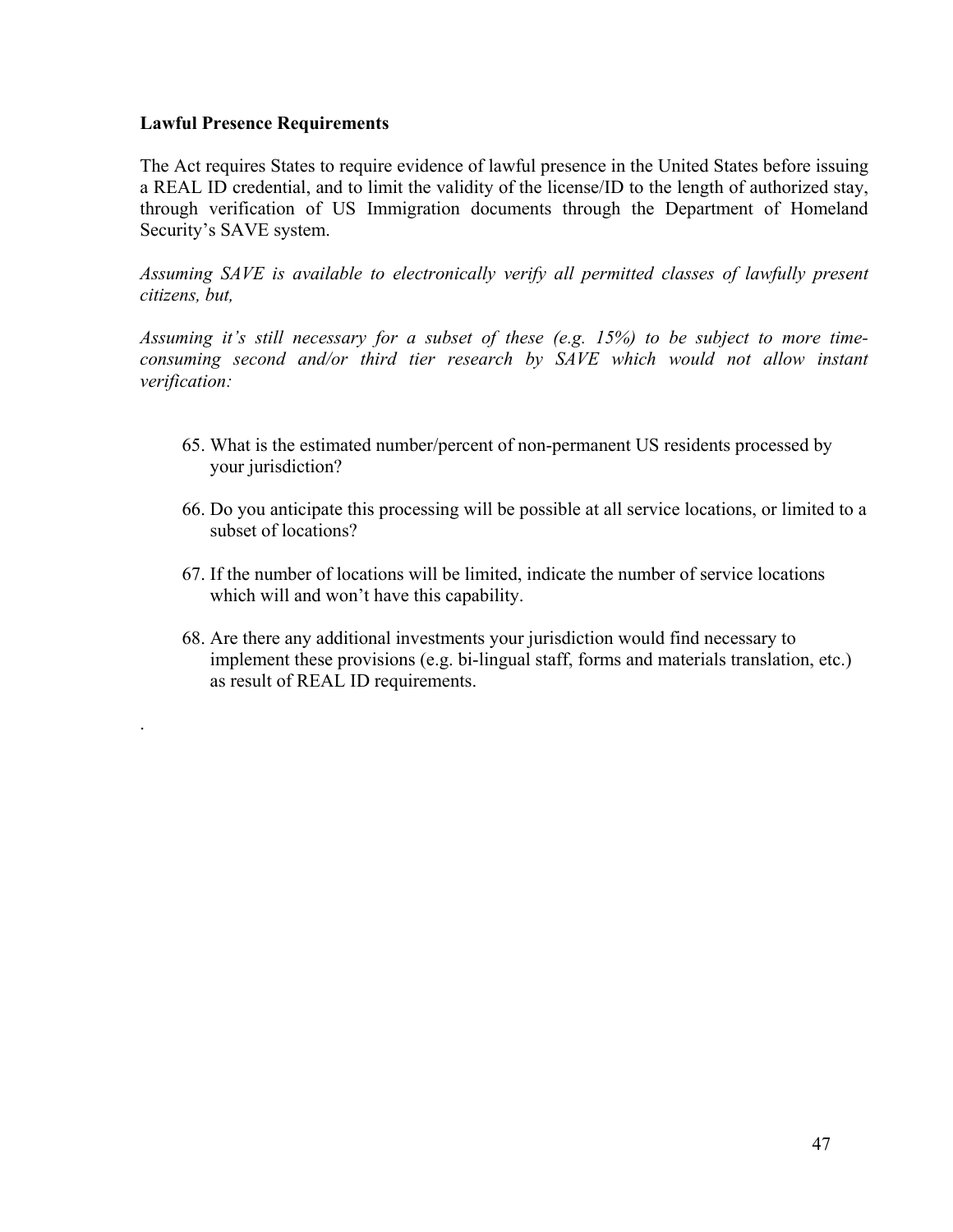**Lawful Presence Requirements**

The Act requires States to require evidence of lawful presence in the United States before issuing a REAL ID credential, and to limit the validity of the license/ID to the length of authorized stay, through verification of US Immigration documents through the Department of Homeland Security's SAVE system.

*Assuming SAVE is available to electronically verify all permitted classes of lawfully present citizens, but,*

*Assuming it's still necessary for a subset of these (e.g. 15%) to be subject to more time-consuming second and/or third tier research by SAVE which would not allow instant verification:*

65. What is the estimated number/percent of non-permanent US residents processed by your jurisdiction?

66. Do you anticipate this processing will be possible at all service locations, or limited to a subset of locations?

67. If the number of locations will be limited, indicate the number of service locations which will and won't have this capability.

68. Are there any additional investments your jurisdiction would find necessary to implement these provisions (e.g. bi-lingual staff, forms and materials translation, etc.) as result of REAL ID requirements.

.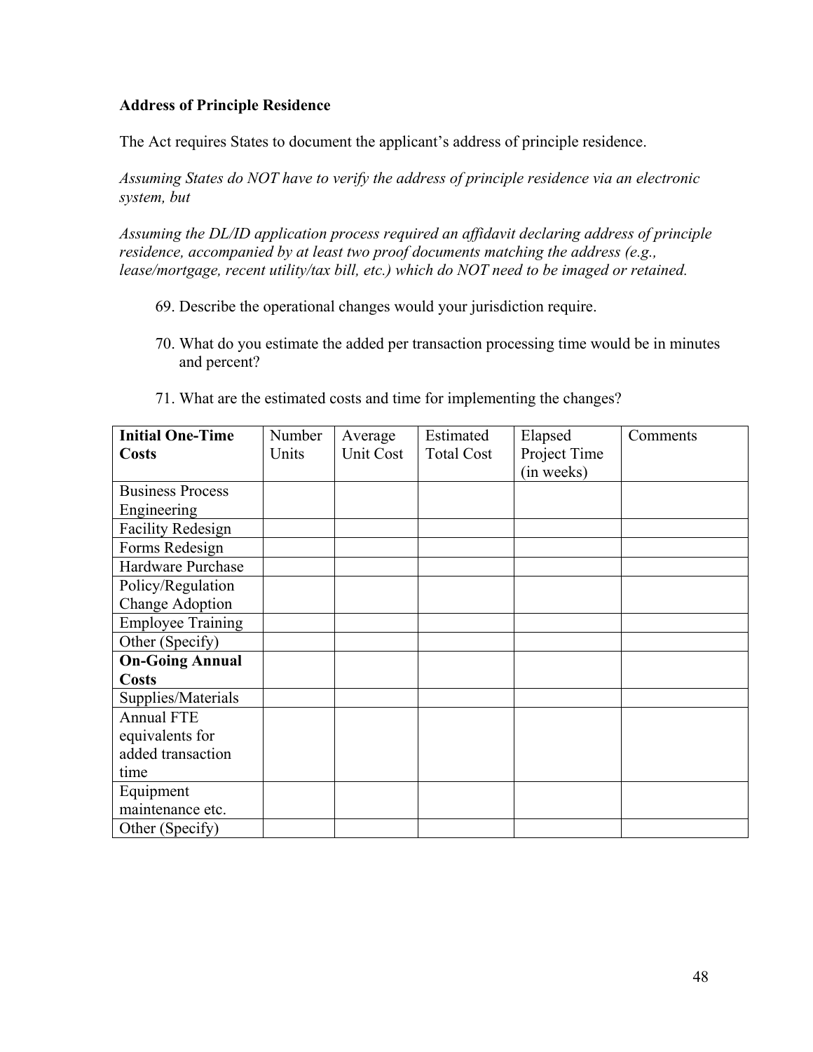**Address of Principle Residence**

The Act requires States to document the applicant's address of principle residence.

*Assuming States do NOT have to verify the address of principle residence via an electronic system, but*

*Assuming the DL/ID application process required an affidavit declaring address of principle residence, accompanied by at least two proof documents matching the address (e.g., lease/mortgage, recent utility/tax bill, etc.) which do NOT need to be imaged or retained.*

69. Describe the operational changes would your jurisdiction require.

70. What do you estimate the added per transaction processing time would be in minutes and percent?

71. What are the estimated costs and time for implementing the changes?

| **Initial One-Time Costs** | Number Units | Average Unit Cost | Estimated Total Cost | Elapsed Project Time (in weeks) | Comments |
|---|---|---|---|---|---|
| Business Process Engineering | | | | | |
| Facility Redesign | | | | | |
| Forms Redesign | | | | | |
| Hardware Purchase | | | | | |
| Policy/Regulation Change Adoption | | | | | |
| Employee Training | | | | | |
| Other (Specify) | | | | | |
| **On-Going Annual Costs** | | | | | |
| Supplies/Materials | | | | | |
| Annual FTE equivalents for added transaction time | | | | | |
| Equipment maintenance etc. | | | | | |
| Other (Specify) | | | | | |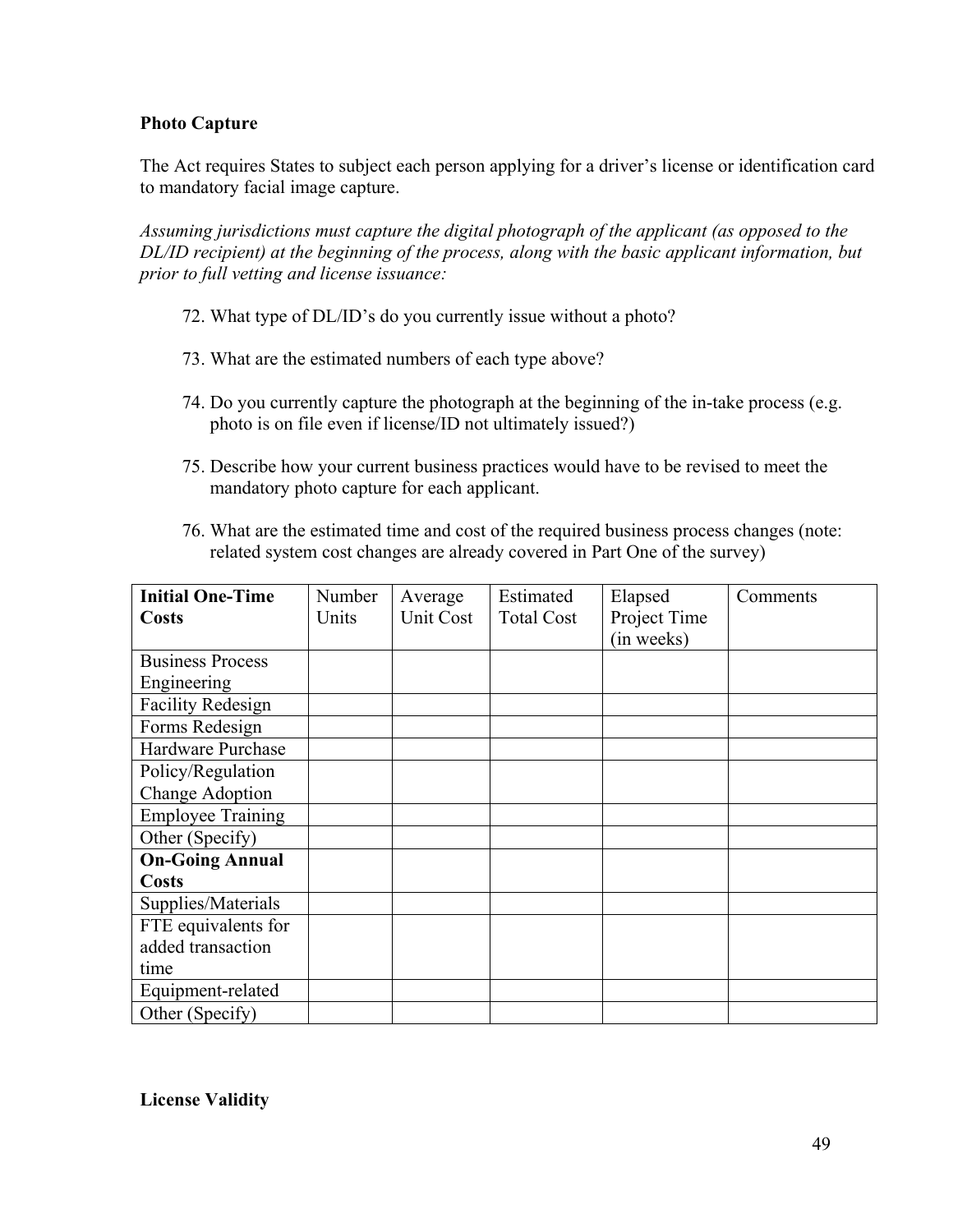**Photo Capture**

The Act requires States to subject each person applying for a driver's license or identification card to mandatory facial image capture.

*Assuming jurisdictions must capture the digital photograph of the applicant (as opposed to the DL/ID recipient) at the beginning of the process, along with the basic applicant information, but prior to full vetting and license issuance:*

72. What type of DL/ID's do you currently issue without a photo?

73. What are the estimated numbers of each type above?

74. Do you currently capture the photograph at the beginning of the in-take process (e.g. photo is on file even if license/ID not ultimately issued?)

75. Describe how your current business practices would have to be revised to meet the mandatory photo capture for each applicant.

76. What are the estimated time and cost of the required business process changes (note: related system cost changes are already covered in Part One of the survey)

| **Initial One-Time Costs** | Number Units | Average Unit Cost | Estimated Total Cost | Elapsed Project Time (in weeks) | Comments |
|---|---|---|---|---|---|
| Business Process Engineering | | | | | |
| Facility Redesign | | | | | |
| Forms Redesign | | | | | |
| Hardware Purchase | | | | | |
| Policy/Regulation Change Adoption | | | | | |
| Employee Training | | | | | |
| Other (Specify) | | | | | |
| **On-Going Annual Costs** | | | | | |
| Supplies/Materials | | | | | |
| FTE equivalents for added transaction time | | | | | |
| Equipment-related | | | | | |
| Other (Specify) | | | | | |

**License Validity**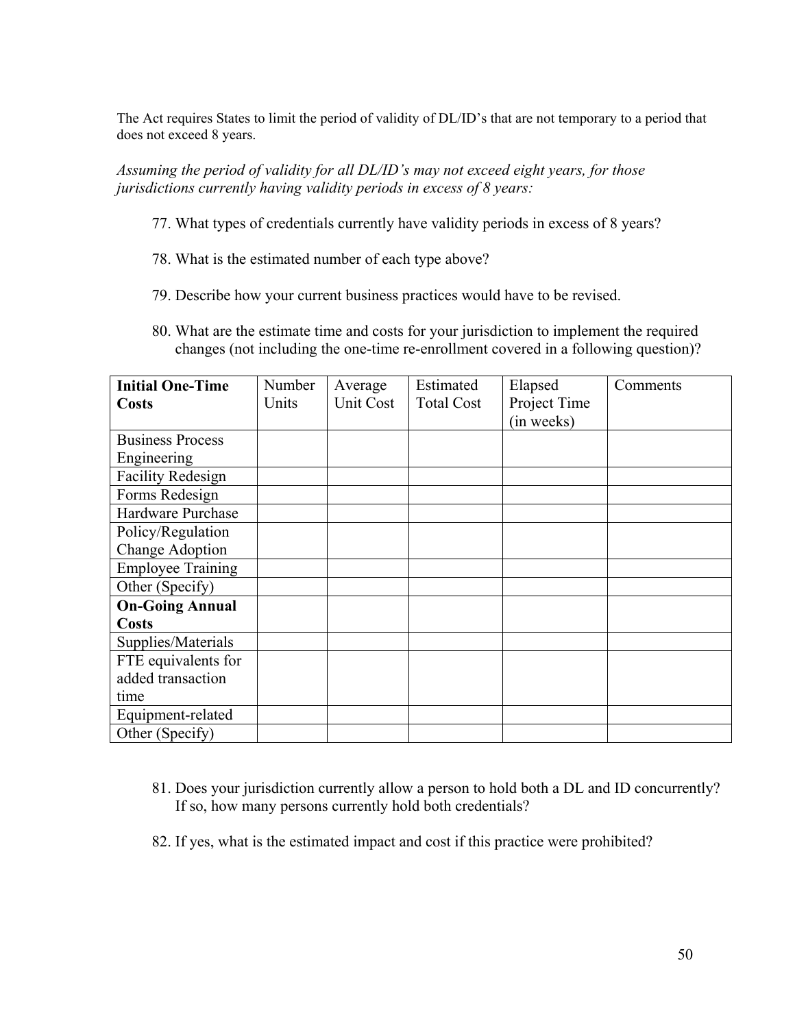The Act requires States to limit the period of validity of DL/ID's that are not temporary to a period that does not exceed 8 years.

*Assuming the period of validity for all DL/ID's may not exceed eight years, for those jurisdictions currently having validity periods in excess of 8 years:*

77. What types of credentials currently have validity periods in excess of 8 years?

78. What is the estimated number of each type above?

79. Describe how your current business practices would have to be revised.

80. What are the estimate time and costs for your jurisdiction to implement the required changes (not including the one-time re-enrollment covered in a following question)?

| **Initial One-Time Costs** | Number Units | Average Unit Cost | Estimated Total Cost | Elapsed Project Time (in weeks) | Comments |
|---|---|---|---|---|---|
| Business Process Engineering | | | | | |
| Facility Redesign | | | | | |
| Forms Redesign | | | | | |
| Hardware Purchase | | | | | |
| Policy/Regulation Change Adoption | | | | | |
| Employee Training | | | | | |
| Other (Specify) | | | | | |
| **On-Going Annual Costs** | | | | | |
| Supplies/Materials | | | | | |
| FTE equivalents for added transaction time | | | | | |
| Equipment-related | | | | | |
| Other (Specify) | | | | | |

81. Does your jurisdiction currently allow a person to hold both a DL and ID concurrently? If so, how many persons currently hold both credentials?

82. If yes, what is the estimated impact and cost if this practice were prohibited?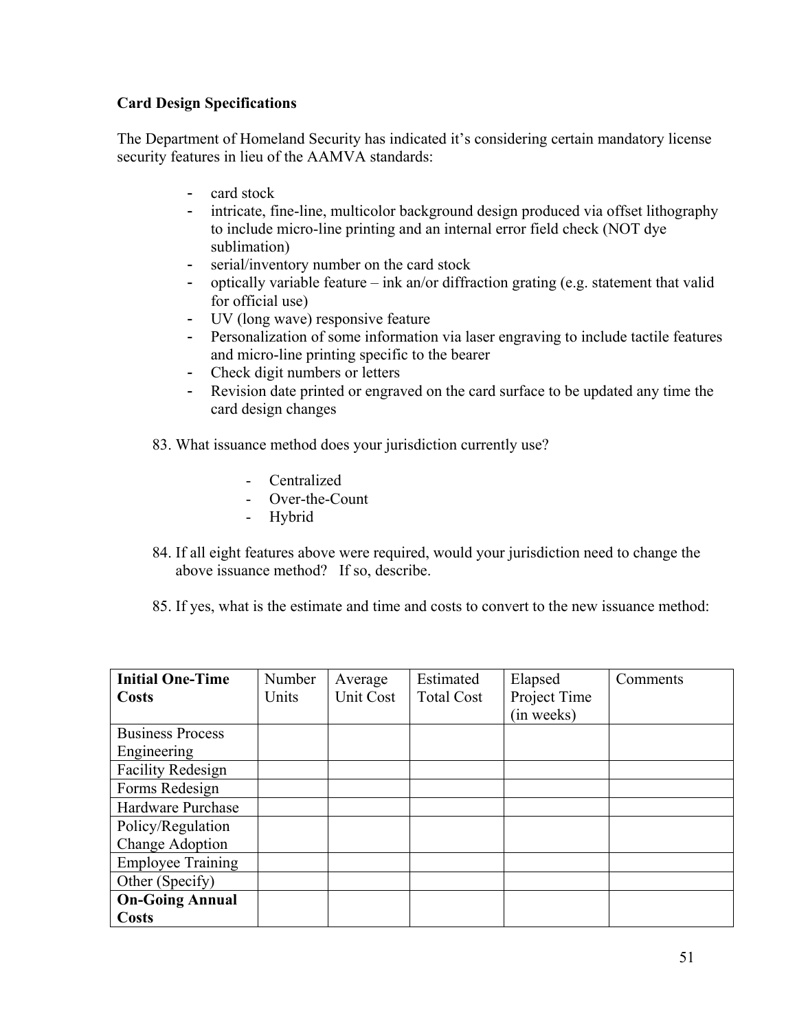**Card Design Specifications**

The Department of Homeland Security has indicated it's considering certain mandatory license security features in lieu of the AAMVA standards:

- card stock
- intricate, fine-line, multicolor background design produced via offset lithography to include micro-line printing and an internal error field check (NOT dye sublimation)
- serial/inventory number on the card stock
- optically variable feature – ink an/or diffraction grating (e.g. statement that valid for official use)
- UV (long wave) responsive feature
- Personalization of some information via laser engraving to include tactile features and micro-line printing specific to the bearer
- Check digit numbers or letters
- Revision date printed or engraved on the card surface to be updated any time the card design changes

83. What issuance method does your jurisdiction currently use?

    - Centralized
    - Over-the-Count
    - Hybrid

84. If all eight features above were required, would your jurisdiction need to change the above issuance method? If so, describe.

85. If yes, what is the estimate and time and costs to convert to the new issuance method:

| **Initial One-Time Costs** | Number Units | Average Unit Cost | Estimated Total Cost | Elapsed Project Time (in weeks) | Comments |
|---|---|---|---|---|---|
| Business Process Engineering | | | | | |
| Facility Redesign | | | | | |
| Forms Redesign | | | | | |
| Hardware Purchase | | | | | |
| Policy/Regulation Change Adoption | | | | | |
| Employee Training | | | | | |
| Other (Specify) | | | | | |
| **On-Going Annual Costs** | | | | | |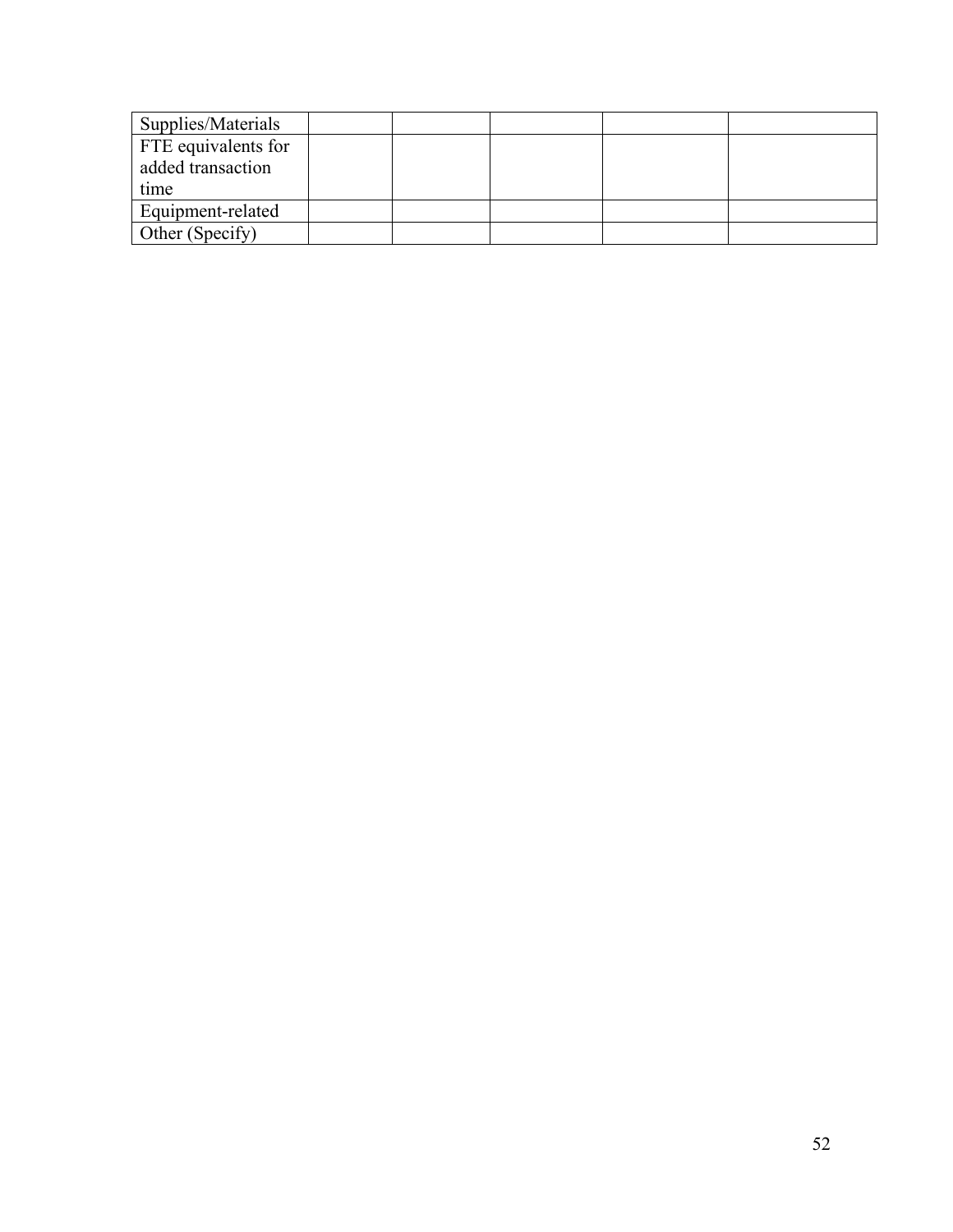| | | | | | |
|---|---|---|---|---|---|
| Supplies/Materials | | | | | |
| FTE equivalents for added transaction time | | | | | |
| Equipment-related | | | | | |
| Other (Specify) | | | | | |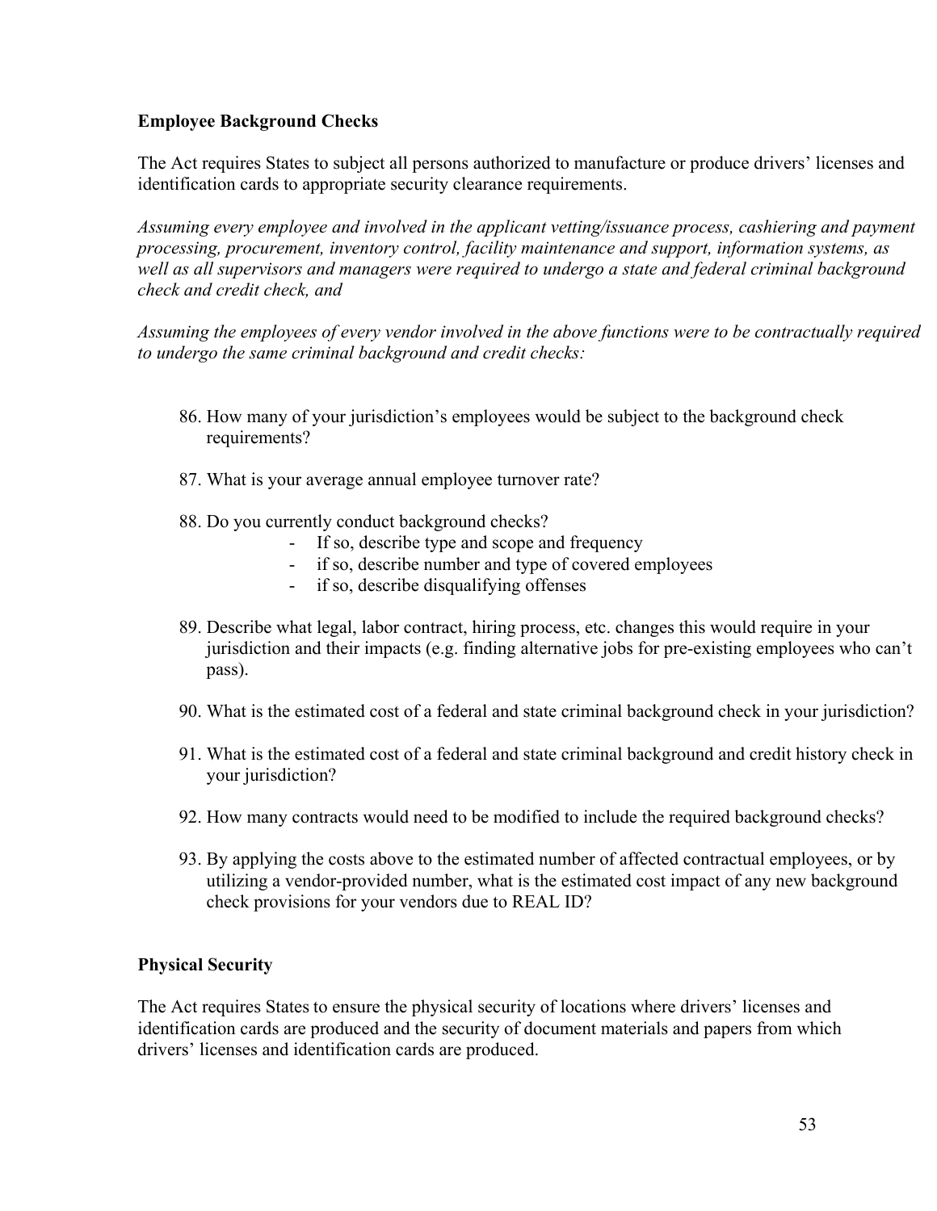**Employee Background Checks**

The Act requires States to subject all persons authorized to manufacture or produce drivers' licenses and identification cards to appropriate security clearance requirements.

*Assuming every employee and involved in the applicant vetting/issuance process, cashiering and payment processing, procurement, inventory control, facility maintenance and support, information systems, as well as all supervisors and managers were required to undergo a state and federal criminal background check and credit check, and*

*Assuming the employees of every vendor involved in the above functions were to be contractually required to undergo the same criminal background and credit checks:*

86. How many of your jurisdiction's employees would be subject to the background check requirements?

87. What is your average annual employee turnover rate?

88. Do you currently conduct background checks?
    - If so, describe type and scope and frequency
    - if so, describe number and type of covered employees
    - if so, describe disqualifying offenses

89. Describe what legal, labor contract, hiring process, etc. changes this would require in your jurisdiction and their impacts (e.g. finding alternative jobs for pre-existing employees who can't pass).

90. What is the estimated cost of a federal and state criminal background check in your jurisdiction?

91. What is the estimated cost of a federal and state criminal background and credit history check in your jurisdiction?

92. How many contracts would need to be modified to include the required background checks?

93. By applying the costs above to the estimated number of affected contractual employees, or by utilizing a vendor-provided number, what is the estimated cost impact of any new background check provisions for your vendors due to REAL ID?

**Physical Security**

The Act requires States to ensure the physical security of locations where drivers' licenses and identification cards are produced and the security of document materials and papers from which drivers' licenses and identification cards are produced.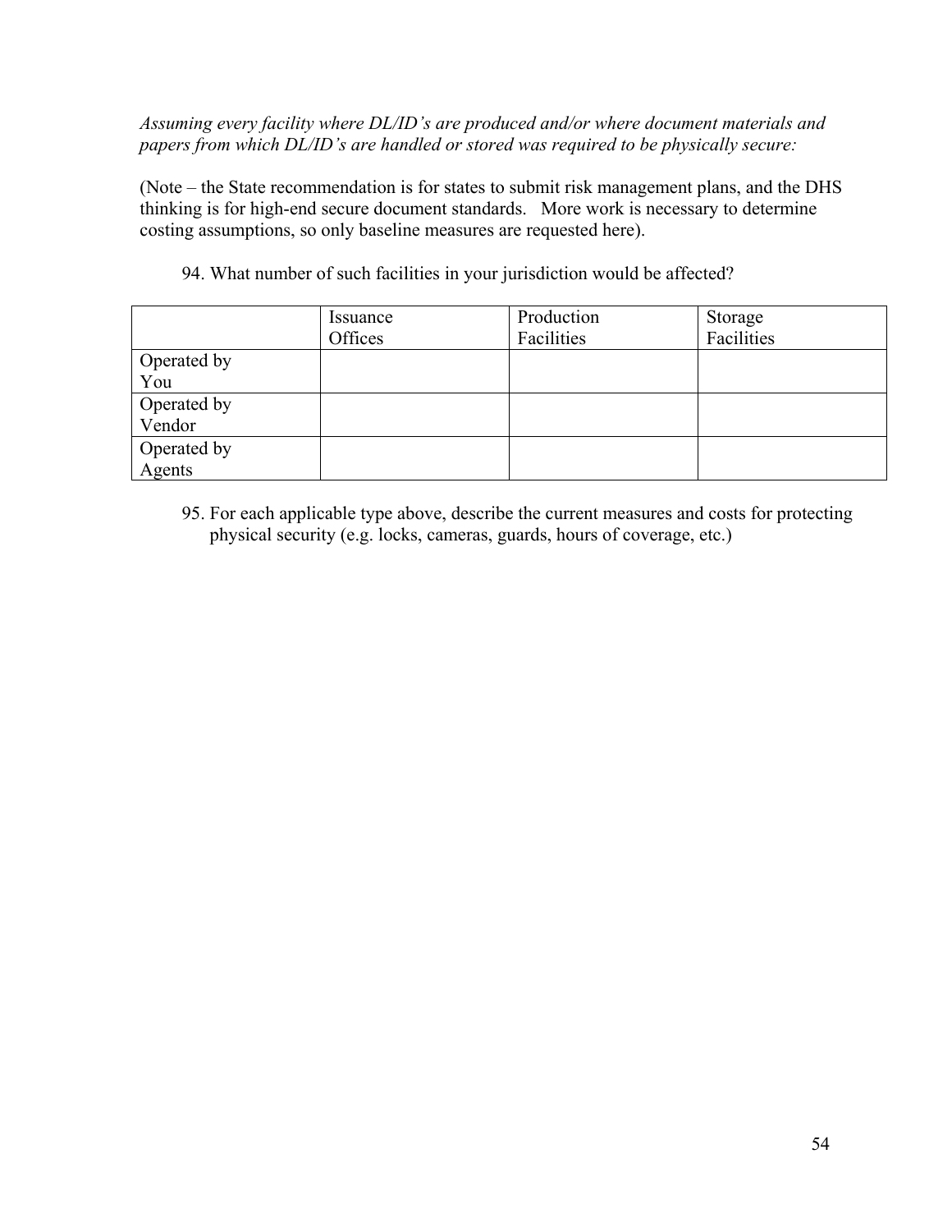*Assuming every facility where DL/ID's are produced and/or where document materials and papers from which DL/ID's are handled or stored was required to be physically secure:*

(Note – the State recommendation is for states to submit risk management plans, and the DHS thinking is for high-end secure document standards. More work is necessary to determine costing assumptions, so only baseline measures are requested here).

94. What number of such facilities in your jurisdiction would be affected?

| | Issuance Offices | Production Facilities | Storage Facilities |
|---|---|---|---|
| Operated by You | | | |
| Operated by Vendor | | | |
| Operated by Agents | | | |

95. For each applicable type above, describe the current measures and costs for protecting physical security (e.g. locks, cameras, guards, hours of coverage, etc.)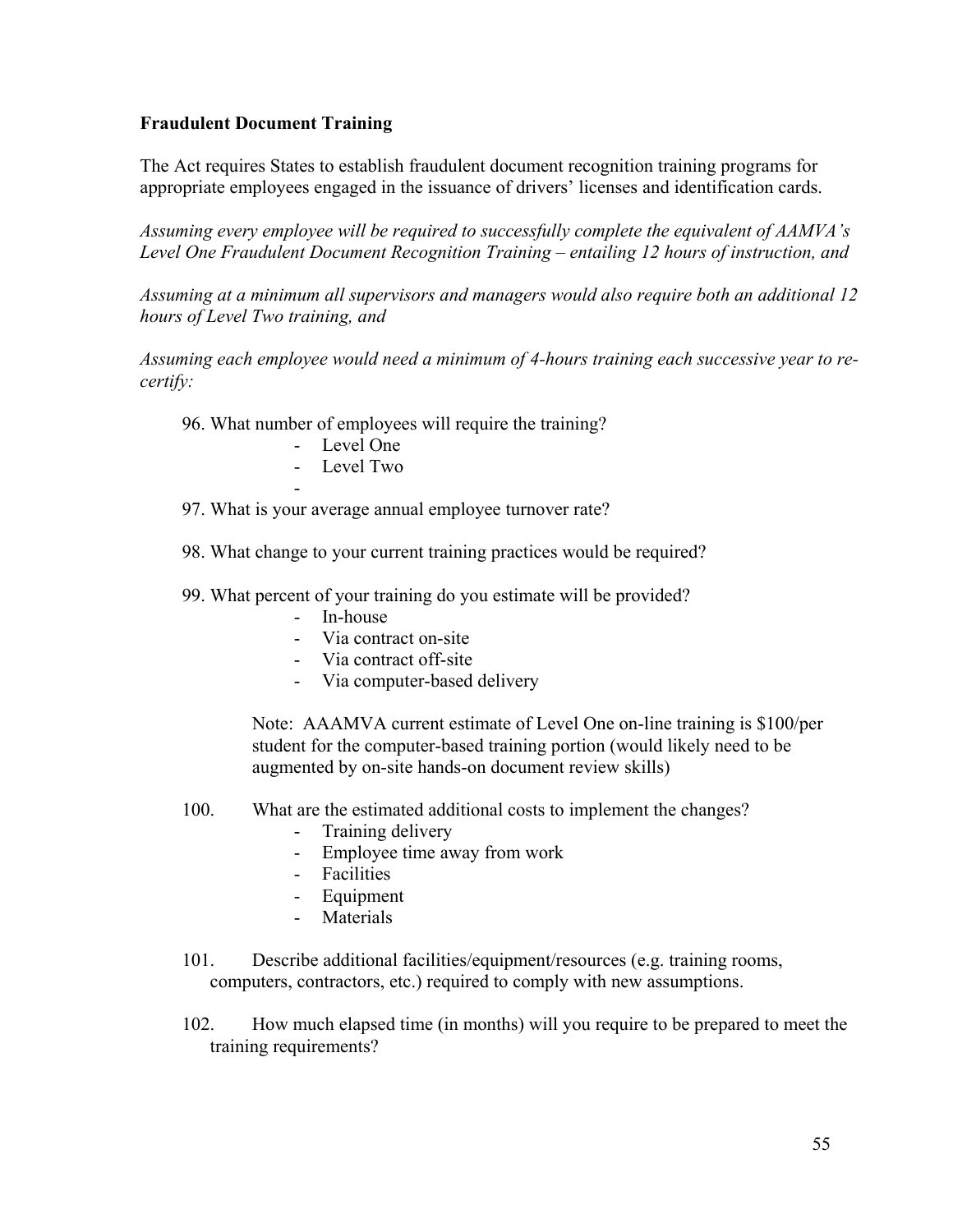**Fraudulent Document Training**

The Act requires States to establish fraudulent document recognition training programs for appropriate employees engaged in the issuance of drivers' licenses and identification cards.

*Assuming every employee will be required to successfully complete the equivalent of AAMVA's Level One Fraudulent Document Recognition Training – entailing 12 hours of instruction, and*

*Assuming at a minimum all supervisors and managers would also require both an additional 12 hours of Level Two training, and*

*Assuming each employee would need a minimum of 4-hours training each successive year to re-certify:*

96. What number of employees will require the training?
    - Level One
    - Level Two
    -
97. What is your average annual employee turnover rate?
98. What change to your current training practices would be required?
99. What percent of your training do you estimate will be provided?
    - In-house
    - Via contract on-site
    - Via contract off-site
    - Via computer-based delivery

    Note: AAAMVA current estimate of Level One on-line training is $100/per student for the computer-based training portion (would likely need to be augmented by on-site hands-on document review skills)

100. What are the estimated additional costs to implement the changes?
    - Training delivery
    - Employee time away from work
    - Facilities
    - Equipment
    - Materials
101. Describe additional facilities/equipment/resources (e.g. training rooms, computers, contractors, etc.) required to comply with new assumptions.
102. How much elapsed time (in months) will you require to be prepared to meet the training requirements?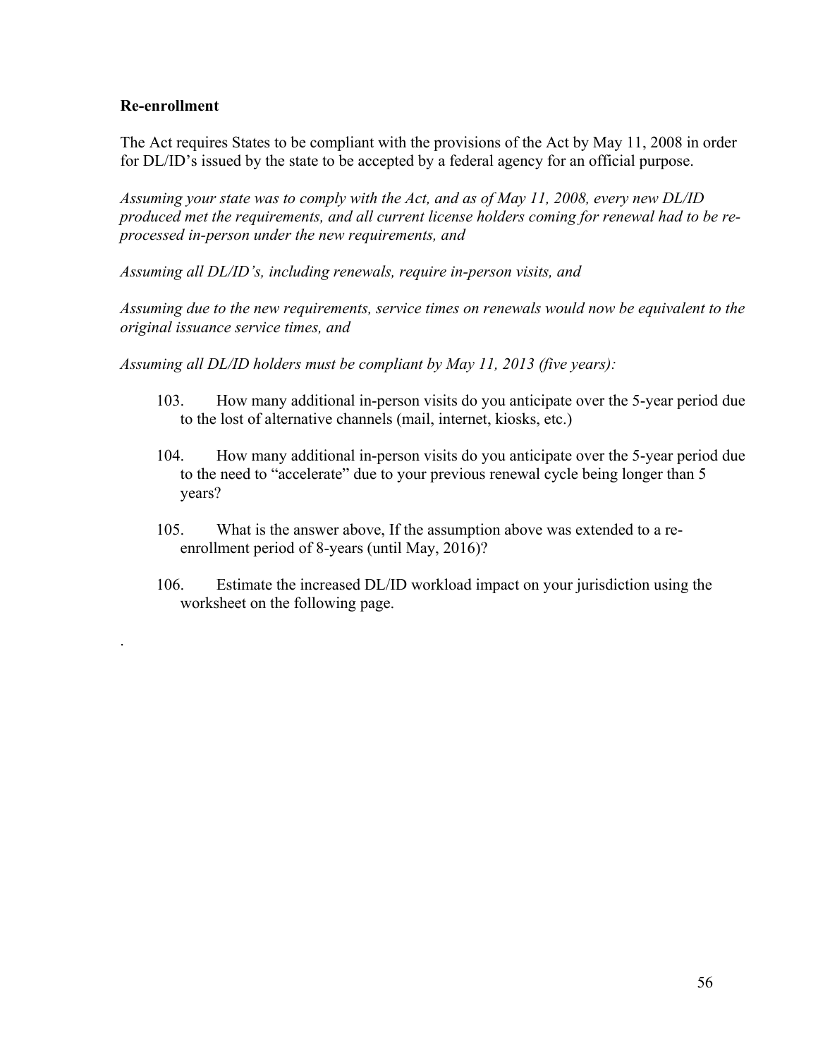**Re-enrollment**

The Act requires States to be compliant with the provisions of the Act by May 11, 2008 in order for DL/ID's issued by the state to be accepted by a federal agency for an official purpose.

*Assuming your state was to comply with the Act, and as of May 11, 2008, every new DL/ID produced met the requirements, and all current license holders coming for renewal had to be re-processed in-person under the new requirements, and*

*Assuming all DL/ID's, including renewals, require in-person visits, and*

*Assuming due to the new requirements, service times on renewals would now be equivalent to the original issuance service times, and*

*Assuming all DL/ID holders must be compliant by May 11, 2013 (five years):*

103. How many additional in-person visits do you anticipate over the 5-year period due to the lost of alternative channels (mail, internet, kiosks, etc.)

104. How many additional in-person visits do you anticipate over the 5-year period due to the need to "accelerate" due to your previous renewal cycle being longer than 5 years?

105. What is the answer above, If the assumption above was extended to a re-enrollment period of 8-years (until May, 2016)?

106. Estimate the increased DL/ID workload impact on your jurisdiction using the worksheet on the following page.

.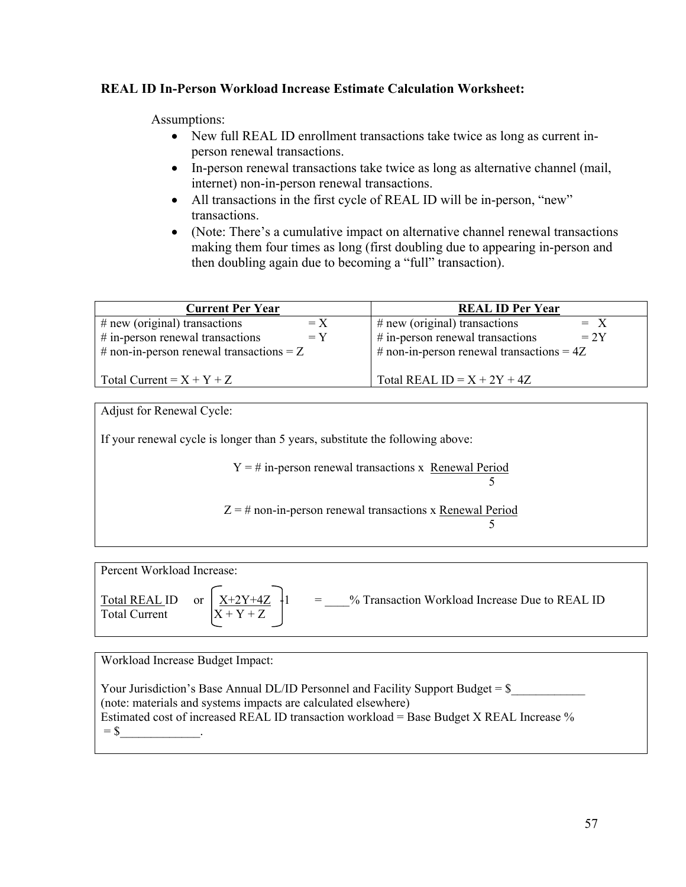**REAL ID In-Person Workload Increase Estimate Calculation Worksheet:**

Assumptions:

- New full REAL ID enrollment transactions take twice as long as current in-person renewal transactions.
- In-person renewal transactions take twice as long as alternative channel (mail, internet) non-in-person renewal transactions.
- All transactions in the first cycle of REAL ID will be in-person, "new" transactions.
- (Note: There's a cumulative impact on alternative channel renewal transactions making them four times as long (first doubling due to appearing in-person and then doubling again due to becoming a "full" transaction).

| Current Per Year | REAL ID Per Year |
|---|---|
| # new (original) transactions = X | # new (original) transactions = X |
| # in-person renewal transactions = Y | # in-person renewal transactions = 2Y |
| # non-in-person renewal transactions = Z | # non-in-person renewal transactions = 4Z |
| Total Current = X + Y + Z | Total REAL ID = X + 2Y + 4Z |

Adjust for Renewal Cycle:

If your renewal cycle is longer than 5 years, substitute the following above:

$$Y = \text{\# in-person renewal transactions} \times \frac{\text{Renewal Period}}{5}$$

$$Z = \text{\# non-in-person renewal transactions} \times \frac{\text{Renewal Period}}{5}$$

Percent Workload Increase:

$$\frac{\text{Total REAL ID}}{\text{Total Current}} \quad \text{or} \quad \left[\frac{X+2Y+4Z}{X+Y+Z}\right] - 1$$

= ____% Transaction Workload Increase Due to REAL ID

Workload Increase Budget Impact:

Your Jurisdiction's Base Annual DL/ID Personnel and Facility Support Budget = $____________
(note: materials and systems impacts are calculated elsewhere)
Estimated cost of increased REAL ID transaction workload = Base Budget X REAL Increase %
= $_____________.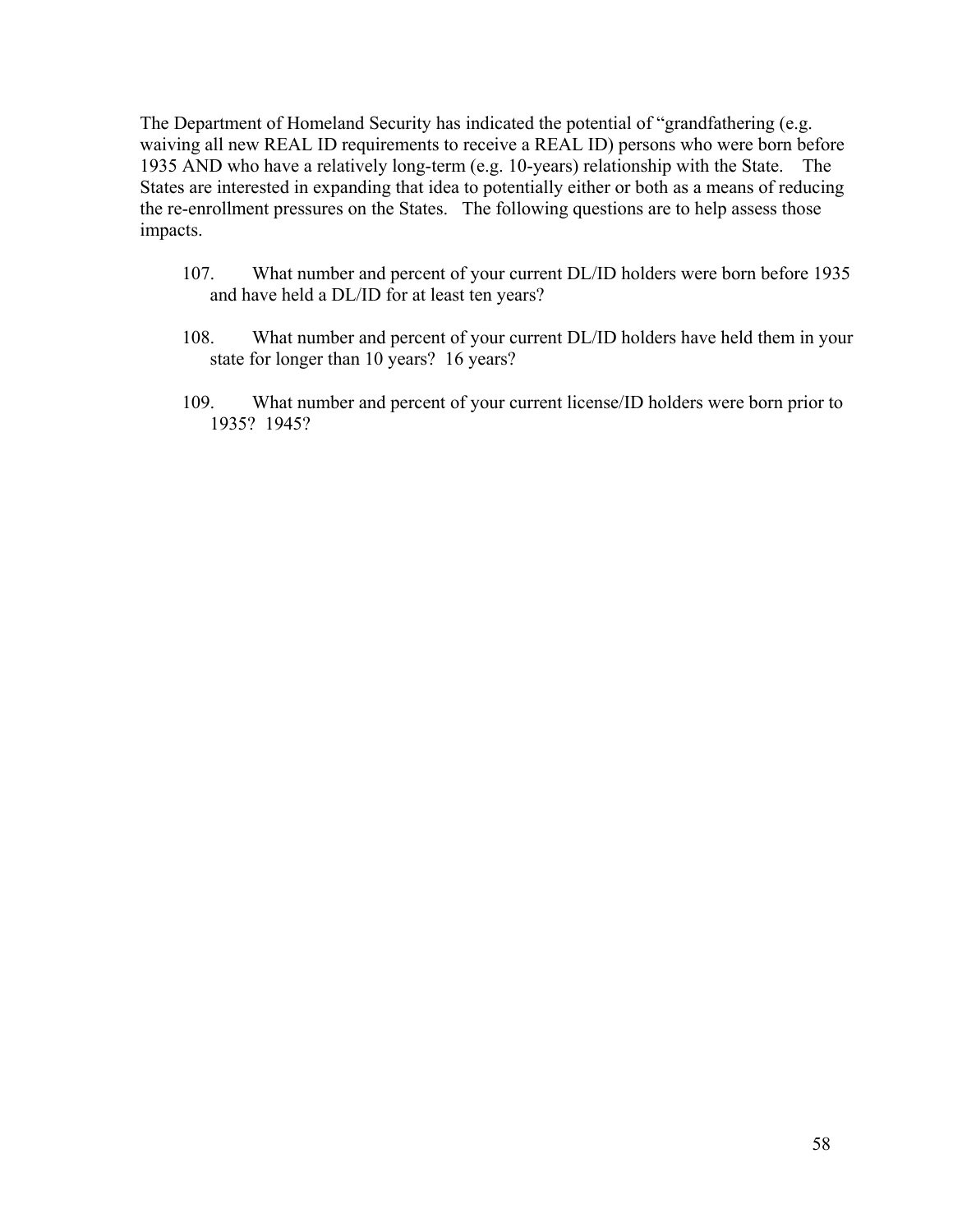The Department of Homeland Security has indicated the potential of "grandfathering (e.g. waiving all new REAL ID requirements to receive a REAL ID) persons who were born before 1935 AND who have a relatively long-term (e.g. 10-years) relationship with the State. The States are interested in expanding that idea to potentially either or both as a means of reducing the re-enrollment pressures on the States. The following questions are to help assess those impacts.

107. What number and percent of your current DL/ID holders were born before 1935 and have held a DL/ID for at least ten years?

108. What number and percent of your current DL/ID holders have held them in your state for longer than 10 years? 16 years?

109. What number and percent of your current license/ID holders were born prior to 1935? 1945?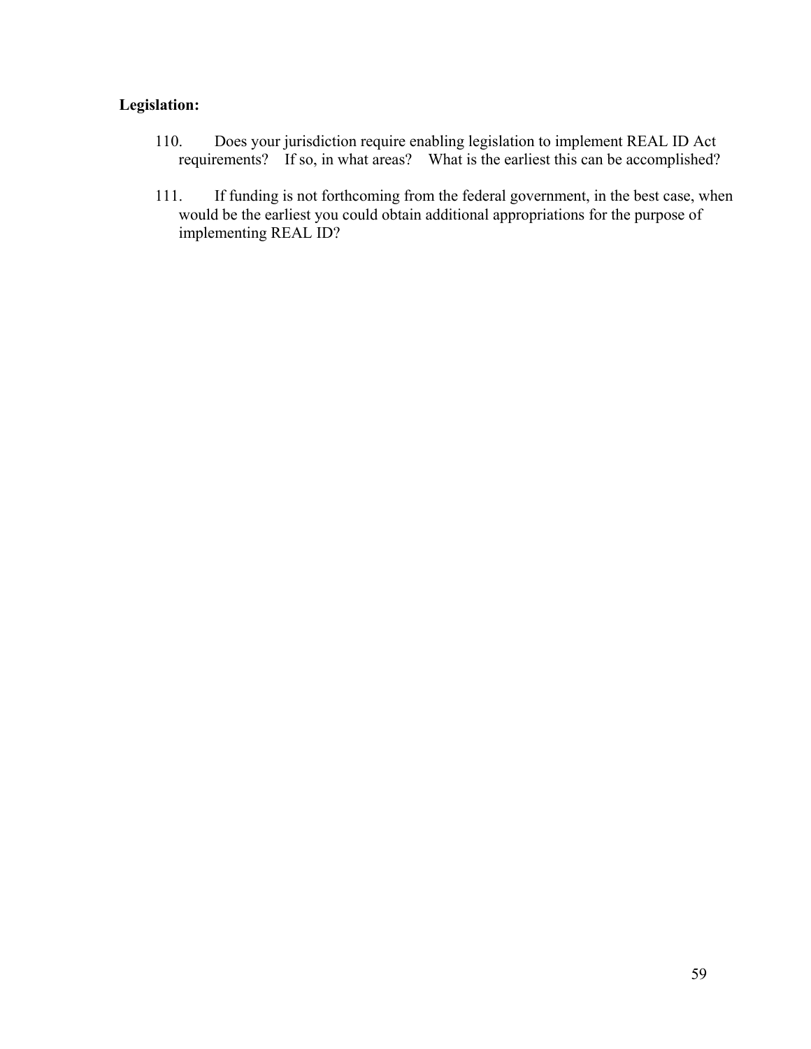**Legislation:**

110. Does your jurisdiction require enabling legislation to implement REAL ID Act requirements? If so, in what areas? What is the earliest this can be accomplished?

111. If funding is not forthcoming from the federal government, in the best case, when would be the earliest you could obtain additional appropriations for the purpose of implementing REAL ID?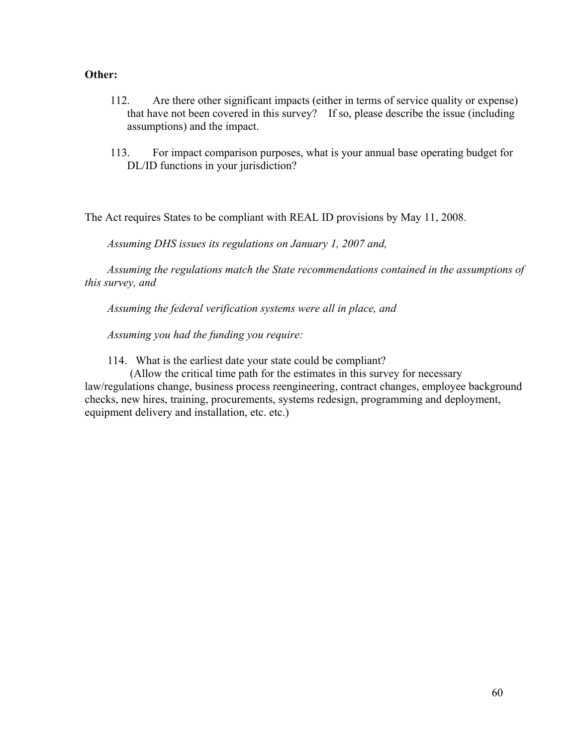**Other:**

112. Are there other significant impacts (either in terms of service quality or expense) that have not been covered in this survey? If so, please describe the issue (including assumptions) and the impact.

113. For impact comparison purposes, what is your annual base operating budget for DL/ID functions in your jurisdiction?

The Act requires States to be compliant with REAL ID provisions by May 11, 2008.

*Assuming DHS issues its regulations on January 1, 2007 and,*

*Assuming the regulations match the State recommendations contained in the assumptions of this survey, and*

*Assuming the federal verification systems were all in place, and*

*Assuming you had the funding you require:*

114. What is the earliest date your state could be compliant?
(Allow the critical time path for the estimates in this survey for necessary law/regulations change, business process reengineering, contract changes, employee background checks, new hires, training, procurements, systems redesign, programming and deployment, equipment delivery and installation, etc. etc.)